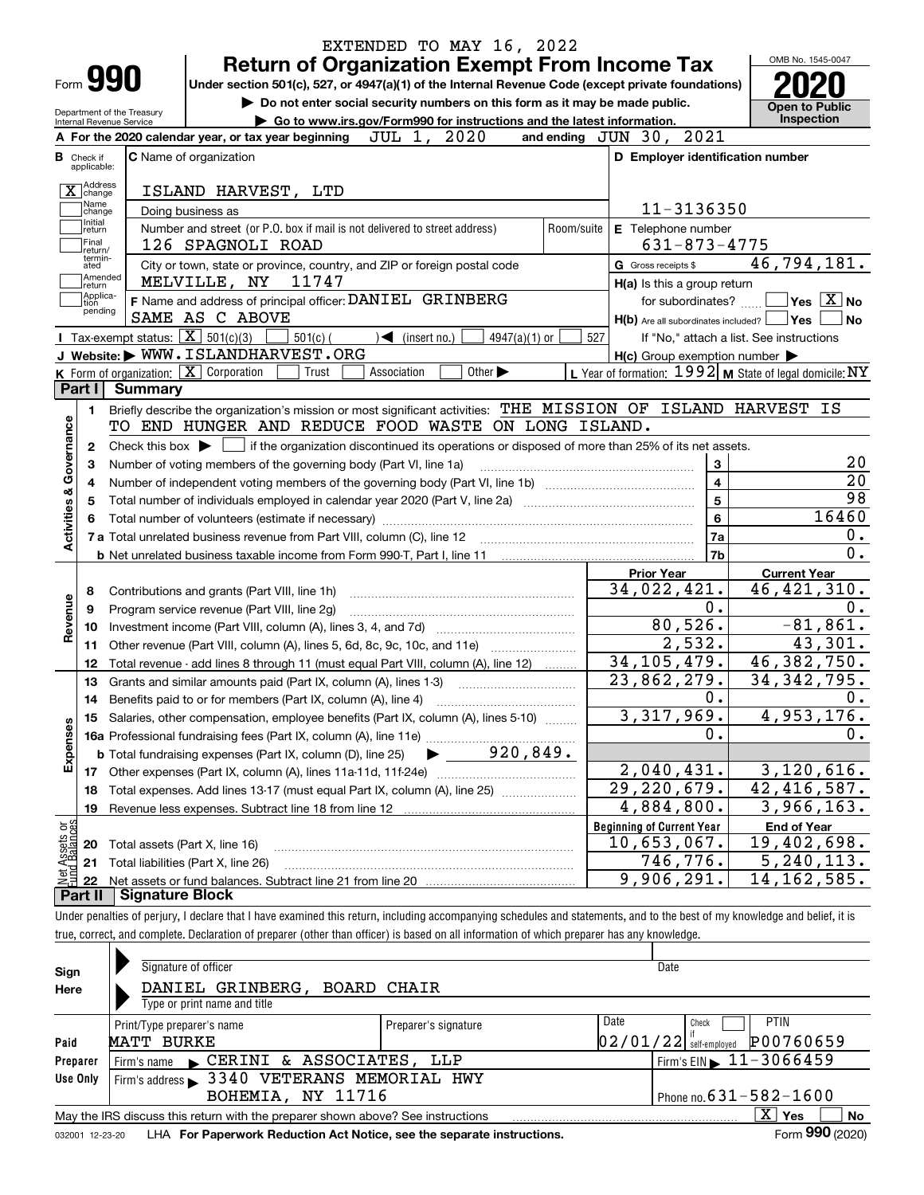EXTENDED TO MAY 16, 2022

# Form 990 — Return of Organization Exempt From Income Tax — 2020

Under section 501(c), 527, or 4947(a)(1) of the Internal Revenue Code (except private foundations)

▶ Do not enter social security numbers on this form as it may be made public.

▶ Go to www.irs.gov/Form990 for instructions and the latest information.

Department of the Treasury
Internal Revenue Service

OMB No. 1545-0047

**Open to Public Inspection**

**A** For the 2020 calendar year, or tax year beginning JUL 1, 2020 and ending JUN 30, 2021

**B** Check if applicable:
- [X] Address change
- [ ] Name change
- [ ] Initial return
- [ ] Final return/terminated
- [ ] Amended return
- [ ] Application pending

**C** Name of organization: ISLAND HARVEST, LTD

Doing business as

Number and street (or P.O. box if mail is not delivered to street address): 126 SPAGNOLI ROAD — Room/suite

City or town, state or province, country, and ZIP or foreign postal code: MELVILLE, NY 11747

**D** Employer identification number: 11-3136350

**E** Telephone number: 631-873-4775

**G** Gross receipts $ 46,794,181.

**F** Name and address of principal officer: DANIEL GRINBERG
SAME AS C ABOVE

**H(a)** Is this a group return for subordinates? [ ] Yes [X] No

**H(b)** Are all subordinates included? [ ] Yes [ ] No
If "No," attach a list. See instructions

**H(c)** Group exemption number ▶

**I** Tax-exempt status: [X] 501(c)(3) [ ] 501(c) ( ) ◀ (insert no.) [ ] 4947(a)(1) or [ ] 527

**J** Website: ▶ WWW.ISLANDHARVEST.ORG

**K** Form of organization: [X] Corporation [ ] Trust [ ] Association [ ] Other ▶

**L** Year of formation: 1992 **M** State of legal domicile: NY

## Part I Summary

**Activities & Governance**

1. Briefly describe the organization's mission or most significant activities: THE MISSION OF ISLAND HARVEST IS TO END HUNGER AND REDUCE FOOD WASTE ON LONG ISLAND.
2. Check this box ▶ [ ] if the organization discontinued its operations or disposed of more than 25% of its net assets.

| | | | |
|---|---|---|---|
| 3 | Number of voting members of the governing body (Part VI, line 1a) | 3 | 20 |
| 4 | Number of independent voting members of the governing body (Part VI, line 1b) | 4 | 20 |
| 5 | Total number of individuals employed in calendar year 2020 (Part V, line 2a) | 5 | 98 |
| 6 | Total number of volunteers (estimate if necessary) | 6 | 16460 |
| 7a | Total unrelated business revenue from Part VIII, column (C), line 12 | 7a | 0. |
| b | Net unrelated business taxable income from Form 990-T, Part I, line 11 | 7b | 0. |

| | | Prior Year | Current Year |
|---|---|---|---|
| **Revenue** | | | |
| 8 | Contributions and grants (Part VIII, line 1h) | 34,022,421. | 46,421,310. |
| 9 | Program service revenue (Part VIII, line 2g) | 0. | 0. |
| 10 | Investment income (Part VIII, column (A), lines 3, 4, and 7d) | 80,526. | -81,861. |
| 11 | Other revenue (Part VIII, column (A), lines 5, 6d, 8c, 9c, 10c, and 11e) | 2,532. | 43,301. |
| 12 | Total revenue - add lines 8 through 11 (must equal Part VIII, column (A), line 12) | 34,105,479. | 46,382,750. |
| **Expenses** | | | |
| 13 | Grants and similar amounts paid (Part IX, column (A), lines 1-3) | 23,862,279. | 34,342,795. |
| 14 | Benefits paid to or for members (Part IX, column (A), line 4) | 0. | 0. |
| 15 | Salaries, other compensation, employee benefits (Part IX, column (A), lines 5-10) | 3,317,969. | 4,953,176. |
| 16a | Professional fundraising fees (Part IX, column (A), line 11e) | 0. | 0. |
| b | Total fundraising expenses (Part IX, column (D), line 25) ▶ 920,849. | | |
| 17 | Other expenses (Part IX, column (A), lines 11a-11d, 11f-24e) | 2,040,431. | 3,120,616. |
| 18 | Total expenses. Add lines 13-17 (must equal Part IX, column (A), line 25) | 29,220,679. | 42,416,587. |
| 19 | Revenue less expenses. Subtract line 18 from line 12 | 4,884,800. | 3,966,163. |

| **Net Assets or Fund Balances** | | Beginning of Current Year | End of Year |
|---|---|---|---|
| 20 | Total assets (Part X, line 16) | 10,653,067. | 19,402,698. |
| 21 | Total liabilities (Part X, line 26) | 746,776. | 5,240,113. |
| 22 | Net assets or fund balances. Subtract line 21 from line 20 | 9,906,291. | 14,162,585. |

## Part II Signature Block

Under penalties of perjury, I declare that I have examined this return, including accompanying schedules and statements, and to the best of my knowledge and belief, it is true, correct, and complete. Declaration of preparer (other than officer) is based on all information of which preparer has any knowledge.

**Sign Here**

Signature of officer — Date

DANIEL GRINBERG, BOARD CHAIR
Type or print name and title

**Paid Preparer Use Only**

| Print/Type preparer's name | Preparer's signature | Date | Check if self-employed | PTIN |
|---|---|---|---|---|
| MATT BURKE | | 02/01/22 | [ ] | P00760659 |

Firm's name ▶ CERINI & ASSOCIATES, LLP — Firm's EIN ▶ 11-3066459

Firm's address ▶ 3340 VETERANS MEMORIAL HWY, BOHEMIA, NY 11716 — Phone no. 631-582-1600

May the IRS discuss this return with the preparer shown above? See instructions [X] Yes [ ] No

032001 12-23-20 LHA For Paperwork Reduction Act Notice, see the separate instructions. Form **990** (2020)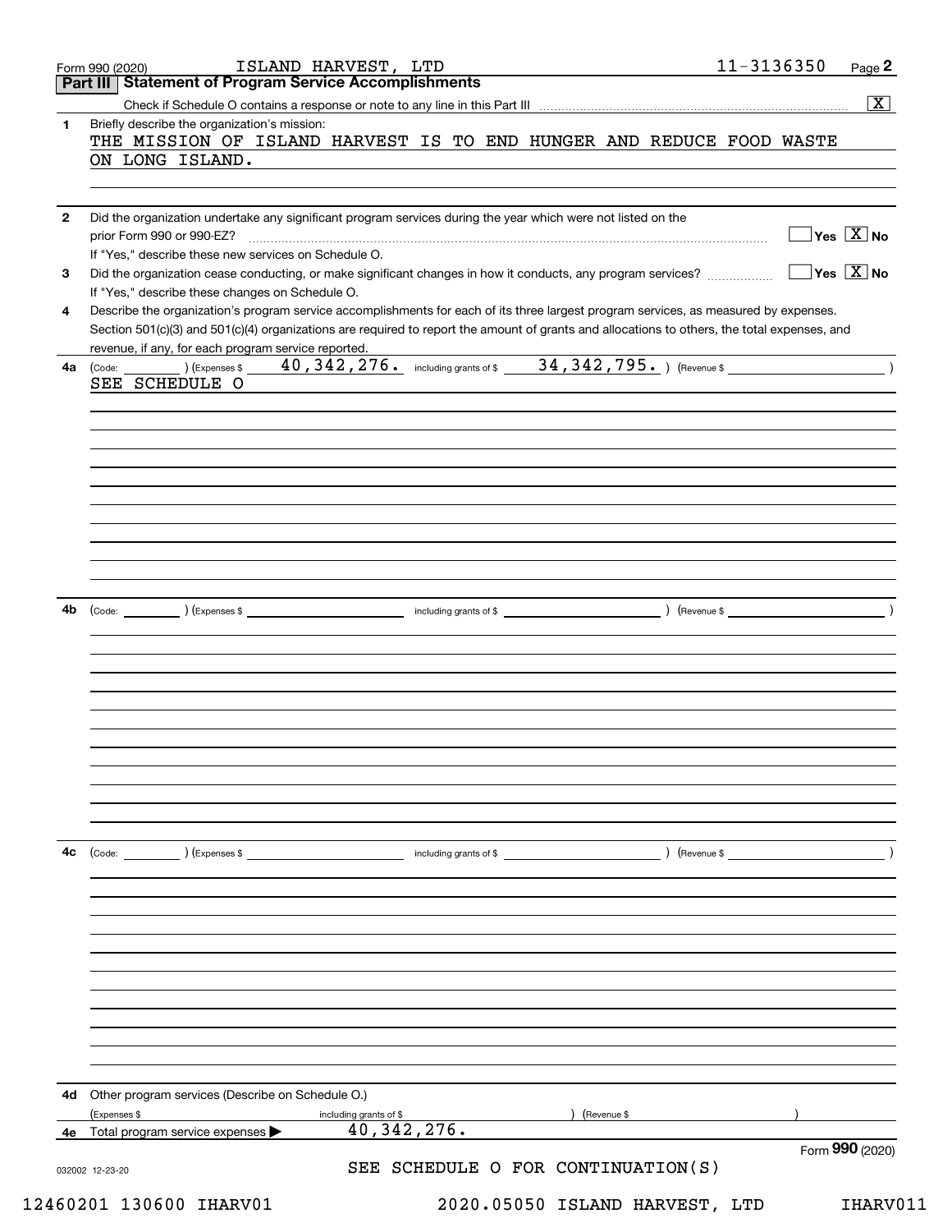Form 990 (2020) ISLAND HARVEST, LTD 11-3136350 Page **2**

## Part III Statement of Program Service Accomplishments

Check if Schedule O contains a response or note to any line in this Part III .......... [X]

**1** Briefly describe the organization's mission:

THE MISSION OF ISLAND HARVEST IS TO END HUNGER AND REDUCE FOOD WASTE ON LONG ISLAND.

**2** Did the organization undertake any significant program services during the year which were not listed on the prior Form 990 or 990-EZ? .......... [ ] Yes [X] No

If "Yes," describe these new services on Schedule O.

**3** Did the organization cease conducting, or make significant changes in how it conducts, any program services? .......... [ ] Yes [X] No

If "Yes," describe these changes on Schedule O.

**4** Describe the organization's program service accomplishments for each of its three largest program services, as measured by expenses. Section 501(c)(3) and 501(c)(4) organizations are required to report the amount of grants and allocations to others, the total expenses, and revenue, if any, for each program service reported.

**4a** (Code: ) (Expenses $ 40,342,276. including grants of $ 34,342,795. ) (Revenue $ )

SEE SCHEDULE O

**4b** (Code: ) (Expenses $ including grants of $ ) (Revenue $ )

**4c** (Code: ) (Expenses $ including grants of $ ) (Revenue $ )

**4d** Other program services (Describe on Schedule O.)

(Expenses $ including grants of $ ) (Revenue $ )

**4e** Total program service expenses ▶ 40,342,276.

Form **990** (2020)

032002 12-23-20

SEE SCHEDULE O FOR CONTINUATION(S)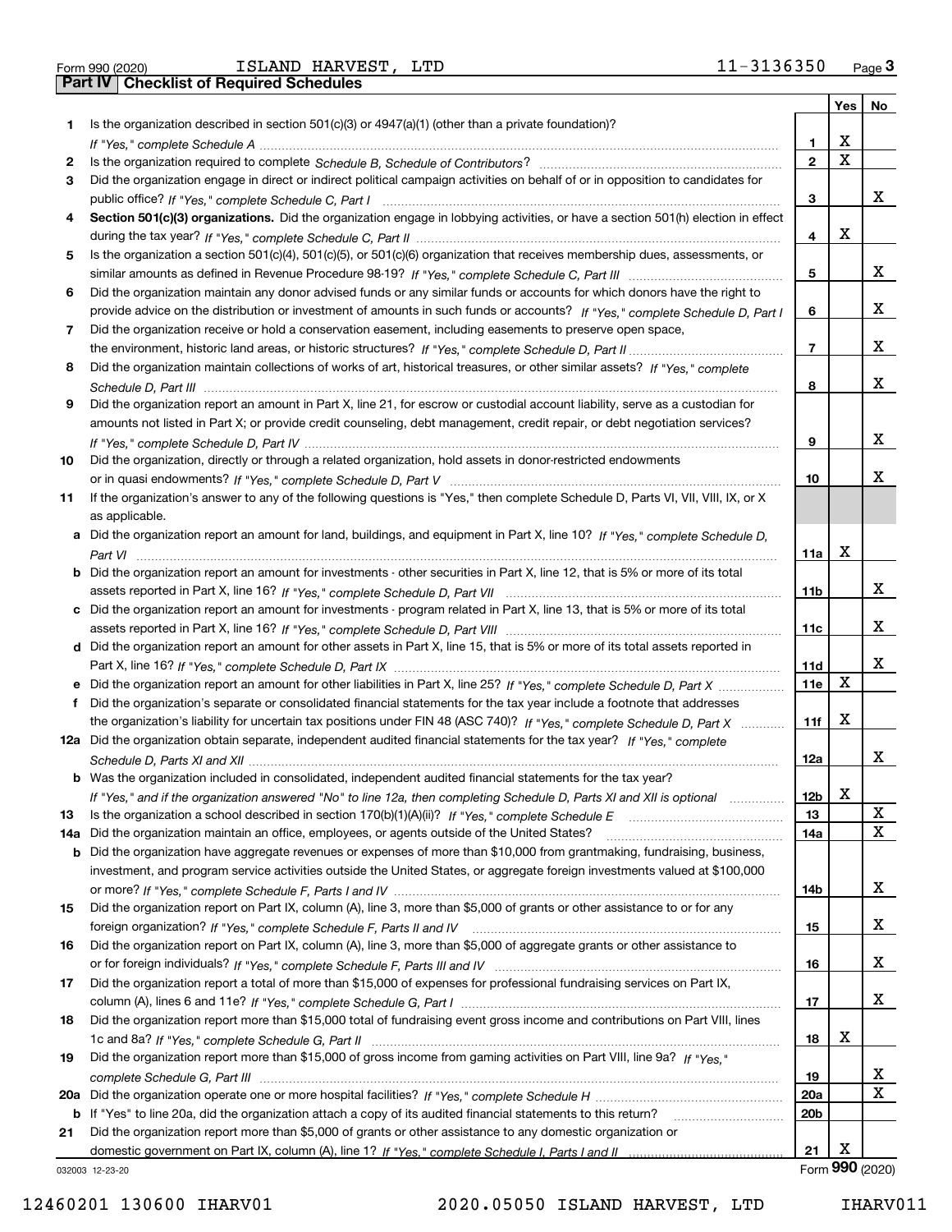Form 990 (2020) ISLAND HARVEST, LTD 11-3136350

## Part IV Checklist of Required Schedules

| | | | Yes | No |
|---|---|---|---|---|
| **1** | Is the organization described in section 501(c)(3) or 4947(a)(1) (other than a private foundation)? *If "Yes," complete Schedule A* | **1** | X | |
| **2** | Is the organization required to complete *Schedule B, Schedule of Contributors*? | **2** | X | |
| **3** | Did the organization engage in direct or indirect political campaign activities on behalf of or in opposition to candidates for public office? *If "Yes," complete Schedule C, Part I* | **3** | | X |
| **4** | **Section 501(c)(3) organizations.** Did the organization engage in lobbying activities, or have a section 501(h) election in effect during the tax year? *If "Yes," complete Schedule C, Part II* | **4** | X | |
| **5** | Is the organization a section 501(c)(4), 501(c)(5), or 501(c)(6) organization that receives membership dues, assessments, or similar amounts as defined in Revenue Procedure 98-19? *If "Yes," complete Schedule C, Part III* | **5** | | X |
| **6** | Did the organization maintain any donor advised funds or any similar funds or accounts for which donors have the right to provide advice on the distribution or investment of amounts in such funds or accounts? *If "Yes," complete Schedule D, Part I* | **6** | | X |
| **7** | Did the organization receive or hold a conservation easement, including easements to preserve open space, the environment, historic land areas, or historic structures? *If "Yes," complete Schedule D, Part II* | **7** | | X |
| **8** | Did the organization maintain collections of works of art, historical treasures, or other similar assets? *If "Yes," complete Schedule D, Part III* | **8** | | X |
| **9** | Did the organization report an amount in Part X, line 21, for escrow or custodial account liability, serve as a custodian for amounts not listed in Part X; or provide credit counseling, debt management, credit repair, or debt negotiation services? *If "Yes," complete Schedule D, Part IV* | **9** | | X |
| **10** | Did the organization, directly or through a related organization, hold assets in donor-restricted endowments or in quasi endowments? *If "Yes," complete Schedule D, Part V* | **10** | | X |
| **11** | If the organization's answer to any of the following questions is "Yes," then complete Schedule D, Parts VI, VII, VIII, IX, or X as applicable. | | | |
| **a** | Did the organization report an amount for land, buildings, and equipment in Part X, line 10? *If "Yes," complete Schedule D, Part VI* | **11a** | X | |
| **b** | Did the organization report an amount for investments - other securities in Part X, line 12, that is 5% or more of its total assets reported in Part X, line 16? *If "Yes," complete Schedule D, Part VII* | **11b** | | X |
| **c** | Did the organization report an amount for investments - program related in Part X, line 13, that is 5% or more of its total assets reported in Part X, line 16? *If "Yes," complete Schedule D, Part VIII* | **11c** | | X |
| **d** | Did the organization report an amount for other assets in Part X, line 15, that is 5% or more of its total assets reported in Part X, line 16? *If "Yes," complete Schedule D, Part IX* | **11d** | | X |
| **e** | Did the organization report an amount for other liabilities in Part X, line 25? *If "Yes," complete Schedule D, Part X* | **11e** | X | |
| **f** | Did the organization's separate or consolidated financial statements for the tax year include a footnote that addresses the organization's liability for uncertain tax positions under FIN 48 (ASC 740)? *If "Yes," complete Schedule D, Part X* | **11f** | X | |
| **12a** | Did the organization obtain separate, independent audited financial statements for the tax year? *If "Yes," complete Schedule D, Parts XI and XII* | **12a** | | X |
| **b** | Was the organization included in consolidated, independent audited financial statements for the tax year? *If "Yes," and if the organization answered "No" to line 12a, then completing Schedule D, Parts XI and XII is optional* | **12b** | X | |
| **13** | Is the organization a school described in section 170(b)(1)(A)(ii)? *If "Yes," complete Schedule E* | **13** | | X |
| **14a** | Did the organization maintain an office, employees, or agents outside of the United States? | **14a** | | X |
| **b** | Did the organization have aggregate revenues or expenses of more than $10,000 from grantmaking, fundraising, business, investment, and program service activities outside the United States, or aggregate foreign investments valued at $100,000 or more? *If "Yes," complete Schedule F, Parts I and IV* | **14b** | | X |
| **15** | Did the organization report on Part IX, column (A), line 3, more than $5,000 of grants or other assistance to or for any foreign organization? *If "Yes," complete Schedule F, Parts II and IV* | **15** | | X |
| **16** | Did the organization report on Part IX, column (A), line 3, more than $5,000 of aggregate grants or other assistance to or for foreign individuals? *If "Yes," complete Schedule F, Parts III and IV* | **16** | | X |
| **17** | Did the organization report a total of more than $15,000 of expenses for professional fundraising services on Part IX, column (A), lines 6 and 11e? *If "Yes," complete Schedule G, Part I* | **17** | | X |
| **18** | Did the organization report more than $15,000 total of fundraising event gross income and contributions on Part VIII, lines 1c and 8a? *If "Yes," complete Schedule G, Part II* | **18** | X | |
| **19** | Did the organization report more than $15,000 of gross income from gaming activities on Part VIII, line 9a? *If "Yes," complete Schedule G, Part III* | **19** | | X |
| **20a** | Did the organization operate one or more hospital facilities? *If "Yes," complete Schedule H* | **20a** | | X |
| **b** | If "Yes" to line 20a, did the organization attach a copy of its audited financial statements to this return? | **20b** | | |
| **21** | Did the organization report more than $5,000 of grants or other assistance to any domestic organization or domestic government on Part IX, column (A), line 1? *If "Yes," complete Schedule I, Parts I and II* | **21** | X | |

032003 12-23-20 Form **990** (2020)

12460201 130600 IHARV01 2020.05050 ISLAND HARVEST, LTD IHARV011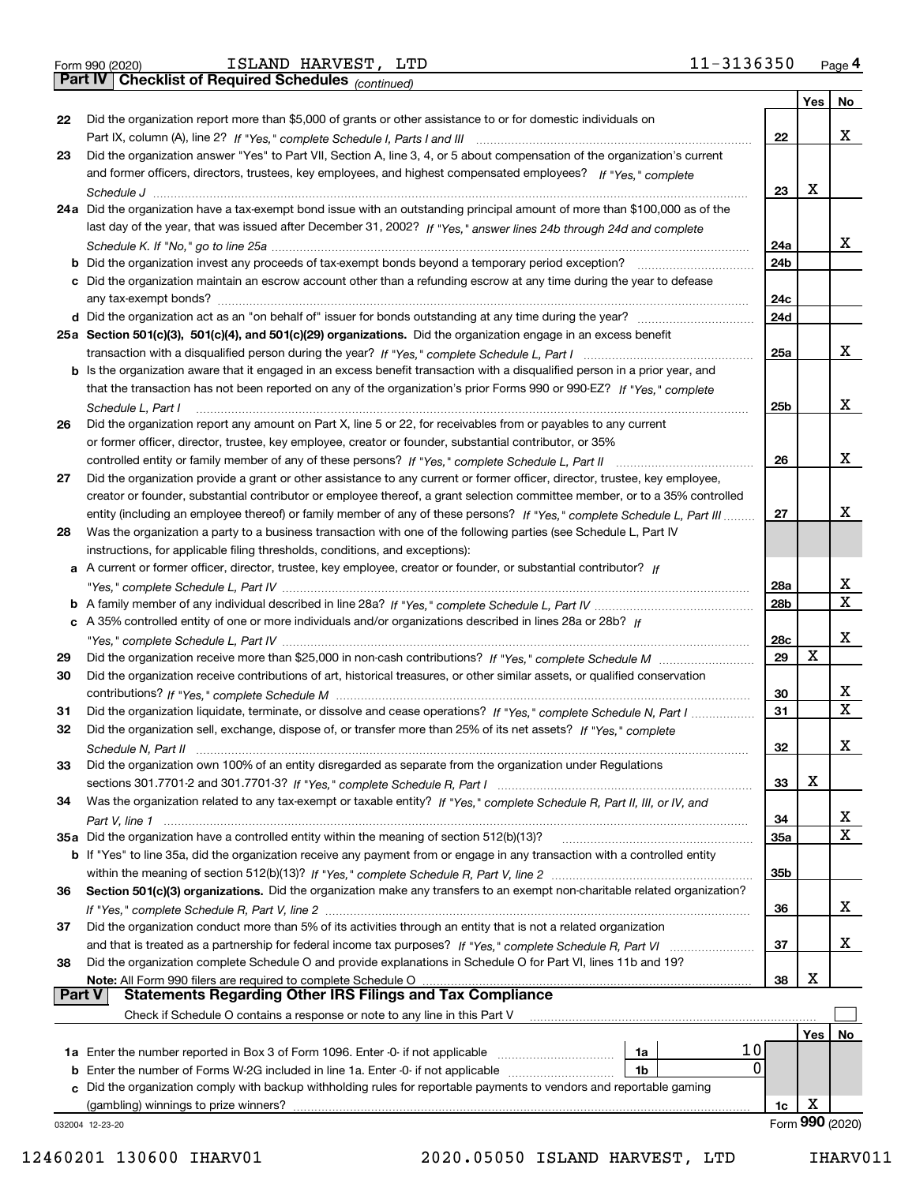Form 990 (2020) ISLAND HARVEST, LTD 11-3136350

## Part IV Checklist of Required Schedules *(continued)*

| | | | Yes | No |
|---|---|---|---|---|
| 22 | Did the organization report more than $5,000 of grants or other assistance to or for domestic individuals on Part IX, column (A), line 2? *If "Yes," complete Schedule I, Parts I and III* | 22 | | X |
| 23 | Did the organization answer "Yes" to Part VII, Section A, line 3, 4, or 5 about compensation of the organization's current and former officers, directors, trustees, key employees, and highest compensated employees? *If "Yes," complete Schedule J* | 23 | X | |
| 24a | Did the organization have a tax-exempt bond issue with an outstanding principal amount of more than $100,000 as of the last day of the year, that was issued after December 31, 2002? *If "Yes," answer lines 24b through 24d and complete Schedule K. If "No," go to line 25a* | 24a | | X |
| b | Did the organization invest any proceeds of tax-exempt bonds beyond a temporary period exception? | 24b | | |
| c | Did the organization maintain an escrow account other than a refunding escrow at any time during the year to defease any tax-exempt bonds? | 24c | | |
| d | Did the organization act as an "on behalf of" issuer for bonds outstanding at any time during the year? | 24d | | |
| 25a | **Section 501(c)(3), 501(c)(4), and 501(c)(29) organizations.** Did the organization engage in an excess benefit transaction with a disqualified person during the year? *If "Yes," complete Schedule L, Part I* | 25a | | X |
| b | Is the organization aware that it engaged in an excess benefit transaction with a disqualified person in a prior year, and that the transaction has not been reported on any of the organization's prior Forms 990 or 990-EZ? *If "Yes," complete Schedule L, Part I* | 25b | | X |
| 26 | Did the organization report any amount on Part X, line 5 or 22, for receivables from or payables to any current or former officer, director, trustee, key employee, creator or founder, substantial contributor, or 35% controlled entity or family member of any of these persons? *If "Yes," complete Schedule L, Part II* | 26 | | X |
| 27 | Did the organization provide a grant or other assistance to any current or former officer, director, trustee, key employee, creator or founder, substantial contributor or employee thereof, a grant selection committee member, or to a 35% controlled entity (including an employee thereof) or family member of any of these persons? *If "Yes," complete Schedule L, Part III* | 27 | | X |
| 28 | Was the organization a party to a business transaction with one of the following parties (see Schedule L, Part IV instructions, for applicable filing thresholds, conditions, and exceptions): | | | |
| a | A current or former officer, director, trustee, key employee, creator or founder, or substantial contributor? *If "Yes," complete Schedule L, Part IV* | 28a | | X |
| b | A family member of any individual described in line 28a? *If "Yes," complete Schedule L, Part IV* | 28b | | X |
| c | A 35% controlled entity of one or more individuals and/or organizations described in lines 28a or 28b? *If "Yes," complete Schedule L, Part IV* | 28c | | X |
| 29 | Did the organization receive more than $25,000 in non-cash contributions? *If "Yes," complete Schedule M* | 29 | X | |
| 30 | Did the organization receive contributions of art, historical treasures, or other similar assets, or qualified conservation contributions? *If "Yes," complete Schedule M* | 30 | | X |
| 31 | Did the organization liquidate, terminate, or dissolve and cease operations? *If "Yes," complete Schedule N, Part I* | 31 | | X |
| 32 | Did the organization sell, exchange, dispose of, or transfer more than 25% of its net assets? *If "Yes," complete Schedule N, Part II* | 32 | | X |
| 33 | Did the organization own 100% of an entity disregarded as separate from the organization under Regulations sections 301.7701-2 and 301.7701-3? *If "Yes," complete Schedule R, Part I* | 33 | X | |
| 34 | Was the organization related to any tax-exempt or taxable entity? *If "Yes," complete Schedule R, Part II, III, or IV, and Part V, line 1* | 34 | | X |
| 35a | Did the organization have a controlled entity within the meaning of section 512(b)(13)? | 35a | | X |
| b | If "Yes" to line 35a, did the organization receive any payment from or engage in any transaction with a controlled entity within the meaning of section 512(b)(13)? *If "Yes," complete Schedule R, Part V, line 2* | 35b | | |
| 36 | **Section 501(c)(3) organizations.** Did the organization make any transfers to an exempt non-charitable related organization? *If "Yes," complete Schedule R, Part V, line 2* | 36 | | X |
| 37 | Did the organization conduct more than 5% of its activities through an entity that is not a related organization and that is treated as a partnership for federal income tax purposes? *If "Yes," complete Schedule R, Part VI* | 37 | | X |
| 38 | Did the organization complete Schedule O and provide explanations in Schedule O for Part VI, lines 11b and 19? **Note:** All Form 990 filers are required to complete Schedule O | 38 | X | |

## Part V Statements Regarding Other IRS Filings and Tax Compliance

Check if Schedule O contains a response or note to any line in this Part V ☐

| | | | | | Yes | No |
|---|---|---|---|---|---|---|
| 1a | Enter the number reported in Box 3 of Form 1096. Enter -0- if not applicable | 1a | 10 | | | |
| b | Enter the number of Forms W-2G included in line 1a. Enter -0- if not applicable | 1b | 0 | | | |
| c | Did the organization comply with backup withholding rules for reportable payments to vendors and reportable gaming (gambling) winnings to prize winners? | | | 1c | X | |

032004 12-23-20 Form **990** (2020)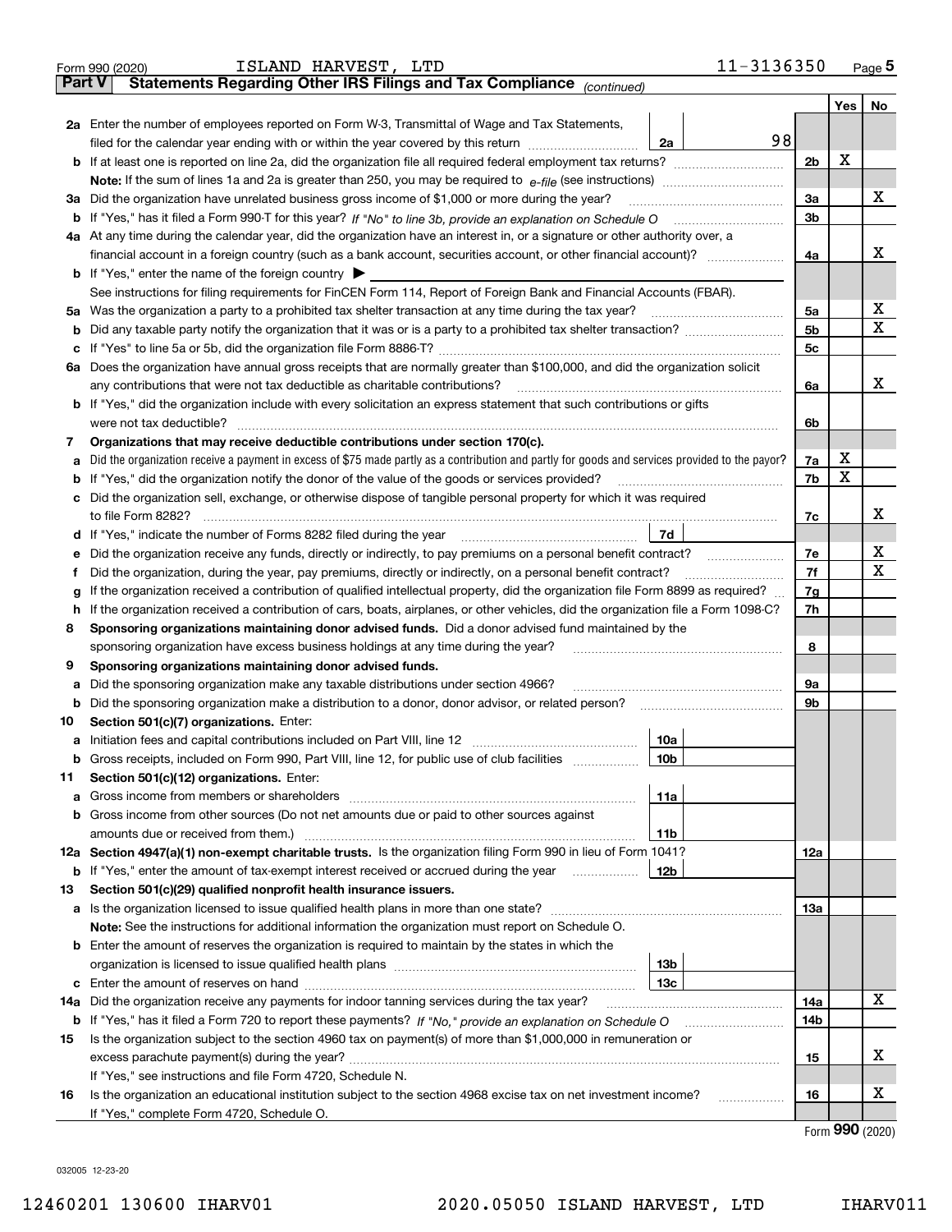Form 990 (2020) ISLAND HARVEST, LTD 11-3136350

## Part V Statements Regarding Other IRS Filings and Tax Compliance *(continued)*

| | | | | Line | Yes | No |
|---|---|---|---|---|---|---|
| **2a** | Enter the number of employees reported on Form W-3, Transmittal of Wage and Tax Statements, filed for the calendar year ending with or within the year covered by this return | 2a | 98 | | | |
| **b** | If at least one is reported on line 2a, did the organization file all required federal employment tax returns? | | | 2b | X | |
| | **Note:** If the sum of lines 1a and 2a is greater than 250, you may be required to *e-file* (see instructions) | | | | | |
| **3a** | Did the organization have unrelated business gross income of $1,000 or more during the year? | | | 3a | | X |
| **b** | If "Yes," has it filed a Form 990-T for this year? *If "No" to line 3b, provide an explanation on Schedule O* | | | 3b | | |
| **4a** | At any time during the calendar year, did the organization have an interest in, or a signature or other authority over, a financial account in a foreign country (such as a bank account, securities account, or other financial account)? | | | 4a | | X |
| **b** | If "Yes," enter the name of the foreign country ▶ | | | | | |
| | See instructions for filing requirements for FinCEN Form 114, Report of Foreign Bank and Financial Accounts (FBAR). | | | | | |
| **5a** | Was the organization a party to a prohibited tax shelter transaction at any time during the tax year? | | | 5a | | X |
| **b** | Did any taxable party notify the organization that it was or is a party to a prohibited tax shelter transaction? | | | 5b | | X |
| **c** | If "Yes" to line 5a or 5b, did the organization file Form 8886-T? | | | 5c | | |
| **6a** | Does the organization have annual gross receipts that are normally greater than $100,000, and did the organization solicit any contributions that were not tax deductible as charitable contributions? | | | 6a | | X |
| **b** | If "Yes," did the organization include with every solicitation an express statement that such contributions or gifts were not tax deductible? | | | 6b | | |
| **7** | **Organizations that may receive deductible contributions under section 170(c).** | | | | | |
| **a** | Did the organization receive a payment in excess of $75 made partly as a contribution and partly for goods and services provided to the payor? | | | 7a | X | |
| **b** | If "Yes," did the organization notify the donor of the value of the goods or services provided? | | | 7b | X | |
| **c** | Did the organization sell, exchange, or otherwise dispose of tangible personal property for which it was required to file Form 8282? | | | 7c | | X |
| **d** | If "Yes," indicate the number of Forms 8282 filed during the year | 7d | | | | |
| **e** | Did the organization receive any funds, directly or indirectly, to pay premiums on a personal benefit contract? | | | 7e | | X |
| **f** | Did the organization, during the year, pay premiums, directly or indirectly, on a personal benefit contract? | | | 7f | | X |
| **g** | If the organization received a contribution of qualified intellectual property, did the organization file Form 8899 as required? | | | 7g | | |
| **h** | If the organization received a contribution of cars, boats, airplanes, or other vehicles, did the organization file a Form 1098-C? | | | 7h | | |
| **8** | **Sponsoring organizations maintaining donor advised funds.** Did a donor advised fund maintained by the sponsoring organization have excess business holdings at any time during the year? | | | 8 | | |
| **9** | **Sponsoring organizations maintaining donor advised funds.** | | | | | |
| **a** | Did the sponsoring organization make any taxable distributions under section 4966? | | | 9a | | |
| **b** | Did the sponsoring organization make a distribution to a donor, donor advisor, or related person? | | | 9b | | |
| **10** | **Section 501(c)(7) organizations.** Enter: | | | | | |
| **a** | Initiation fees and capital contributions included on Part VIII, line 12 | 10a | | | | |
| **b** | Gross receipts, included on Form 990, Part VIII, line 12, for public use of club facilities | 10b | | | | |
| **11** | **Section 501(c)(12) organizations.** Enter: | | | | | |
| **a** | Gross income from members or shareholders | 11a | | | | |
| **b** | Gross income from other sources (Do not net amounts due or paid to other sources against amounts due or received from them.) | 11b | | | | |
| **12a** | **Section 4947(a)(1) non-exempt charitable trusts.** Is the organization filing Form 990 in lieu of Form 1041? | | | 12a | | |
| **b** | If "Yes," enter the amount of tax-exempt interest received or accrued during the year | 12b | | | | |
| **13** | **Section 501(c)(29) qualified nonprofit health insurance issuers.** | | | | | |
| **a** | Is the organization licensed to issue qualified health plans in more than one state? | | | 13a | | |
| | **Note:** See the instructions for additional information the organization must report on Schedule O. | | | | | |
| **b** | Enter the amount of reserves the organization is required to maintain by the states in which the organization is licensed to issue qualified health plans | 13b | | | | |
| **c** | Enter the amount of reserves on hand | 13c | | | | |
| **14a** | Did the organization receive any payments for indoor tanning services during the tax year? | | | 14a | | X |
| **b** | If "Yes," has it filed a Form 720 to report these payments? *If "No," provide an explanation on Schedule O* | | | 14b | | |
| **15** | Is the organization subject to the section 4960 tax on payment(s) of more than $1,000,000 in remuneration or excess parachute payment(s) during the year? | | | 15 | | X |
| | If "Yes," see instructions and file Form 4720, Schedule N. | | | | | |
| **16** | Is the organization an educational institution subject to the section 4968 excise tax on net investment income? | | | 16 | | X |
| | If "Yes," complete Form 4720, Schedule O. | | | | | |

Form **990** (2020)

032005 12-23-20

12460201 130600 IHARV01 2020.05050 ISLAND HARVEST, LTD IHARV011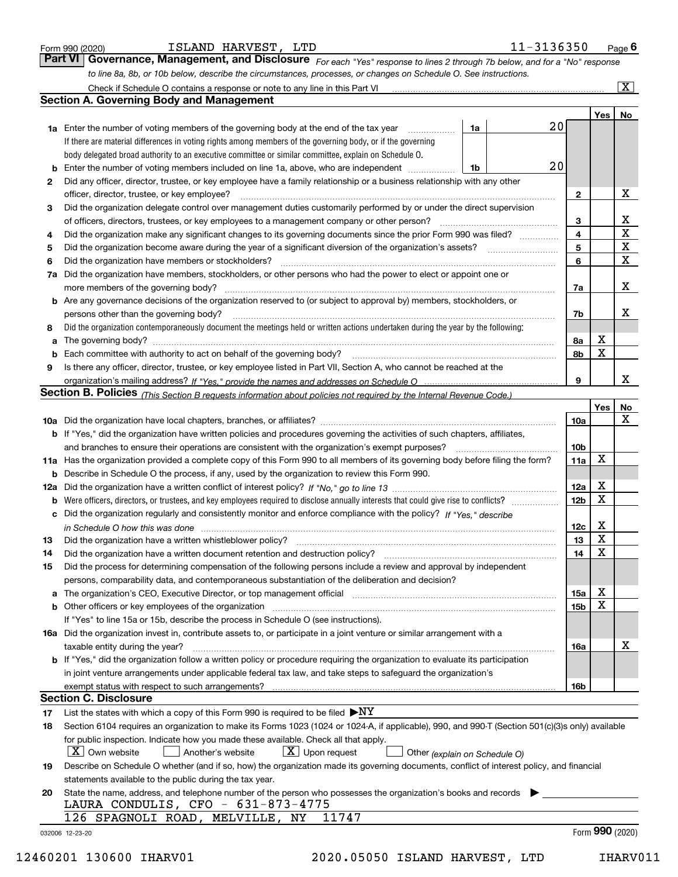Form 990 (2020) ISLAND HARVEST, LTD 11-3136350 Page 6

## Part VI Governance, Management, and Disclosure

*For each "Yes" response to lines 2 through 7b below, and for a "No" response to line 8a, 8b, or 10b below, describe the circumstances, processes, or changes on Schedule O. See instructions.*

Check if Schedule O contains a response or note to any line in this Part VI [X]

### Section A. Governing Body and Management

| | | | | Yes | No |
|---|---|---|---|---|---|
| **1a** | Enter the number of voting members of the governing body at the end of the tax year (1a) If there are material differences in voting rights among members of the governing body, or if the governing body delegated broad authority to an executive committee or similar committee, explain on Schedule O. | 20 | | | |
| **b** | Enter the number of voting members included on line 1a, above, who are independent (1b) | 20 | | | |
| **2** | Did any officer, director, trustee, or key employee have a family relationship or a business relationship with any other officer, director, trustee, or key employee? | | 2 | | X |
| **3** | Did the organization delegate control over management duties customarily performed by or under the direct supervision of officers, directors, trustees, or key employees to a management company or other person? | | 3 | | X |
| **4** | Did the organization make any significant changes to its governing documents since the prior Form 990 was filed? | | 4 | | X |
| **5** | Did the organization become aware during the year of a significant diversion of the organization's assets? | | 5 | | X |
| **6** | Did the organization have members or stockholders? | | 6 | | X |
| **7a** | Did the organization have members, stockholders, or other persons who had the power to elect or appoint one or more members of the governing body? | | 7a | | X |
| **b** | Are any governance decisions of the organization reserved to (or subject to approval by) members, stockholders, or persons other than the governing body? | | 7b | | X |
| **8** | Did the organization contemporaneously document the meetings held or written actions undertaken during the year by the following: | | | | |
| **a** | The governing body? | | 8a | X | |
| **b** | Each committee with authority to act on behalf of the governing body? | | 8b | X | |
| **9** | Is there any officer, director, trustee, or key employee listed in Part VII, Section A, who cannot be reached at the organization's mailing address? *If "Yes," provide the names and addresses on Schedule O* | | 9 | | X |

### Section B. Policies *(This Section B requests information about policies not required by the Internal Revenue Code.)*

| | | | Yes | No |
|---|---|---|---|---|
| **10a** | Did the organization have local chapters, branches, or affiliates? | 10a | | X |
| **b** | If "Yes," did the organization have written policies and procedures governing the activities of such chapters, affiliates, and branches to ensure their operations are consistent with the organization's exempt purposes? | 10b | | |
| **11a** | Has the organization provided a complete copy of this Form 990 to all members of its governing body before filing the form? | 11a | X | |
| **b** | Describe in Schedule O the process, if any, used by the organization to review this Form 990. | | | |
| **12a** | Did the organization have a written conflict of interest policy? *If "No," go to line 13* | 12a | X | |
| **b** | Were officers, directors, or trustees, and key employees required to disclose annually interests that could give rise to conflicts? | 12b | X | |
| **c** | Did the organization regularly and consistently monitor and enforce compliance with the policy? *If "Yes," describe in Schedule O how this was done* | 12c | X | |
| **13** | Did the organization have a written whistleblower policy? | 13 | X | |
| **14** | Did the organization have a written document retention and destruction policy? | 14 | X | |
| **15** | Did the process for determining compensation of the following persons include a review and approval by independent persons, comparability data, and contemporaneous substantiation of the deliberation and decision? | | | |
| **a** | The organization's CEO, Executive Director, or top management official | 15a | X | |
| **b** | Other officers or key employees of the organization | 15b | X | |
| | If "Yes" to line 15a or 15b, describe the process in Schedule O (see instructions). | | | |
| **16a** | Did the organization invest in, contribute assets to, or participate in a joint venture or similar arrangement with a taxable entity during the year? | 16a | | X |
| **b** | If "Yes," did the organization follow a written policy or procedure requiring the organization to evaluate its participation in joint venture arrangements under applicable federal tax law, and take steps to safeguard the organization's exempt status with respect to such arrangements? | 16b | | |

### Section C. Disclosure

**17** List the states with which a copy of this Form 990 is required to be filed ▶NY

**18** Section 6104 requires an organization to make its Forms 1023 (1024 or 1024-A, if applicable), 990, and 990-T (Section 501(c)(3)s only) available for public inspection. Indicate how you made these available. Check all that apply.

[X] Own website  [ ] Another's website  [X] Upon request  [ ] Other *(explain on Schedule O)*

**19** Describe on Schedule O whether (and if so, how) the organization made its governing documents, conflict of interest policy, and financial statements available to the public during the tax year.

**20** State the name, address, and telephone number of the person who possesses the organization's books and records ▶

LAURA CONDULIS, CFO - 631-873-4775
126 SPAGNOLI ROAD, MELVILLE, NY 11747

032006 12-23-20 Form **990** (2020)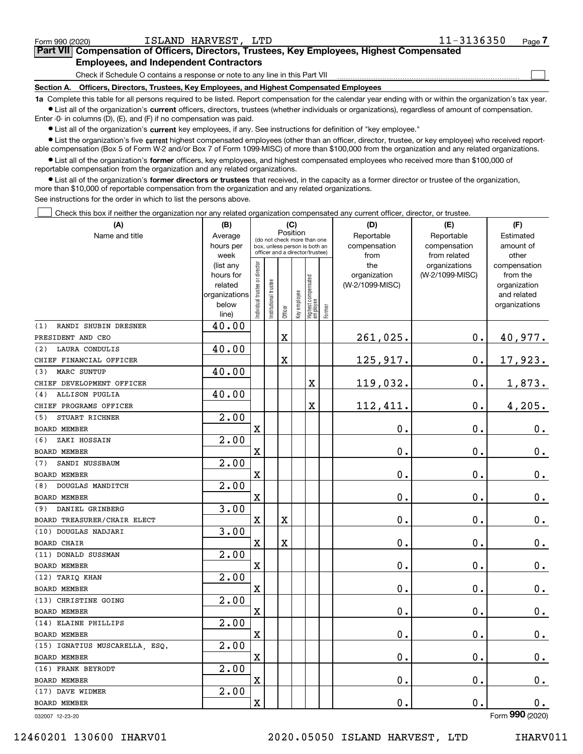Form 990 (2020) ISLAND HARVEST, LTD 11-3136350 Page 7

## Part VII Compensation of Officers, Directors, Trustees, Key Employees, Highest Compensated Employees, and Independent Contractors

Check if Schedule O contains a response or note to any line in this Part VII ☐

### Section A. Officers, Directors, Trustees, Key Employees, and Highest Compensated Employees

**1a** Complete this table for all persons required to be listed. Report compensation for the calendar year ending with or within the organization's tax year.

- List all of the organization's **current** officers, directors, trustees (whether individuals or organizations), regardless of amount of compensation. Enter -0- in columns (D), (E), and (F) if no compensation was paid.
- List all of the organization's **current** key employees, if any. See instructions for definition of "key employee."
- List the organization's five **current** highest compensated employees (other than an officer, director, trustee, or key employee) who received reportable compensation (Box 5 of Form W-2 and/or Box 7 of Form 1099-MISC) of more than $100,000 from the organization and any related organizations.
- List all of the organization's **former** officers, key employees, and highest compensated employees who received more than $100,000 of reportable compensation from the organization and any related organizations.
- List all of the organization's **former directors or trustees** that received, in the capacity as a former director or trustee of the organization, more than $10,000 of reportable compensation from the organization and any related organizations.

See instructions for the order in which to list the persons above.

☐ Check this box if neither the organization nor any related organization compensated any current officer, director, or trustee.

| (A) Name and title | (B) Average hours per week (list any hours for related organizations below line) | (C) Position (do not check more than one box, unless person is both an officer and a director/trustee): Individual trustee or director | Institutional trustee | Officer | Key employee | Highest compensated employee | Former | (D) Reportable compensation from the organization (W-2/1099-MISC) | (E) Reportable compensation from related organizations (W-2/1099-MISC) | (F) Estimated amount of other compensation from the organization and related organizations |
|---|---|---|---|---|---|---|---|---|---|---|
| (1) RANDI SHUBIN DRESNER<br>PRESIDENT AND CEO | 40.00 | | | X | | | | 261,025. | 0. | 40,977. |
| (2) LAURA CONDULIS<br>CHIEF FINANCIAL OFFICER | 40.00 | | | X | | | | 125,917. | 0. | 17,923. |
| (3) MARC SUNTUP<br>CHIEF DEVELOPMENT OFFICER | 40.00 | | | | | X | | 119,032. | 0. | 1,873. |
| (4) ALLISON PUGLIA<br>CHIEF PROGRAMS OFFICER | 40.00 | | | | | X | | 112,411. | 0. | 4,205. |
| (5) STUART RICHNER<br>BOARD MEMBER | 2.00 | X | | | | | | 0. | 0. | 0. |
| (6) ZAKI HOSSAIN<br>BOARD MEMBER | 2.00 | X | | | | | | 0. | 0. | 0. |
| (7) SANDI NUSSBAUM<br>BOARD MEMBER | 2.00 | X | | | | | | 0. | 0. | 0. |
| (8) DOUGLAS MANDITCH<br>BOARD MEMBER | 2.00 | X | | | | | | 0. | 0. | 0. |
| (9) DANIEL GRINBERG<br>BOARD TREASURER/CHAIR ELECT | 3.00 | X | | X | | | | 0. | 0. | 0. |
| (10) DOUGLAS NADJARI<br>BOARD CHAIR | 3.00 | X | | X | | | | 0. | 0. | 0. |
| (11) DONALD SUSSMAN<br>BOARD MEMBER | 2.00 | X | | | | | | 0. | 0. | 0. |
| (12) TARIQ KHAN<br>BOARD MEMBER | 2.00 | X | | | | | | 0. | 0. | 0. |
| (13) CHRISTINE GOING<br>BOARD MEMBER | 2.00 | X | | | | | | 0. | 0. | 0. |
| (14) ELAINE PHILLIPS<br>BOARD MEMBER | 2.00 | X | | | | | | 0. | 0. | 0. |
| (15) IGNATIUS MUSCARELLA, ESQ.<br>BOARD MEMBER | 2.00 | X | | | | | | 0. | 0. | 0. |
| (16) FRANK BEYRODT<br>BOARD MEMBER | 2.00 | X | | | | | | 0. | 0. | 0. |
| (17) DAVE WIDMER<br>BOARD MEMBER | 2.00 | X | | | | | | 0. | 0. | 0. |

032007 12-23-20

Form **990** (2020)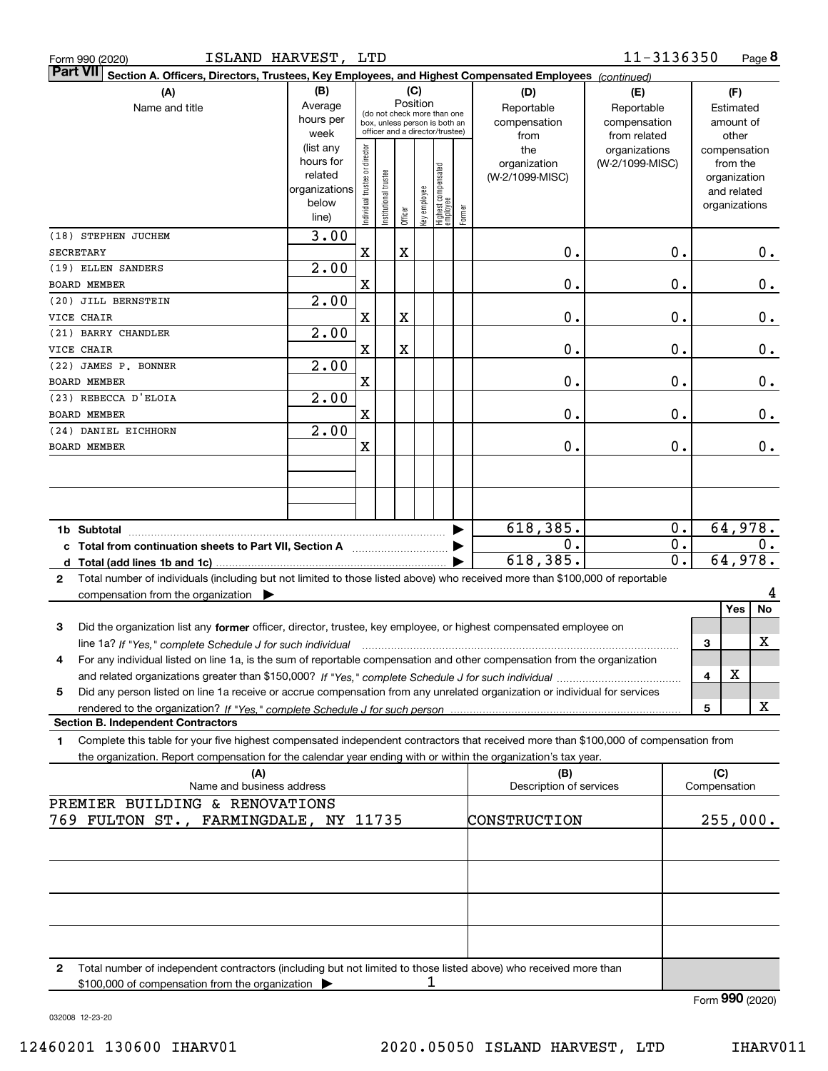Form 990 (2020) ISLAND HARVEST, LTD 11-3136350

**Part VII** **Section A. Officers, Directors, Trustees, Key Employees, and Highest Compensated Employees** *(continued)*

| (A) Name and title | (B) Average hours per week (list any hours for related organizations below line) | (C) Position: Individual trustee or director | Institutional trustee | Officer | Key employee | Highest compensated employee | Former | (D) Reportable compensation from the organization (W-2/1099-MISC) | (E) Reportable compensation from related organizations (W-2/1099-MISC) | (F) Estimated amount of other compensation from the organization and related organizations |
|---|---|---|---|---|---|---|---|---|---|---|
| (18) STEPHEN JUCHEM SECRETARY | 3.00 | X | | X | | | | 0. | 0. | 0. |
| (19) ELLEN SANDERS BOARD MEMBER | 2.00 | X | | | | | | 0. | 0. | 0. |
| (20) JILL BERNSTEIN VICE CHAIR | 2.00 | X | | X | | | | 0. | 0. | 0. |
| (21) BARRY CHANDLER VICE CHAIR | 2.00 | X | | X | | | | 0. | 0. | 0. |
| (22) JAMES P. BONNER BOARD MEMBER | 2.00 | X | | | | | | 0. | 0. | 0. |
| (23) REBECCA D'ELOIA BOARD MEMBER | 2.00 | X | | | | | | 0. | 0. | 0. |
| (24) DANIEL EICHHORN BOARD MEMBER | 2.00 | X | | | | | | 0. | 0. | 0. |
| **1b Subtotal** | | | | | | | | 618,385. | 0. | 64,978. |
| **c Total from continuation sheets to Part VII, Section A** | | | | | | | | 0. | 0. | 0. |
| **d Total (add lines 1b and 1c)** | | | | | | | | 618,385. | 0. | 64,978. |

**2** Total number of individuals (including but not limited to those listed above) who received more than $100,000 of reportable compensation from the organization ▶ 4

| | | Yes | No |
|---|---|---|---|
| **3** Did the organization list any **former** officer, director, trustee, key employee, or highest compensated employee on line 1a? *If "Yes," complete Schedule J for such individual* | 3 | | X |
| **4** For any individual listed on line 1a, is the sum of reportable compensation and other compensation from the organization and related organizations greater than $150,000? *If "Yes," complete Schedule J for such individual* | 4 | X | |
| **5** Did any person listed on line 1a receive or accrue compensation from any unrelated organization or individual for services rendered to the organization? *If "Yes," complete Schedule J for such person* | 5 | | X |

**Section B. Independent Contractors**

**1** Complete this table for your five highest compensated independent contractors that received more than $100,000 of compensation from the organization. Report compensation for the calendar year ending with or within the organization's tax year.

| (A) Name and business address | (B) Description of services | (C) Compensation |
|---|---|---|
| PREMIER BUILDING & RENOVATIONS 769 FULTON ST., FARMINGDALE, NY 11735 | CONSTRUCTION | 255,000. |
| | | |
| | | |
| | | |
| | | |

**2** Total number of independent contractors (including but not limited to those listed above) who received more than $100,000 of compensation from the organization ▶ 1

Form **990** (2020)

032008 12-23-20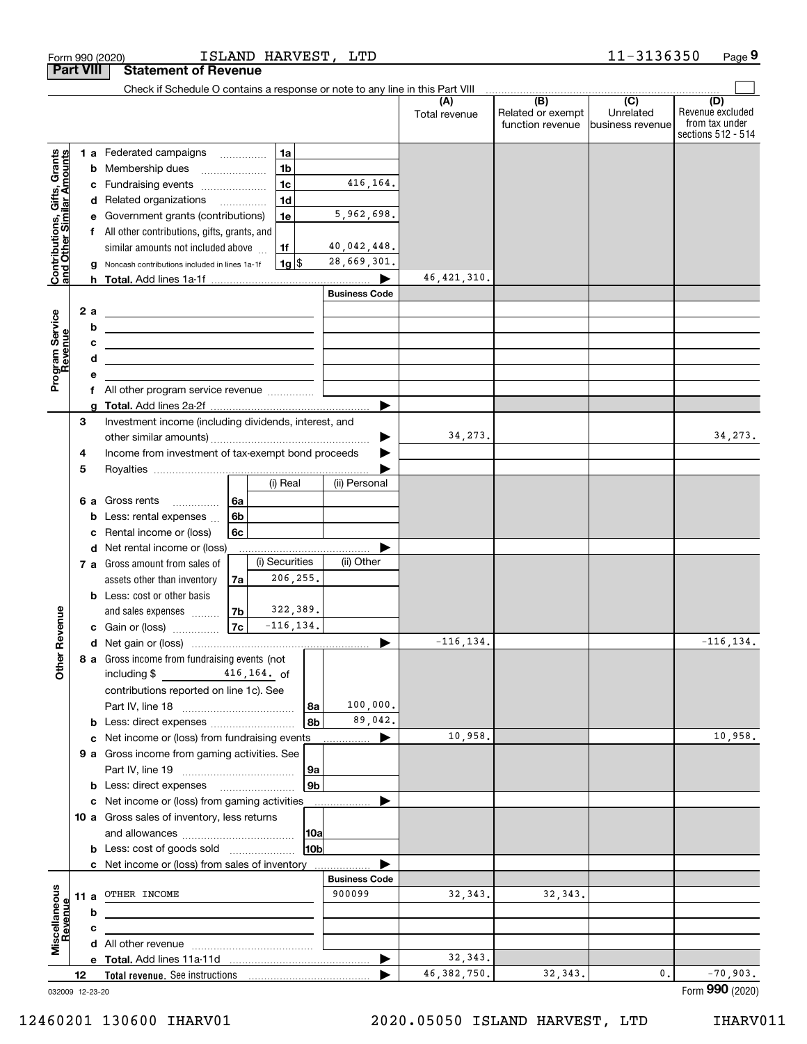Form 990 (2020) ISLAND HARVEST, LTD 11-3136350

## Part VIII Statement of Revenue

Check if Schedule O contains a response or note to any line in this Part VIII

### Contributions, Gifts, Grants and Other Similar Amounts

| | | | (A) Total revenue | (B) Related or exempt function revenue | (C) Unrelated business revenue | (D) Revenue excluded from tax under sections 512 - 514 |
|---|---|---|---|---|---|---|
| 1a | Federated campaigns | 1a | | | | |
| b | Membership dues | 1b | | | | |
| c | Fundraising events | 1c 416,164. | | | | |
| d | Related organizations | 1d | | | | |
| e | Government grants (contributions) | 1e 5,962,698. | | | | |
| f | All other contributions, gifts, grants, and similar amounts not included above | 1f 40,042,448. | | | | |
| g | Noncash contributions included in lines 1a-1f | 1g $ 28,669,301. | | | | |
| h | Total. Add lines 1a-1f | | 46,421,310. | | | |

### Program Service Revenue

| | | Business Code | (A) | (B) | (C) | (D) |
|---|---|---|---|---|---|---|
| 2a | | | | | | |
| b | | | | | | |
| c | | | | | | |
| d | | | | | | |
| e | | | | | | |
| f | All other program service revenue | | | | | |
| g | Total. Add lines 2a-2f | | | | | |

### Other Revenue

| | | | | (A) | (B) | (C) | (D) |
|---|---|---|---|---|---|---|---|
| 3 | Investment income (including dividends, interest, and other similar amounts) | | | 34,273. | | | 34,273. |
| 4 | Income from investment of tax-exempt bond proceeds | | | | | | |
| 5 | Royalties | | | | | | |
| | | (i) Real | (ii) Personal | | | | |
| 6a | Gross rents (6a) | | | | | | |
| b | Less: rental expenses (6b) | | | | | | |
| c | Rental income or (loss) (6c) | | | | | | |
| d | Net rental income or (loss) | | | | | | |
| | | (i) Securities | (ii) Other | | | | |
| 7a | Gross amount from sales of assets other than inventory (7a) | 206,255. | | | | | |
| b | Less: cost or other basis and sales expenses (7b) | 322,389. | | | | | |
| c | Gain or (loss) (7c) | -116,134. | | | | | |
| d | Net gain or (loss) | | | -116,134. | | | -116,134. |
| 8a | Gross income from fundraising events (not including $ 416,164. of contributions reported on line 1c). See Part IV, line 18 | 8a | 100,000. | | | | |
| b | Less: direct expenses | 8b | 89,042. | | | | |
| c | Net income or (loss) from fundraising events | | | 10,958. | | | 10,958. |
| 9a | Gross income from gaming activities. See Part IV, line 19 | 9a | | | | | |
| b | Less: direct expenses | 9b | | | | | |
| c | Net income or (loss) from gaming activities | | | | | | |
| 10a | Gross sales of inventory, less returns and allowances | 10a | | | | | |
| b | Less: cost of goods sold | 10b | | | | | |
| c | Net income or (loss) from sales of inventory | | | | | | |

### Miscellaneous Revenue

| | | Business Code | (A) | (B) | (C) | (D) |
|---|---|---|---|---|---|---|
| 11a | OTHER INCOME | 900099 | 32,343. | 32,343. | | |
| b | | | | | | |
| c | | | | | | |
| d | All other revenue | | | | | |
| e | Total. Add lines 11a-11d | | 32,343. | | | |
| 12 | Total revenue. See instructions | | 46,382,750. | 32,343. | 0. | -70,903. |

Form 990 (2020)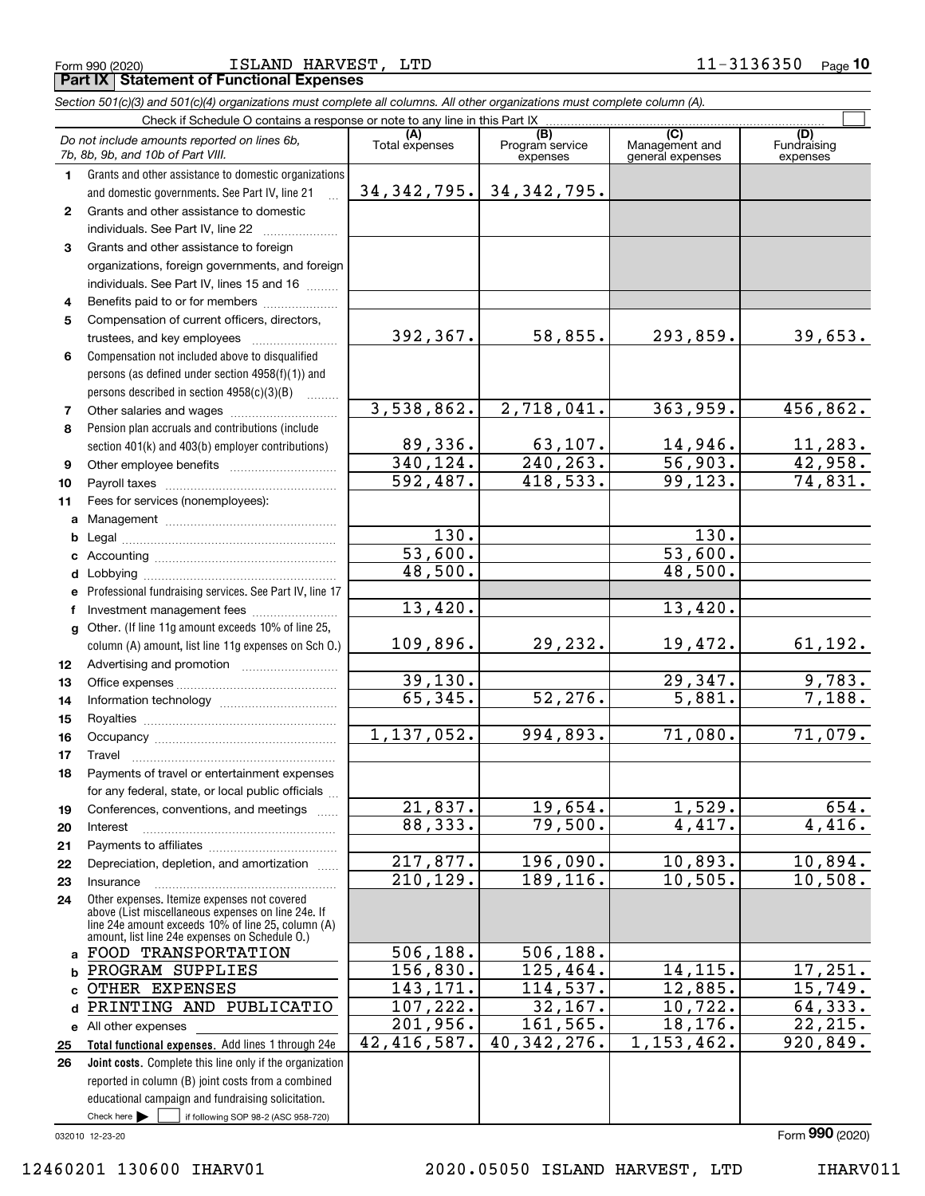Form 990 (2020) ISLAND HARVEST, LTD 11-3136350

## Part IX Statement of Functional Expenses

*Section 501(c)(3) and 501(c)(4) organizations must complete all columns. All other organizations must complete column (A).*

Check if Schedule O contains a response or note to any line in this Part IX ☐

| | *Do not include amounts reported on lines 6b, 7b, 8b, 9b, and 10b of Part VIII.* | (A) Total expenses | (B) Program service expenses | (C) Management and general expenses | (D) Fundraising expenses |
|---|---|---|---|---|---|
| 1 | Grants and other assistance to domestic organizations and domestic governments. See Part IV, line 21 | 34,342,795. | 34,342,795. | | |
| 2 | Grants and other assistance to domestic individuals. See Part IV, line 22 | | | | |
| 3 | Grants and other assistance to foreign organizations, foreign governments, and foreign individuals. See Part IV, lines 15 and 16 | | | | |
| 4 | Benefits paid to or for members | | | | |
| 5 | Compensation of current officers, directors, trustees, and key employees | 392,367. | 58,855. | 293,859. | 39,653. |
| 6 | Compensation not included above to disqualified persons (as defined under section 4958(f)(1)) and persons described in section 4958(c)(3)(B) | | | | |
| 7 | Other salaries and wages | 3,538,862. | 2,718,041. | 363,959. | 456,862. |
| 8 | Pension plan accruals and contributions (include section 401(k) and 403(b) employer contributions) | 89,336. | 63,107. | 14,946. | 11,283. |
| 9 | Other employee benefits | 340,124. | 240,263. | 56,903. | 42,958. |
| 10 | Payroll taxes | 592,487. | 418,533. | 99,123. | 74,831. |
| 11 | Fees for services (nonemployees): | | | | |
| a | Management | | | | |
| b | Legal | 130. | | 130. | |
| c | Accounting | 53,600. | | 53,600. | |
| d | Lobbying | 48,500. | | 48,500. | |
| e | Professional fundraising services. See Part IV, line 17 | | | | |
| f | Investment management fees | 13,420. | | 13,420. | |
| g | Other. (If line 11g amount exceeds 10% of line 25, column (A) amount, list line 11g expenses on Sch O.) | 109,896. | 29,232. | 19,472. | 61,192. |
| 12 | Advertising and promotion | | | | |
| 13 | Office expenses | 39,130. | | 29,347. | 9,783. |
| 14 | Information technology | 65,345. | 52,276. | 5,881. | 7,188. |
| 15 | Royalties | | | | |
| 16 | Occupancy | 1,137,052. | 994,893. | 71,080. | 71,079. |
| 17 | Travel | | | | |
| 18 | Payments of travel or entertainment expenses for any federal, state, or local public officials | | | | |
| 19 | Conferences, conventions, and meetings | 21,837. | 19,654. | 1,529. | 654. |
| 20 | Interest | 88,333. | 79,500. | 4,417. | 4,416. |
| 21 | Payments to affiliates | | | | |
| 22 | Depreciation, depletion, and amortization | 217,877. | 196,090. | 10,893. | 10,894. |
| 23 | Insurance | 210,129. | 189,116. | 10,505. | 10,508. |
| 24 | Other expenses. Itemize expenses not covered above (List miscellaneous expenses on line 24e. If line 24e amount exceeds 10% of line 25, column (A) amount, list line 24e expenses on Schedule O.) | | | | |
| a | FOOD TRANSPORTATION | 506,188. | 506,188. | | |
| b | PROGRAM SUPPLIES | 156,830. | 125,464. | 14,115. | 17,251. |
| c | OTHER EXPENSES | 143,171. | 114,537. | 12,885. | 15,749. |
| d | PRINTING AND PUBLICATIO | 107,222. | 32,167. | 10,722. | 64,333. |
| e | All other expenses | 201,956. | 161,565. | 18,176. | 22,215. |
| 25 | **Total functional expenses.** Add lines 1 through 24e | 42,416,587. | 40,342,276. | 1,153,462. | 920,849. |
| 26 | **Joint costs.** Complete this line only if the organization reported in column (B) joint costs from a combined educational campaign and fundraising solicitation. Check here ☐ if following SOP 98-2 (ASC 958-720) | | | | |

032010 12-23-20

Form **990** (2020)

12460201 130600 IHARV01 2020.05050 ISLAND HARVEST, LTD IHARV011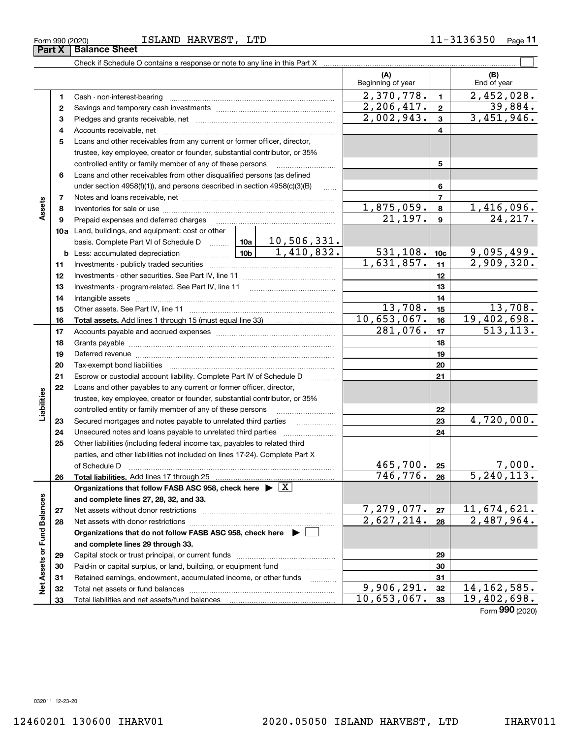Form 990 (2020) ISLAND HARVEST, LTD 11-3136350

## Part X Balance Sheet

Check if Schedule O contains a response or note to any line in this Part X

| | | | (A) Beginning of year | | (B) End of year |
|---|---|---|---|---|---|
| **Assets** | 1 | Cash - non-interest-bearing | 2,370,778. | 1 | 2,452,028. |
| | 2 | Savings and temporary cash investments | 2,206,417. | 2 | 39,884. |
| | 3 | Pledges and grants receivable, net | 2,002,943. | 3 | 3,451,946. |
| | 4 | Accounts receivable, net | | 4 | |
| | 5 | Loans and other receivables from any current or former officer, director, trustee, key employee, creator or founder, substantial contributor, or 35% controlled entity or family member of any of these persons | | 5 | |
| | 6 | Loans and other receivables from other disqualified persons (as defined under section 4958(f)(1)), and persons described in section 4958(c)(3)(B) | | 6 | |
| | 7 | Notes and loans receivable, net | | 7 | |
| | 8 | Inventories for sale or use | 1,875,059. | 8 | 1,416,096. |
| | 9 | Prepaid expenses and deferred charges | 21,197. | 9 | 24,217. |
| | 10a | Land, buildings, and equipment: cost or other basis. Complete Part VI of Schedule D — 10a: 10,506,331. | | | |
| | b | Less: accumulated depreciation — 10b: 1,410,832. | 531,108. | 10c | 9,095,499. |
| | 11 | Investments - publicly traded securities | 1,631,857. | 11 | 2,909,320. |
| | 12 | Investments - other securities. See Part IV, line 11 | | 12 | |
| | 13 | Investments - program-related. See Part IV, line 11 | | 13 | |
| | 14 | Intangible assets | | 14 | |
| | 15 | Other assets. See Part IV, line 11 | 13,708. | 15 | 13,708. |
| | 16 | **Total assets.** Add lines 1 through 15 (must equal line 33) | 10,653,067. | 16 | 19,402,698. |
| **Liabilities** | 17 | Accounts payable and accrued expenses | 281,076. | 17 | 513,113. |
| | 18 | Grants payable | | 18 | |
| | 19 | Deferred revenue | | 19 | |
| | 20 | Tax-exempt bond liabilities | | 20 | |
| | 21 | Escrow or custodial account liability. Complete Part IV of Schedule D | | 21 | |
| | 22 | Loans and other payables to any current or former officer, director, trustee, key employee, creator or founder, substantial contributor, or 35% controlled entity or family member of any of these persons | | 22 | |
| | 23 | Secured mortgages and notes payable to unrelated third parties | | 23 | 4,720,000. |
| | 24 | Unsecured notes and loans payable to unrelated third parties | | 24 | |
| | 25 | Other liabilities (including federal income tax, payables to related third parties, and other liabilities not included on lines 17-24). Complete Part X of Schedule D | 465,700. | 25 | 7,000. |
| | 26 | **Total liabilities.** Add lines 17 through 25 | 746,776. | 26 | 5,240,113. |
| **Net Assets or Fund Balances** | | **Organizations that follow FASB ASC 958, check here ▶ [X] and complete lines 27, 28, 32, and 33.** | | | |
| | 27 | Net assets without donor restrictions | 7,279,077. | 27 | 11,674,621. |
| | 28 | Net assets with donor restrictions | 2,627,214. | 28 | 2,487,964. |
| | | **Organizations that do not follow FASB ASC 958, check here ▶ [ ] and complete lines 29 through 33.** | | | |
| | 29 | Capital stock or trust principal, or current funds | | 29 | |
| | 30 | Paid-in or capital surplus, or land, building, or equipment fund | | 30 | |
| | 31 | Retained earnings, endowment, accumulated income, or other funds | | 31 | |
| | 32 | Total net assets or fund balances | 9,906,291. | 32 | 14,162,585. |
| | 33 | Total liabilities and net assets/fund balances | 10,653,067. | 33 | 19,402,698. |

Form **990** (2020)

032011 12-23-20

12460201 130600 IHARV01 2020.05050 ISLAND HARVEST, LTD IHARV011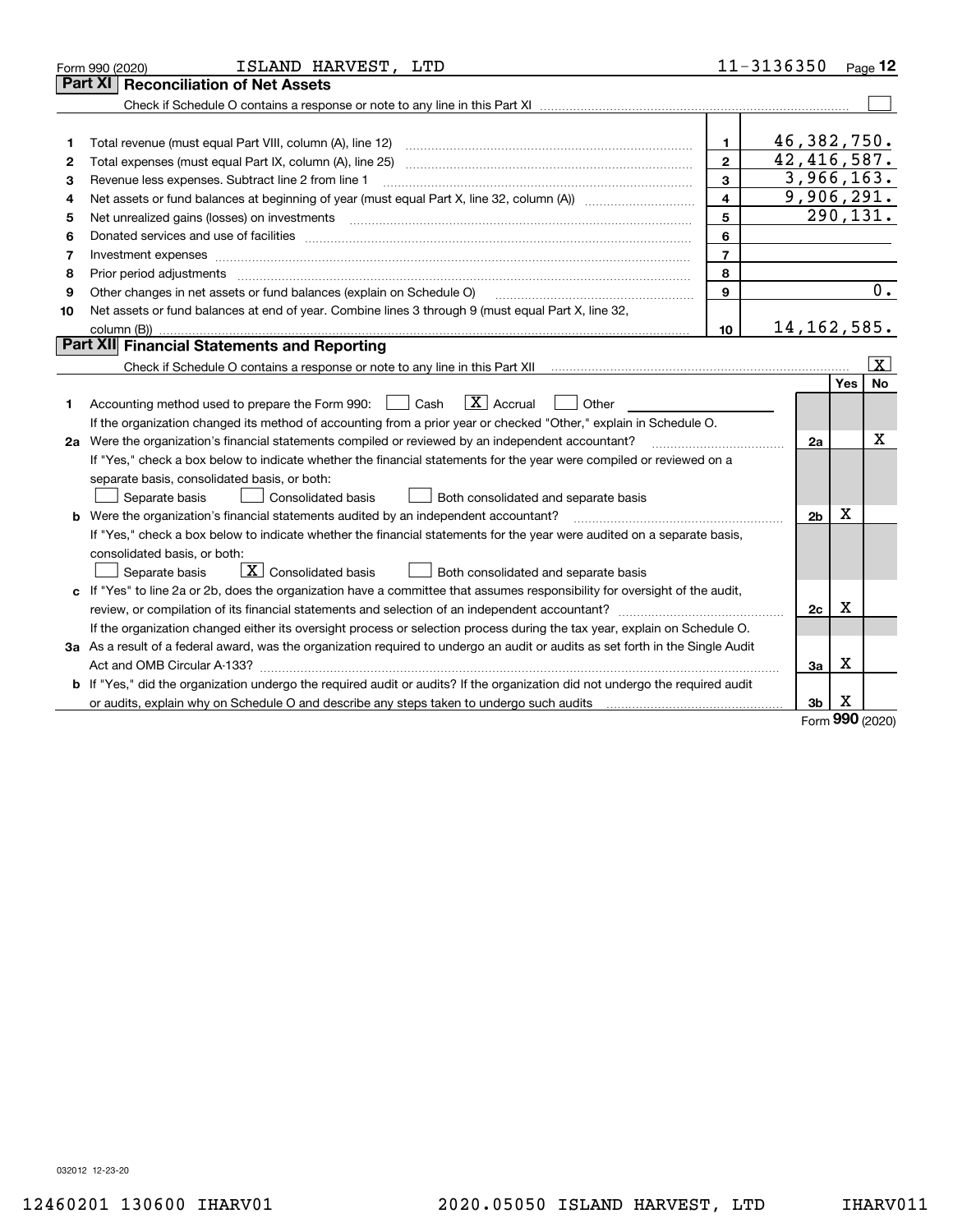Form 990 (2020) ISLAND HARVEST, LTD 11-3136350

## Part XI Reconciliation of Net Assets

Check if Schedule O contains a response or note to any line in this Part XI ☐

| | | | |
|---|---|---|---|
| 1 | Total revenue (must equal Part VIII, column (A), line 12) | 1 | 46,382,750. |
| 2 | Total expenses (must equal Part IX, column (A), line 25) | 2 | 42,416,587. |
| 3 | Revenue less expenses. Subtract line 2 from line 1 | 3 | 3,966,163. |
| 4 | Net assets or fund balances at beginning of year (must equal Part X, line 32, column (A)) | 4 | 9,906,291. |
| 5 | Net unrealized gains (losses) on investments | 5 | 290,131. |
| 6 | Donated services and use of facilities | 6 | |
| 7 | Investment expenses | 7 | |
| 8 | Prior period adjustments | 8 | |
| 9 | Other changes in net assets or fund balances (explain on Schedule O) | 9 | 0. |
| 10 | Net assets or fund balances at end of year. Combine lines 3 through 9 (must equal Part X, line 32, column (B)) | 10 | 14,162,585. |

## Part XII Financial Statements and Reporting

Check if Schedule O contains a response or note to any line in this Part XII ☒

| | | | Yes | No |
|---|---|---|---|---|
| 1 | Accounting method used to prepare the Form 990: ☐ Cash ☒ Accrual ☐ Other<br>If the organization changed its method of accounting from a prior year or checked "Other," explain in Schedule O. | | | |
| 2a | Were the organization's financial statements compiled or reviewed by an independent accountant?<br>If "Yes," check a box below to indicate whether the financial statements for the year were compiled or reviewed on a separate basis, consolidated basis, or both:<br>☐ Separate basis ☐ Consolidated basis ☐ Both consolidated and separate basis | 2a | | X |
| b | Were the organization's financial statements audited by an independent accountant?<br>If "Yes," check a box below to indicate whether the financial statements for the year were audited on a separate basis, consolidated basis, or both:<br>☐ Separate basis ☒ Consolidated basis ☐ Both consolidated and separate basis | 2b | X | |
| c | If "Yes" to line 2a or 2b, does the organization have a committee that assumes responsibility for oversight of the audit, review, or compilation of its financial statements and selection of an independent accountant?<br>If the organization changed either its oversight process or selection process during the tax year, explain on Schedule O. | 2c | X | |
| 3a | As a result of a federal award, was the organization required to undergo an audit or audits as set forth in the Single Audit Act and OMB Circular A-133? | 3a | X | |
| b | If "Yes," did the organization undergo the required audit or audits? If the organization did not undergo the required audit or audits, explain why on Schedule O and describe any steps taken to undergo such audits | 3b | X | |

Form 990 (2020)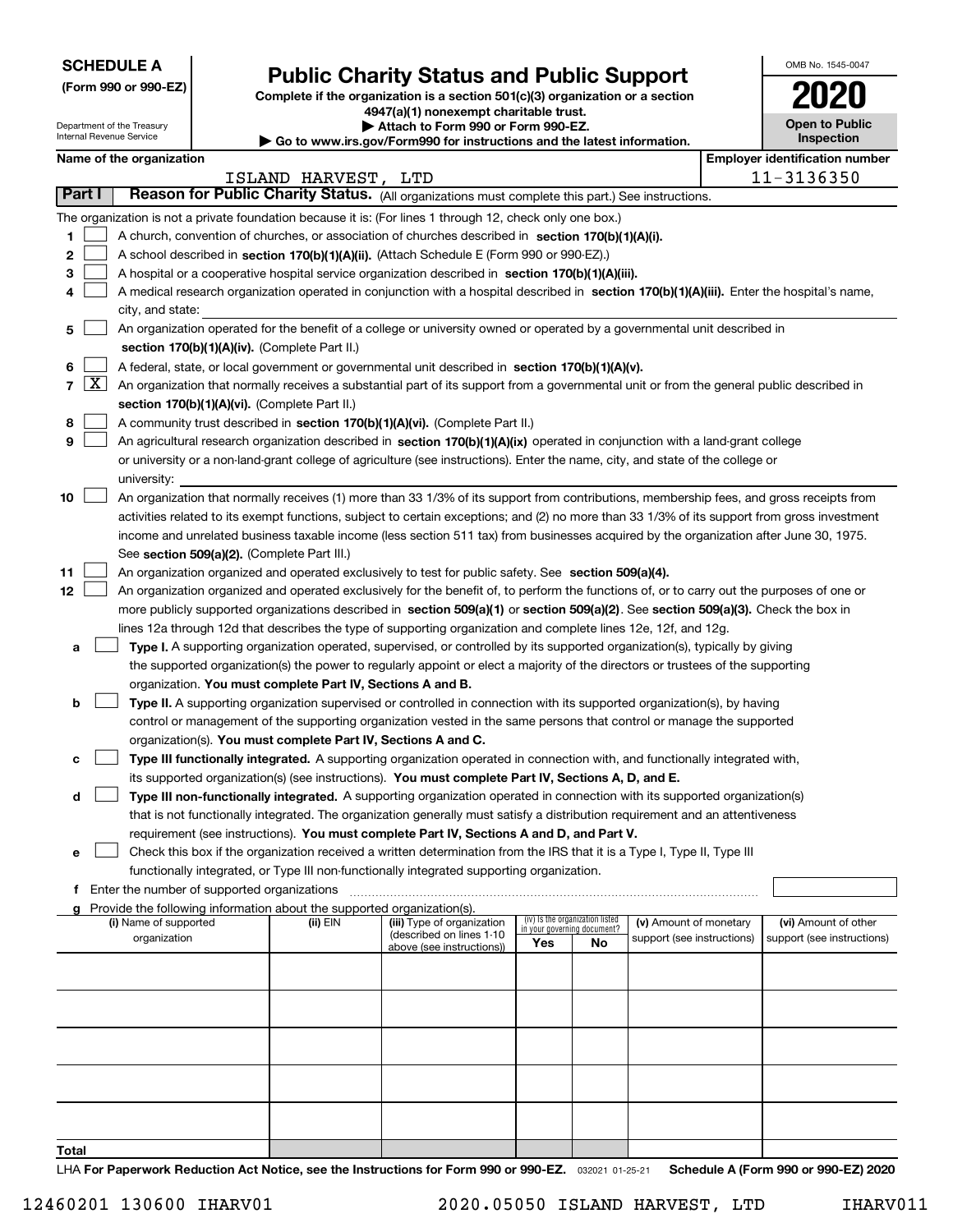**SCHEDULE A**
**(Form 990 or 990-EZ)**

Department of the Treasury
Internal Revenue Service

# Public Charity Status and Public Support

**Complete if the organization is a section 501(c)(3) organization or a section 4947(a)(1) nonexempt charitable trust.**
**▶ Attach to Form 990 or Form 990-EZ.**
**▶ Go to www.irs.gov/Form990 for instructions and the latest information.**

OMB No. 1545-0047
**2020**
**Open to Public Inspection**

**Name of the organization**: ISLAND HARVEST, LTD
**Employer identification number**: 11-3136350

## Part I Reason for Public Charity Status. (All organizations must complete this part.) See instructions.

The organization is not a private foundation because it is: (For lines 1 through 12, check only one box.)

1 [ ] A church, convention of churches, or association of churches described in **section 170(b)(1)(A)(i).**

2 [ ] A school described in **section 170(b)(1)(A)(ii).** (Attach Schedule E (Form 990 or 990-EZ).)

3 [ ] A hospital or a cooperative hospital service organization described in **section 170(b)(1)(A)(iii).**

4 [ ] A medical research organization operated in conjunction with a hospital described in **section 170(b)(1)(A)(iii).** Enter the hospital's name, city, and state:

5 [ ] An organization operated for the benefit of a college or university owned or operated by a governmental unit described in **section 170(b)(1)(A)(iv).** (Complete Part II.)

6 [ ] A federal, state, or local government or governmental unit described in **section 170(b)(1)(A)(v).**

7 [X] An organization that normally receives a substantial part of its support from a governmental unit or from the general public described in **section 170(b)(1)(A)(vi).** (Complete Part II.)

8 [ ] A community trust described in **section 170(b)(1)(A)(vi).** (Complete Part II.)

9 [ ] An agricultural research organization described in **section 170(b)(1)(A)(ix)** operated in conjunction with a land-grant college or university or a non-land-grant college of agriculture (see instructions). Enter the name, city, and state of the college or university:

10 [ ] An organization that normally receives (1) more than 33 1/3% of its support from contributions, membership fees, and gross receipts from activities related to its exempt functions, subject to certain exceptions; and (2) no more than 33 1/3% of its support from gross investment income and unrelated business taxable income (less section 511 tax) from businesses acquired by the organization after June 30, 1975. See **section 509(a)(2).** (Complete Part III.)

11 [ ] An organization organized and operated exclusively to test for public safety. See **section 509(a)(4).**

12 [ ] An organization organized and operated exclusively for the benefit of, to perform the functions of, or to carry out the purposes of one or more publicly supported organizations described in **section 509(a)(1)** or **section 509(a)(2)**. See **section 509(a)(3).** Check the box in lines 12a through 12d that describes the type of supporting organization and complete lines 12e, 12f, and 12g.

a [ ] **Type I.** A supporting organization operated, supervised, or controlled by its supported organization(s), typically by giving the supported organization(s) the power to regularly appoint or elect a majority of the directors or trustees of the supporting organization. **You must complete Part IV, Sections A and B.**

b [ ] **Type II.** A supporting organization supervised or controlled in connection with its supported organization(s), by having control or management of the supporting organization vested in the same persons that control or manage the supported organization(s). **You must complete Part IV, Sections A and C.**

c [ ] **Type III functionally integrated.** A supporting organization operated in connection with, and functionally integrated with, its supported organization(s) (see instructions). **You must complete Part IV, Sections A, D, and E.**

d [ ] **Type III non-functionally integrated.** A supporting organization operated in connection with its supported organization(s) that is not functionally integrated. The organization generally must satisfy a distribution requirement and an attentiveness requirement (see instructions). **You must complete Part IV, Sections A and D, and Part V.**

e [ ] Check this box if the organization received a written determination from the IRS that it is a Type I, Type II, Type III functionally integrated, or Type III non-functionally integrated supporting organization.

f Enter the number of supported organizations

g Provide the following information about the supported organization(s).

| (i) Name of supported organization | (ii) EIN | (iii) Type of organization (described on lines 1-10 above (see instructions)) | (iv) Is the organization listed in your governing document? Yes | No | (v) Amount of monetary support (see instructions) | (vi) Amount of other support (see instructions) |
|---|---|---|---|---|---|---|
| | | | | | | |
| | | | | | | |
| | | | | | | |
| | | | | | | |
| | | | | | | |
| **Total** | | | | | | |

LHA **For Paperwork Reduction Act Notice, see the Instructions for Form 990 or 990-EZ.** 032021 01-25-21 **Schedule A (Form 990 or 990-EZ) 2020**

12460201 130600 IHARV01 2020.05050 ISLAND HARVEST, LTD IHARV011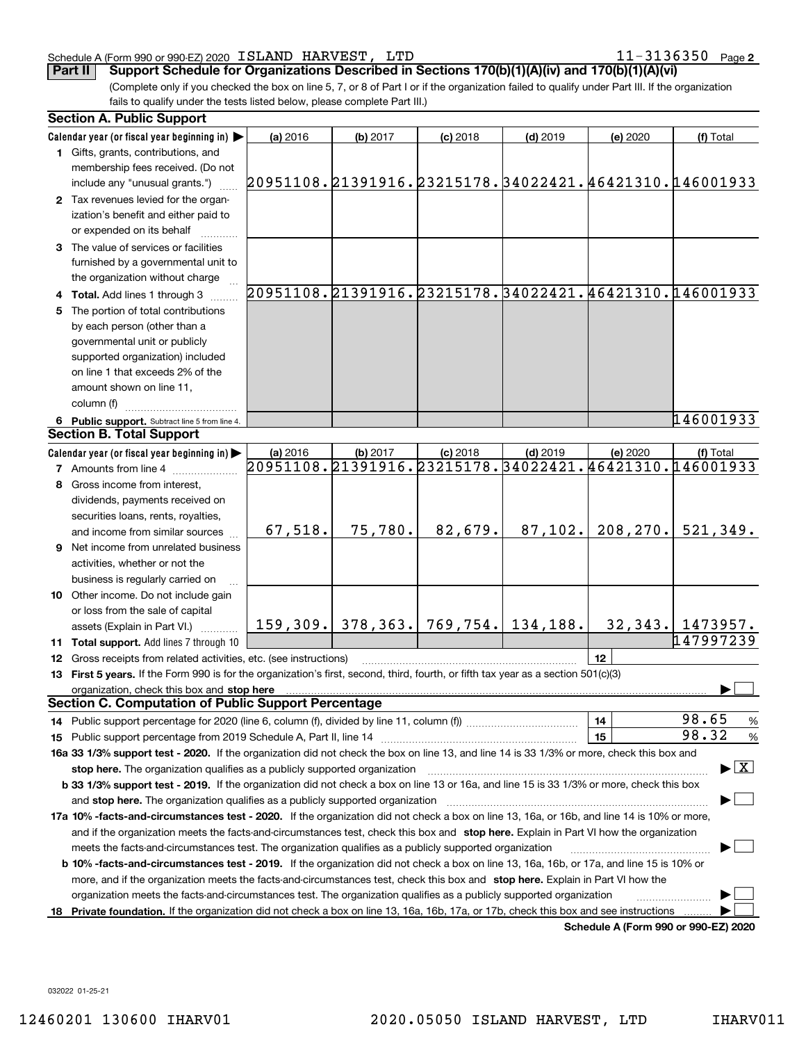Schedule A (Form 990 or 990-EZ) 2020 ISLAND HARVEST, LTD 11-3136350 Page 2

## Part II Support Schedule for Organizations Described in Sections 170(b)(1)(A)(iv) and 170(b)(1)(A)(vi)

(Complete only if you checked the box on line 5, 7, or 8 of Part I or if the organization failed to qualify under Part III. If the organization fails to qualify under the tests listed below, please complete Part III.)

### Section A. Public Support

| Calendar year (or fiscal year beginning in) | (a) 2016 | (b) 2017 | (c) 2018 | (d) 2019 | (e) 2020 | (f) Total |
|---|---|---|---|---|---|---|
| 1 Gifts, grants, contributions, and membership fees received. (Do not include any "unusual grants.") | 20951108. | 21391916. | 23215178. | 34022421. | 46421310. | 146001933 |
| 2 Tax revenues levied for the organization's benefit and either paid to or expended on its behalf | | | | | | |
| 3 The value of services or facilities furnished by a governmental unit to the organization without charge | | | | | | |
| 4 Total. Add lines 1 through 3 | 20951108. | 21391916. | 23215178. | 34022421. | 46421310. | 146001933 |
| 5 The portion of total contributions by each person (other than a governmental unit or publicly supported organization) included on line 1 that exceeds 2% of the amount shown on line 11, column (f) | | | | | | |
| 6 Public support. Subtract line 5 from line 4. | | | | | | 146001933 |

### Section B. Total Support

| Calendar year (or fiscal year beginning in) | (a) 2016 | (b) 2017 | (c) 2018 | (d) 2019 | (e) 2020 | (f) Total |
|---|---|---|---|---|---|---|
| 7 Amounts from line 4 | 20951108. | 21391916. | 23215178. | 34022421. | 46421310. | 146001933 |
| 8 Gross income from interest, dividends, payments received on securities loans, rents, royalties, and income from similar sources | 67,518. | 75,780. | 82,679. | 87,102. | 208,270. | 521,349. |
| 9 Net income from unrelated business activities, whether or not the business is regularly carried on | | | | | | |
| 10 Other income. Do not include gain or loss from the sale of capital assets (Explain in Part VI.) | 159,309. | 378,363. | 769,754. | 134,188. | 32,343. | 1473957. |
| 11 Total support. Add lines 7 through 10 | | | | | | 147997239 |

12 Gross receipts from related activities, etc. (see instructions) | 12 |

13 **First 5 years.** If the Form 990 is for the organization's first, second, third, fourth, or fifth tax year as a section 501(c)(3) organization, check this box and **stop here** ☐

### Section C. Computation of Public Support Percentage

14 Public support percentage for 2020 (line 6, column (f), divided by line 11, column (f)) | 14 | 98.65 %

15 Public support percentage from 2019 Schedule A, Part II, line 14 | 15 | 98.32 %

16a **33 1/3% support test - 2020.** If the organization did not check the box on line 13, and line 14 is 33 1/3% or more, check this box and **stop here.** The organization qualifies as a publicly supported organization ☒

b **33 1/3% support test - 2019.** If the organization did not check a box on line 13 or 16a, and line 15 is 33 1/3% or more, check this box and **stop here.** The organization qualifies as a publicly supported organization ☐

17a **10% -facts-and-circumstances test - 2020.** If the organization did not check a box on line 13, 16a, or 16b, and line 14 is 10% or more, and if the organization meets the facts-and-circumstances test, check this box and **stop here.** Explain in Part VI how the organization meets the facts-and-circumstances test. The organization qualifies as a publicly supported organization ☐

b **10% -facts-and-circumstances test - 2019.** If the organization did not check a box on line 13, 16a, 16b, or 17a, and line 15 is 10% or more, and if the organization meets the facts-and-circumstances test, check this box and **stop here.** Explain in Part VI how the organization meets the facts-and-circumstances test. The organization qualifies as a publicly supported organization ☐

18 **Private foundation.** If the organization did not check a box on line 13, 16a, 16b, 17a, or 17b, check this box and see instructions ☐

**Schedule A (Form 990 or 990-EZ) 2020**

032022 01-25-21

12460201 130600 IHARV01 2020.05050 ISLAND HARVEST, LTD IHARV011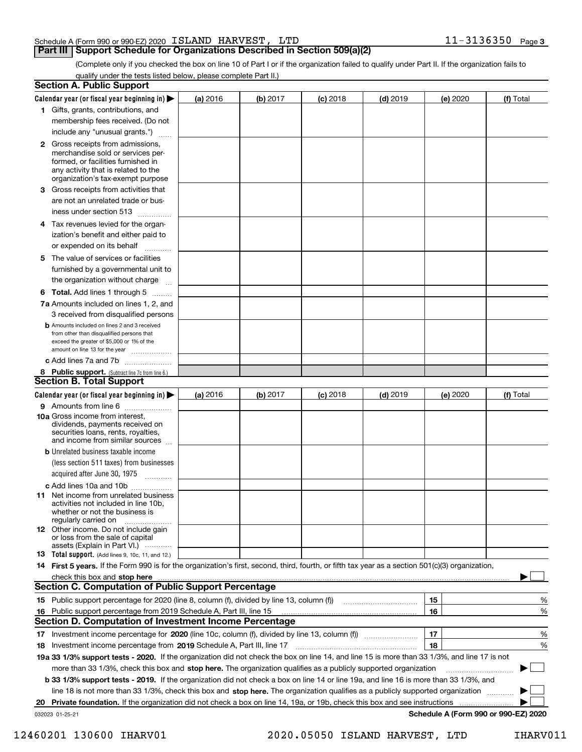Schedule A (Form 990 or 990-EZ) 2020 ISLAND HARVEST, LTD 11-3136350 Page 3

## Part III Support Schedule for Organizations Described in Section 509(a)(2)

(Complete only if you checked the box on line 10 of Part I or if the organization failed to qualify under Part II. If the organization fails to qualify under the tests listed below, please complete Part II.)

### Section A. Public Support

| Calendar year (or fiscal year beginning in) ▶ | (a) 2016 | (b) 2017 | (c) 2018 | (d) 2019 | (e) 2020 | (f) Total |
|---|---|---|---|---|---|---|
| 1 Gifts, grants, contributions, and membership fees received. (Do not include any "unusual grants.") | | | | | | |
| 2 Gross receipts from admissions, merchandise sold or services performed, or facilities furnished in any activity that is related to the organization's tax-exempt purpose | | | | | | |
| 3 Gross receipts from activities that are not an unrelated trade or business under section 513 | | | | | | |
| 4 Tax revenues levied for the organization's benefit and either paid to or expended on its behalf | | | | | | |
| 5 The value of services or facilities furnished by a governmental unit to the organization without charge | | | | | | |
| 6 **Total.** Add lines 1 through 5 | | | | | | |
| 7a Amounts included on lines 1, 2, and 3 received from disqualified persons | | | | | | |
| b Amounts included on lines 2 and 3 received from other than disqualified persons that exceed the greater of $5,000 or 1% of the amount on line 13 for the year | | | | | | |
| c Add lines 7a and 7b | | | | | | |
| 8 **Public support.** (Subtract line 7c from line 6.) | | | | | | |

### Section B. Total Support

| Calendar year (or fiscal year beginning in) ▶ | (a) 2016 | (b) 2017 | (c) 2018 | (d) 2019 | (e) 2020 | (f) Total |
|---|---|---|---|---|---|---|
| 9 Amounts from line 6 | | | | | | |
| 10a Gross income from interest, dividends, payments received on securities loans, rents, royalties, and income from similar sources | | | | | | |
| b Unrelated business taxable income (less section 511 taxes) from businesses acquired after June 30, 1975 | | | | | | |
| c Add lines 10a and 10b | | | | | | |
| 11 Net income from unrelated business activities not included in line 10b, whether or not the business is regularly carried on | | | | | | |
| 12 Other income. Do not include gain or loss from the sale of capital assets (Explain in Part VI.) | | | | | | |
| 13 **Total support.** (Add lines 9, 10c, 11, and 12.) | | | | | | |

14 **First 5 years.** If the Form 990 is for the organization's first, second, third, fourth, or fifth tax year as a section 501(c)(3) organization, check this box and **stop here** ▶ ☐

### Section C. Computation of Public Support Percentage

| | | | |
|---|---|---|---|
| 15 | Public support percentage for 2020 (line 8, column (f), divided by line 13, column (f)) | 15 | % |
| 16 | Public support percentage from 2019 Schedule A, Part III, line 15 | 16 | % |

### Section D. Computation of Investment Income Percentage

| | | | |
|---|---|---|---|
| 17 | Investment income percentage for **2020** (line 10c, column (f), divided by line 13, column (f)) | 17 | % |
| 18 | Investment income percentage from **2019** Schedule A, Part III, line 17 | 18 | % |

**19a 33 1/3% support tests - 2020.** If the organization did not check the box on line 14, and line 15 is more than 33 1/3%, and line 17 is not more than 33 1/3%, check this box and **stop here.** The organization qualifies as a publicly supported organization ▶ ☐

**b 33 1/3% support tests - 2019.** If the organization did not check a box on line 14 or line 19a, and line 16 is more than 33 1/3%, and line 18 is not more than 33 1/3%, check this box and **stop here.** The organization qualifies as a publicly supported organization ▶ ☐

**20 Private foundation.** If the organization did not check a box on line 14, 19a, or 19b, check this box and see instructions ▶ ☐

032023 01-25-21 **Schedule A (Form 990 or 990-EZ) 2020**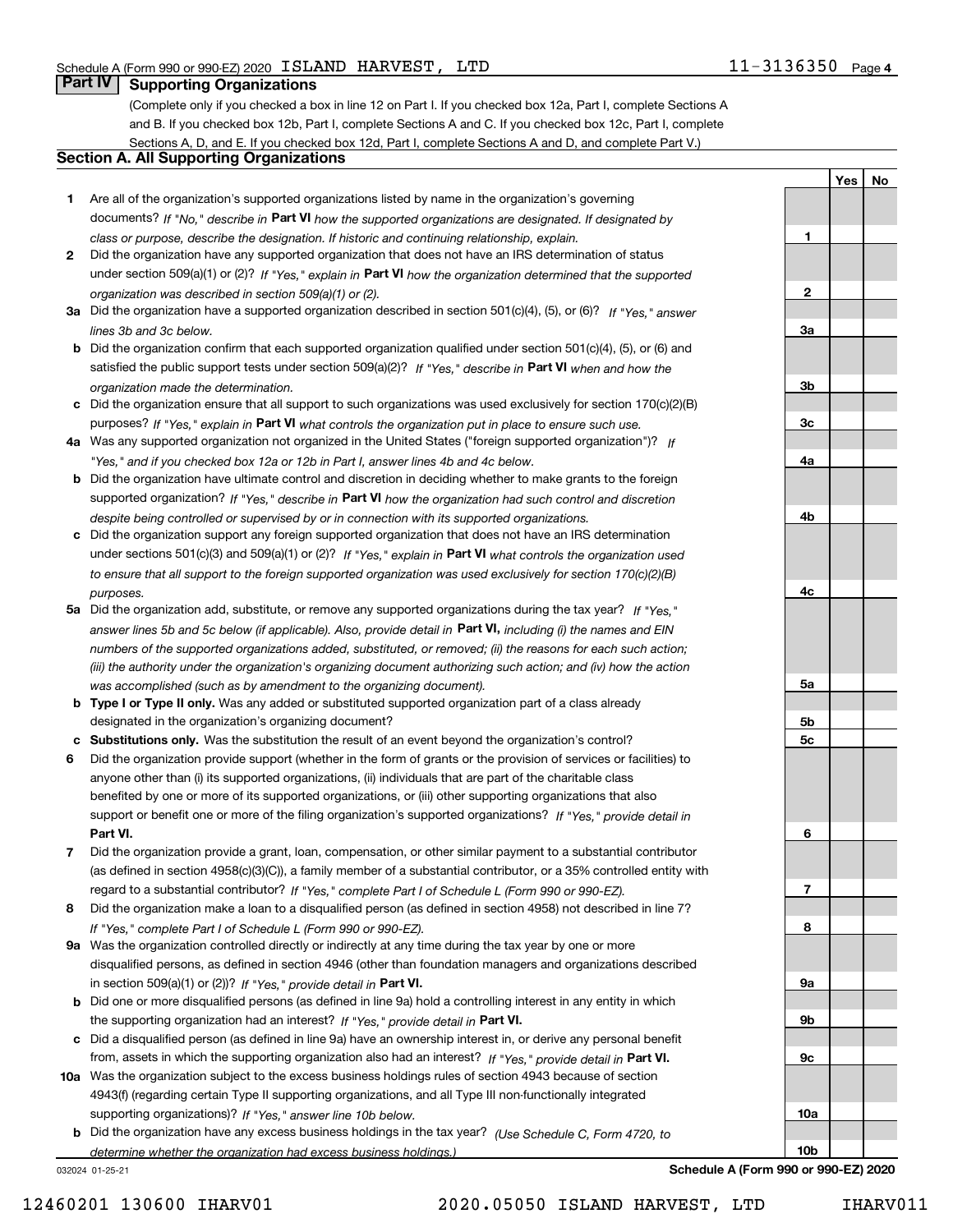Schedule A (Form 990 or 990-EZ) 2020 ISLAND HARVEST, LTD 11-3136350 Page 4

## Part IV Supporting Organizations

(Complete only if you checked a box in line 12 on Part I. If you checked box 12a, Part I, complete Sections A and B. If you checked box 12b, Part I, complete Sections A and C. If you checked box 12c, Part I, complete Sections A, D, and E. If you checked box 12d, Part I, complete Sections A and D, and complete Part V.)

### Section A. All Supporting Organizations

| | | | Yes | No |
|---|---|---|---|---|
| **1** | Are all of the organization's supported organizations listed by name in the organization's governing documents? *If "No," describe in* **Part VI** *how the supported organizations are designated. If designated by class or purpose, describe the designation. If historic and continuing relationship, explain.* | 1 | | |
| **2** | Did the organization have any supported organization that does not have an IRS determination of status under section 509(a)(1) or (2)? *If "Yes," explain in* **Part VI** *how the organization determined that the supported organization was described in section 509(a)(1) or (2).* | 2 | | |
| **3a** | Did the organization have a supported organization described in section 501(c)(4), (5), or (6)? *If "Yes," answer lines 3b and 3c below.* | 3a | | |
| **b** | Did the organization confirm that each supported organization qualified under section 501(c)(4), (5), or (6) and satisfied the public support tests under section 509(a)(2)? *If "Yes," describe in* **Part VI** *when and how the organization made the determination.* | 3b | | |
| **c** | Did the organization ensure that all support to such organizations was used exclusively for section 170(c)(2)(B) purposes? *If "Yes," explain in* **Part VI** *what controls the organization put in place to ensure such use.* | 3c | | |
| **4a** | Was any supported organization not organized in the United States ("foreign supported organization")? *If "Yes," and if you checked box 12a or 12b in Part I, answer lines 4b and 4c below.* | 4a | | |
| **b** | Did the organization have ultimate control and discretion in deciding whether to make grants to the foreign supported organization? *If "Yes," describe in* **Part VI** *how the organization had such control and discretion despite being controlled or supervised by or in connection with its supported organizations.* | 4b | | |
| **c** | Did the organization support any foreign supported organization that does not have an IRS determination under sections 501(c)(3) and 509(a)(1) or (2)? *If "Yes," explain in* **Part VI** *what controls the organization used to ensure that all support to the foreign supported organization was used exclusively for section 170(c)(2)(B) purposes.* | 4c | | |
| **5a** | Did the organization add, substitute, or remove any supported organizations during the tax year? *If "Yes," answer lines 5b and 5c below (if applicable). Also, provide detail in* **Part VI,** *including (i) the names and EIN numbers of the supported organizations added, substituted, or removed; (ii) the reasons for each such action; (iii) the authority under the organization's organizing document authorizing such action; and (iv) how the action was accomplished (such as by amendment to the organizing document).* | 5a | | |
| **b** | **Type I or Type II only.** Was any added or substituted supported organization part of a class already designated in the organization's organizing document? | 5b | | |
| **c** | **Substitutions only.** Was the substitution the result of an event beyond the organization's control? | 5c | | |
| **6** | Did the organization provide support (whether in the form of grants or the provision of services or facilities) to anyone other than (i) its supported organizations, (ii) individuals that are part of the charitable class benefited by one or more of its supported organizations, or (iii) other supporting organizations that also support or benefit one or more of the filing organization's supported organizations? *If "Yes," provide detail in* **Part VI.** | 6 | | |
| **7** | Did the organization provide a grant, loan, compensation, or other similar payment to a substantial contributor (as defined in section 4958(c)(3)(C)), a family member of a substantial contributor, or a 35% controlled entity with regard to a substantial contributor? *If "Yes," complete Part I of Schedule L (Form 990 or 990-EZ).* | 7 | | |
| **8** | Did the organization make a loan to a disqualified person (as defined in section 4958) not described in line 7? *If "Yes," complete Part I of Schedule L (Form 990 or 990-EZ).* | 8 | | |
| **9a** | Was the organization controlled directly or indirectly at any time during the tax year by one or more disqualified persons, as defined in section 4946 (other than foundation managers and organizations described in section 509(a)(1) or (2))? *If "Yes," provide detail in* **Part VI.** | 9a | | |
| **b** | Did one or more disqualified persons (as defined in line 9a) hold a controlling interest in any entity in which the supporting organization had an interest? *If "Yes," provide detail in* **Part VI.** | 9b | | |
| **c** | Did a disqualified person (as defined in line 9a) have an ownership interest in, or derive any personal benefit from, assets in which the supporting organization also had an interest? *If "Yes," provide detail in* **Part VI.** | 9c | | |
| **10a** | Was the organization subject to the excess business holdings rules of section 4943 because of section 4943(f) (regarding certain Type II supporting organizations, and all Type III non-functionally integrated supporting organizations)? *If "Yes," answer line 10b below.* | 10a | | |
| **b** | Did the organization have any excess business holdings in the tax year? *(Use Schedule C, Form 4720, to determine whether the organization had excess business holdings.)* | 10b | | |

032024 01-25-21 **Schedule A (Form 990 or 990-EZ) 2020**

12460201 130600 IHARV01 2020.05050 ISLAND HARVEST, LTD IHARV011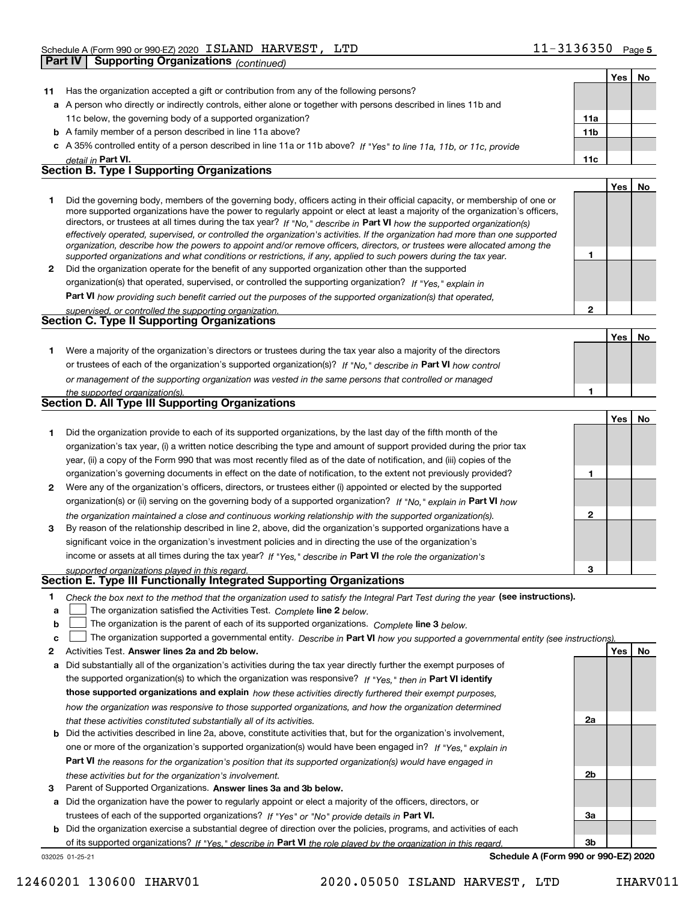Schedule A (Form 990 or 990-EZ) 2020 ISLAND HARVEST, LTD 11-3136350 Page 5

## Part IV Supporting Organizations *(continued)*

| | | | Yes | No |
|---|---|---|---|---|
| **11** | Has the organization accepted a gift or contribution from any of the following persons? | | | |
| **a** | A person who directly or indirectly controls, either alone or together with persons described in lines 11b and 11c below, the governing body of a supported organization? | **11a** | | |
| **b** | A family member of a person described in line 11a above? | **11b** | | |
| **c** | A 35% controlled entity of a person described in line 11a or 11b above? *If "Yes" to line 11a, 11b, or 11c, provide detail in* **Part VI.** | **11c** | | |

### Section B. Type I Supporting Organizations

| | | | Yes | No |
|---|---|---|---|---|
| **1** | Did the governing body, members of the governing body, officers acting in their official capacity, or membership of one or more supported organizations have the power to regularly appoint or elect at least a majority of the organization's officers, directors, or trustees at all times during the tax year? *If "No," describe in* **Part VI** *how the supported organization(s) effectively operated, supervised, or controlled the organization's activities. If the organization had more than one supported organization, describe how the powers to appoint and/or remove officers, directors, or trustees were allocated among the supported organizations and what conditions or restrictions, if any, applied to such powers during the tax year.* | **1** | | |
| **2** | Did the organization operate for the benefit of any supported organization other than the supported organization(s) that operated, supervised, or controlled the supporting organization? *If "Yes," explain in* **Part VI** *how providing such benefit carried out the purposes of the supported organization(s) that operated, supervised, or controlled the supporting organization.* | **2** | | |

### Section C. Type II Supporting Organizations

| | | | Yes | No |
|---|---|---|---|---|
| **1** | Were a majority of the organization's directors or trustees during the tax year also a majority of the directors or trustees of each of the organization's supported organization(s)? *If "No," describe in* **Part VI** *how control or management of the supporting organization was vested in the same persons that controlled or managed the supported organization(s).* | **1** | | |

### Section D. All Type III Supporting Organizations

| | | | Yes | No |
|---|---|---|---|---|
| **1** | Did the organization provide to each of its supported organizations, by the last day of the fifth month of the organization's tax year, (i) a written notice describing the type and amount of support provided during the prior tax year, (ii) a copy of the Form 990 that was most recently filed as of the date of notification, and (iii) copies of the organization's governing documents in effect on the date of notification, to the extent not previously provided? | **1** | | |
| **2** | Were any of the organization's officers, directors, or trustees either (i) appointed or elected by the supported organization(s) or (ii) serving on the governing body of a supported organization? *If "No," explain in* **Part VI** *how the organization maintained a close and continuous working relationship with the supported organization(s).* | **2** | | |
| **3** | By reason of the relationship described in line 2, above, did the organization's supported organizations have a significant voice in the organization's investment policies and in directing the use of the organization's income or assets at all times during the tax year? *If "Yes," describe in* **Part VI** *the role the organization's supported organizations played in this regard.* | **3** | | |

### Section E. Type III Functionally Integrated Supporting Organizations

**1** *Check the box next to the method that the organization used to satisfy the Integral Part Test during the year* **(see instructions).**

- **a** ☐ The organization satisfied the Activities Test. *Complete* **line 2** *below.*
- **b** ☐ The organization is the parent of each of its supported organizations. *Complete* **line 3** *below.*
- **c** ☐ The organization supported a governmental entity. *Describe in* **Part VI** *how you supported a governmental entity (see instructions).*

| | | | Yes | No |
|---|---|---|---|---|
| **2** | Activities Test. **Answer lines 2a and 2b below.** | | | |
| **a** | Did substantially all of the organization's activities during the tax year directly further the exempt purposes of the supported organization(s) to which the organization was responsive? *If "Yes," then in* **Part VI identify those supported organizations and explain** *how these activities directly furthered their exempt purposes, how the organization was responsive to those supported organizations, and how the organization determined that these activities constituted substantially all of its activities.* | **2a** | | |
| **b** | Did the activities described in line 2a, above, constitute activities that, but for the organization's involvement, one or more of the organization's supported organization(s) would have been engaged in? *If "Yes," explain in* **Part VI** *the reasons for the organization's position that its supported organization(s) would have engaged in these activities but for the organization's involvement.* | **2b** | | |
| **3** | Parent of Supported Organizations. **Answer lines 3a and 3b below.** | | | |
| **a** | Did the organization have the power to regularly appoint or elect a majority of the officers, directors, or trustees of each of the supported organizations? *If "Yes" or "No" provide details in* **Part VI.** | **3a** | | |
| **b** | Did the organization exercise a substantial degree of direction over the policies, programs, and activities of each of its supported organizations? *If "Yes," describe in* **Part VI** *the role played by the organization in this regard.* | **3b** | | |

032025 01-25-21 **Schedule A (Form 990 or 990-EZ) 2020**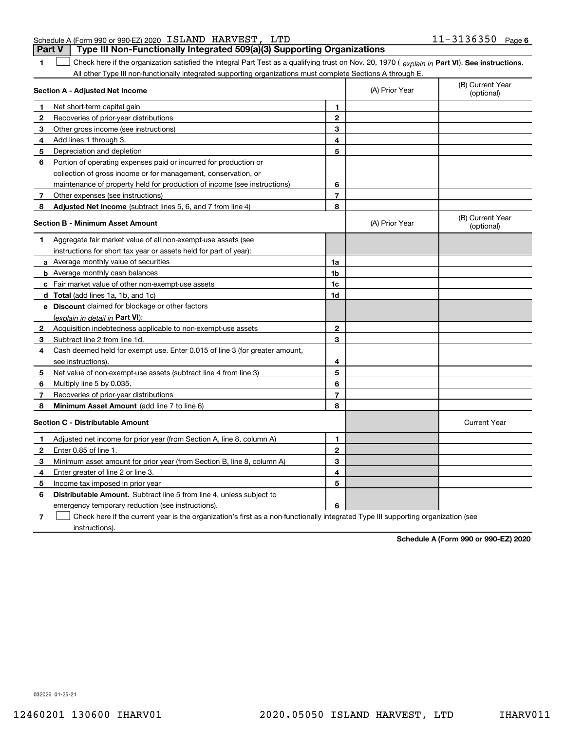Schedule A (Form 990 or 990-EZ) 2020 ISLAND HARVEST, LTD 11-3136350 Page 6

## Part V Type III Non-Functionally Integrated 509(a)(3) Supporting Organizations

**1** ☐ Check here if the organization satisfied the Integral Part Test as a qualifying trust on Nov. 20, 1970 ( *explain in* **Part VI**). **See instructions.** All other Type III non-functionally integrated supporting organizations must complete Sections A through E.

| **Section A - Adjusted Net Income** | | (A) Prior Year | (B) Current Year (optional) |
|---|---|---|---|
| **1** Net short-term capital gain | 1 | | |
| **2** Recoveries of prior-year distributions | 2 | | |
| **3** Other gross income (see instructions) | 3 | | |
| **4** Add lines 1 through 3. | 4 | | |
| **5** Depreciation and depletion | 5 | | |
| **6** Portion of operating expenses paid or incurred for production or collection of gross income or for management, conservation, or maintenance of property held for production of income (see instructions) | 6 | | |
| **7** Other expenses (see instructions) | 7 | | |
| **8** **Adjusted Net Income** (subtract lines 5, 6, and 7 from line 4) | 8 | | |

| **Section B - Minimum Asset Amount** | | (A) Prior Year | (B) Current Year (optional) |
|---|---|---|---|
| **1** Aggregate fair market value of all non-exempt-use assets (see instructions for short tax year or assets held for part of year): | | | |
| **a** Average monthly value of securities | 1a | | |
| **b** Average monthly cash balances | 1b | | |
| **c** Fair market value of other non-exempt-use assets | 1c | | |
| **d** **Total** (add lines 1a, 1b, and 1c) | 1d | | |
| **e** **Discount** claimed for blockage or other factors (*explain in detail in* **Part VI**): | | | |
| **2** Acquisition indebtedness applicable to non-exempt-use assets | 2 | | |
| **3** Subtract line 2 from line 1d. | 3 | | |
| **4** Cash deemed held for exempt use. Enter 0.015 of line 3 (for greater amount, see instructions). | 4 | | |
| **5** Net value of non-exempt-use assets (subtract line 4 from line 3) | 5 | | |
| **6** Multiply line 5 by 0.035. | 6 | | |
| **7** Recoveries of prior-year distributions | 7 | | |
| **8** **Minimum Asset Amount** (add line 7 to line 6) | 8 | | |

| **Section C - Distributable Amount** | | | Current Year |
|---|---|---|---|
| **1** Adjusted net income for prior year (from Section A, line 8, column A) | 1 | | |
| **2** Enter 0.85 of line 1. | 2 | | |
| **3** Minimum asset amount for prior year (from Section B, line 8, column A) | 3 | | |
| **4** Enter greater of line 2 or line 3. | 4 | | |
| **5** Income tax imposed in prior year | 5 | | |
| **6** **Distributable Amount.** Subtract line 5 from line 4, unless subject to emergency temporary reduction (see instructions). | 6 | | |

**7** ☐ Check here if the current year is the organization's first as a non-functionally integrated Type III supporting organization (see instructions).

**Schedule A (Form 990 or 990-EZ) 2020**

032026 01-25-21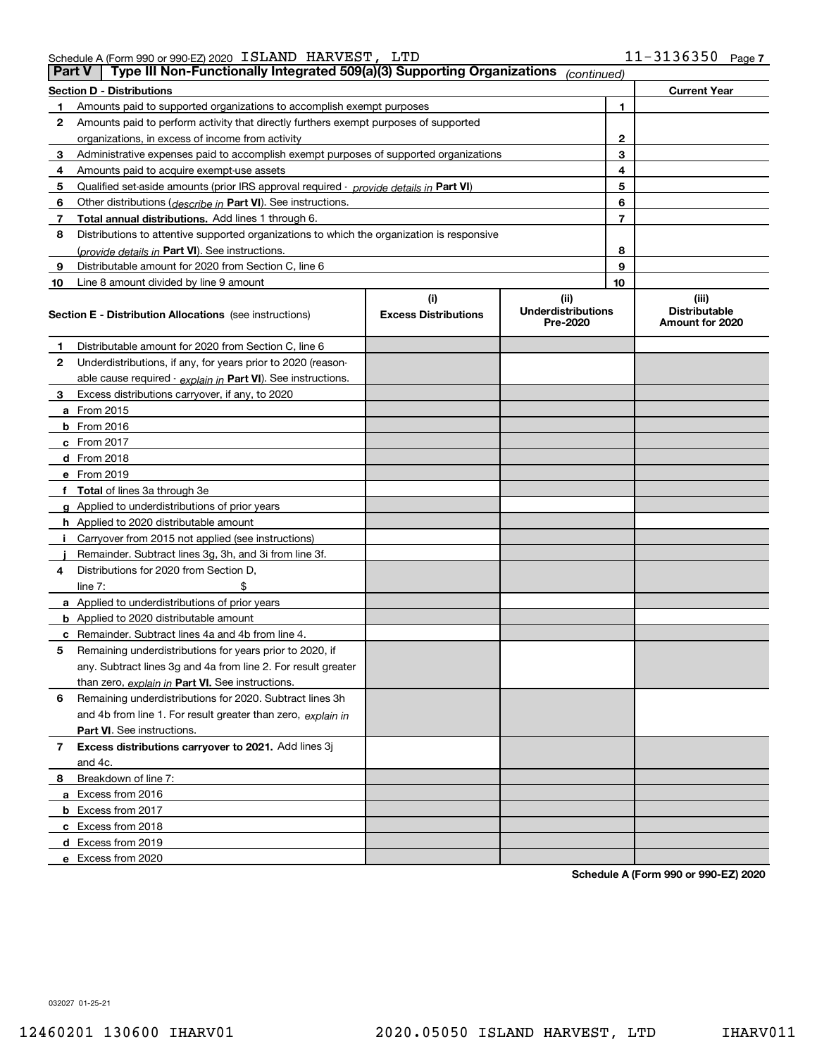Schedule A (Form 990 or 990-EZ) 2020 ISLAND HARVEST, LTD 11-3136350

## Part V | Type III Non-Functionally Integrated 509(a)(3) Supporting Organizations *(continued)*

| **Section D - Distributions** | | **Current Year** |
|---|---|---|
| **1** Amounts paid to supported organizations to accomplish exempt purposes | 1 | |
| **2** Amounts paid to perform activity that directly furthers exempt purposes of supported organizations, in excess of income from activity | 2 | |
| **3** Administrative expenses paid to accomplish exempt purposes of supported organizations | 3 | |
| **4** Amounts paid to acquire exempt-use assets | 4 | |
| **5** Qualified set-aside amounts (prior IRS approval required - *provide details in* **Part VI**) | 5 | |
| **6** Other distributions (*describe in* **Part VI**). See instructions. | 6 | |
| **7** **Total annual distributions.** Add lines 1 through 6. | 7 | |
| **8** Distributions to attentive supported organizations to which the organization is responsive (*provide details in* **Part VI**). See instructions. | 8 | |
| **9** Distributable amount for 2020 from Section C, line 6 | 9 | |
| **10** Line 8 amount divided by line 9 amount | 10 | |

| **Section E - Distribution Allocations** (see instructions) | **(i)** **Excess Distributions** | **(ii)** **Underdistributions Pre-2020** | **(iii)** **Distributable Amount for 2020** |
|---|---|---|---|
| **1** Distributable amount for 2020 from Section C, line 6 | | | |
| **2** Underdistributions, if any, for years prior to 2020 (reasonable cause required - *explain in* **Part VI**). See instructions. | | | |
| **3** Excess distributions carryover, if any, to 2020 | | | |
| **a** From 2015 | | | |
| **b** From 2016 | | | |
| **c** From 2017 | | | |
| **d** From 2018 | | | |
| **e** From 2019 | | | |
| **f** **Total** of lines 3a through 3e | | | |
| **g** Applied to underdistributions of prior years | | | |
| **h** Applied to 2020 distributable amount | | | |
| **i** Carryover from 2015 not applied (see instructions) | | | |
| **j** Remainder. Subtract lines 3g, 3h, and 3i from line 3f. | | | |
| **4** Distributions for 2020 from Section D, line 7: $ | | | |
| **a** Applied to underdistributions of prior years | | | |
| **b** Applied to 2020 distributable amount | | | |
| **c** Remainder. Subtract lines 4a and 4b from line 4. | | | |
| **5** Remaining underdistributions for years prior to 2020, if any. Subtract lines 3g and 4a from line 2. For result greater than zero, *explain in* **Part VI.** See instructions. | | | |
| **6** Remaining underdistributions for 2020. Subtract lines 3h and 4b from line 1. For result greater than zero, *explain in* **Part VI**. See instructions. | | | |
| **7** **Excess distributions carryover to 2021.** Add lines 3j and 4c. | | | |
| **8** Breakdown of line 7: | | | |
| **a** Excess from 2016 | | | |
| **b** Excess from 2017 | | | |
| **c** Excess from 2018 | | | |
| **d** Excess from 2019 | | | |
| **e** Excess from 2020 | | | |

**Schedule A (Form 990 or 990-EZ) 2020**

032027 01-25-21

12460201 130600 IHARV01 2020.05050 ISLAND HARVEST, LTD IHARV011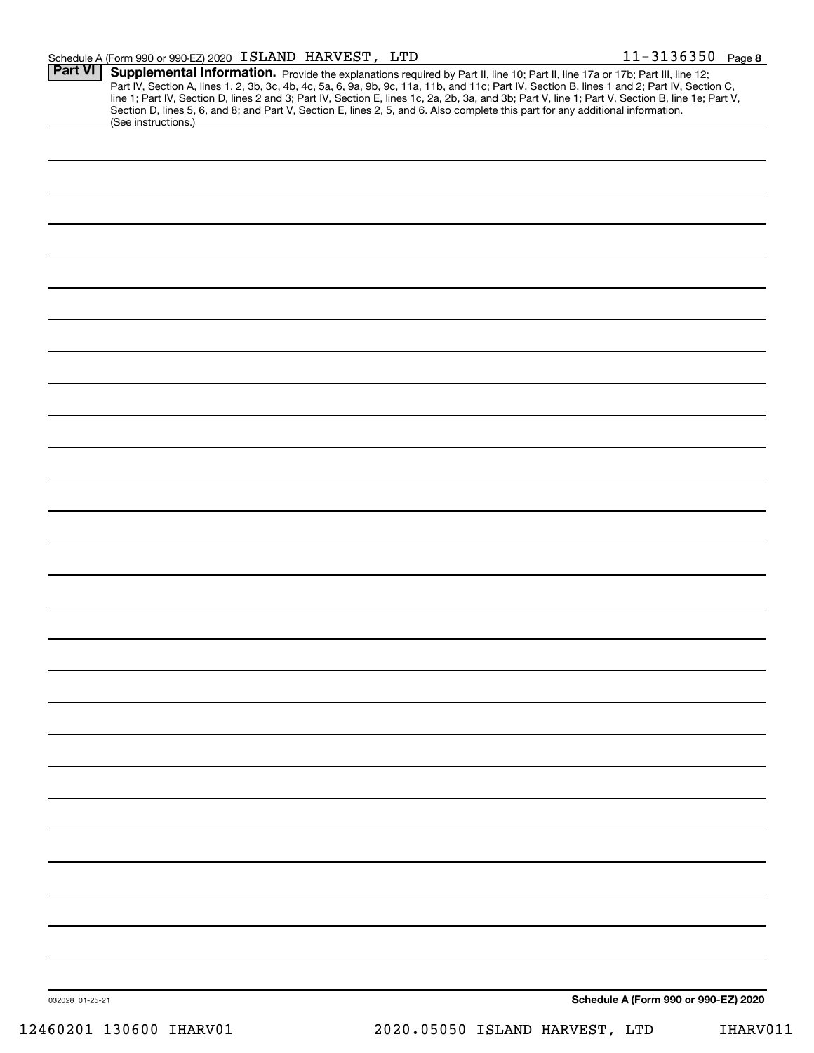Schedule A (Form 990 or 990-EZ) 2020 ISLAND HARVEST, LTD 11-3136350 Page 8

**Part VI** **Supplemental Information.** Provide the explanations required by Part II, line 10; Part II, line 17a or 17b; Part III, line 12; Part IV, Section A, lines 1, 2, 3b, 3c, 4b, 4c, 5a, 6, 9a, 9b, 9c, 11a, 11b, and 11c; Part IV, Section B, lines 1 and 2; Part IV, Section C, line 1; Part IV, Section D, lines 2 and 3; Part IV, Section E, lines 1c, 2a, 2b, 3a, and 3b; Part V, line 1; Part V, Section B, line 1e; Part V, Section D, lines 5, 6, and 8; and Part V, Section E, lines 2, 5, and 6. Also complete this part for any additional information. (See instructions.)

032028 01-25-21

**Schedule A (Form 990 or 990-EZ) 2020**

12460201 130600 IHARV01 2020.05050 ISLAND HARVEST, LTD IHARV011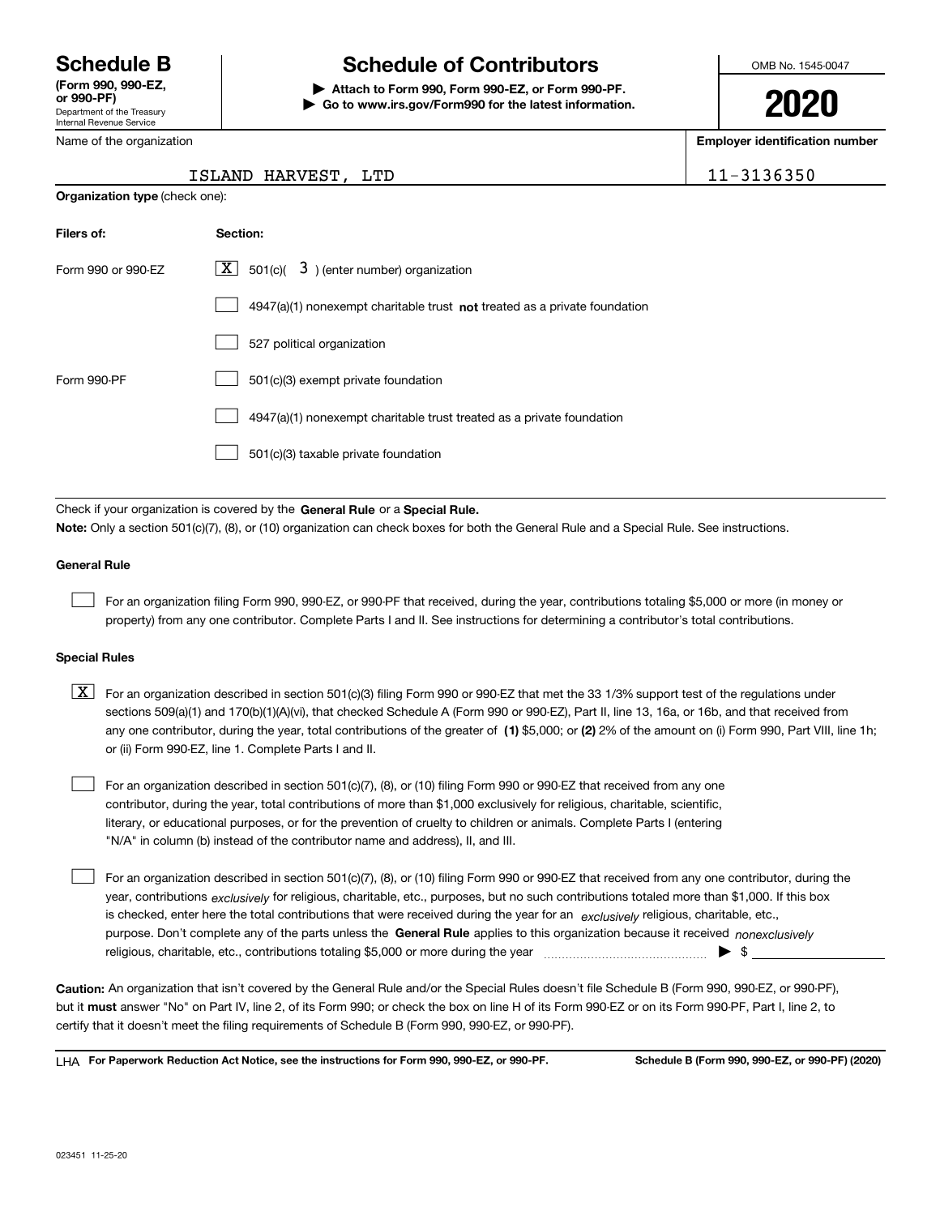# Schedule B

**(Form 990, 990-EZ, or 990-PF)**

Department of the Treasury
Internal Revenue Service

## Schedule of Contributors

▶ **Attach to Form 990, Form 990-EZ, or Form 990-PF.**
▶ **Go to www.irs.gov/Form990 for the latest information.**

OMB No. 1545-0047

**2020**

Name of the organization: ISLAND HARVEST, LTD

**Employer identification number:** 11-3136350

**Organization type** (check one):

| Filers of: | Section: |
| --- | --- |
| Form 990 or 990-EZ | [X] 501(c)( 3 ) (enter number) organization |
| | [ ] 4947(a)(1) nonexempt charitable trust **not** treated as a private foundation |
| | [ ] 527 political organization |
| Form 990-PF | [ ] 501(c)(3) exempt private foundation |
| | [ ] 4947(a)(1) nonexempt charitable trust treated as a private foundation |
| | [ ] 501(c)(3) taxable private foundation |

Check if your organization is covered by the **General Rule** or a **Special Rule.**

**Note:** Only a section 501(c)(7), (8), or (10) organization can check boxes for both the General Rule and a Special Rule. See instructions.

### General Rule

[ ] For an organization filing Form 990, 990-EZ, or 990-PF that received, during the year, contributions totaling $5,000 or more (in money or property) from any one contributor. Complete Parts I and II. See instructions for determining a contributor's total contributions.

### Special Rules

[X] For an organization described in section 501(c)(3) filing Form 990 or 990-EZ that met the 33 1/3% support test of the regulations under sections 509(a)(1) and 170(b)(1)(A)(vi), that checked Schedule A (Form 990 or 990-EZ), Part II, line 13, 16a, or 16b, and that received from any one contributor, during the year, total contributions of the greater of **(1)** $5,000; or **(2)** 2% of the amount on (i) Form 990, Part VIII, line 1h; or (ii) Form 990-EZ, line 1. Complete Parts I and II.

[ ] For an organization described in section 501(c)(7), (8), or (10) filing Form 990 or 990-EZ that received from any one contributor, during the year, total contributions of more than $1,000 exclusively for religious, charitable, scientific, literary, or educational purposes, or for the prevention of cruelty to children or animals. Complete Parts I (entering "N/A" in column (b) instead of the contributor name and address), II, and III.

[ ] For an organization described in section 501(c)(7), (8), or (10) filing Form 990 or 990-EZ that received from any one contributor, during the year, contributions *exclusively* for religious, charitable, etc., purposes, but no such contributions totaled more than $1,000. If this box is checked, enter here the total contributions that were received during the year for an *exclusively* religious, charitable, etc., purpose. Don't complete any of the parts unless the **General Rule** applies to this organization because it received *nonexclusively* religious, charitable, etc., contributions totaling $5,000 or more during the year ▶ $

**Caution:** An organization that isn't covered by the General Rule and/or the Special Rules doesn't file Schedule B (Form 990, 990-EZ, or 990-PF), but it **must** answer "No" on Part IV, line 2, of its Form 990; or check the box on line H of its Form 990-EZ or on its Form 990-PF, Part I, line 2, to certify that it doesn't meet the filing requirements of Schedule B (Form 990, 990-EZ, or 990-PF).

LHA **For Paperwork Reduction Act Notice, see the instructions for Form 990, 990-EZ, or 990-PF.** **Schedule B (Form 990, 990-EZ, or 990-PF) (2020)**

023451 11-25-20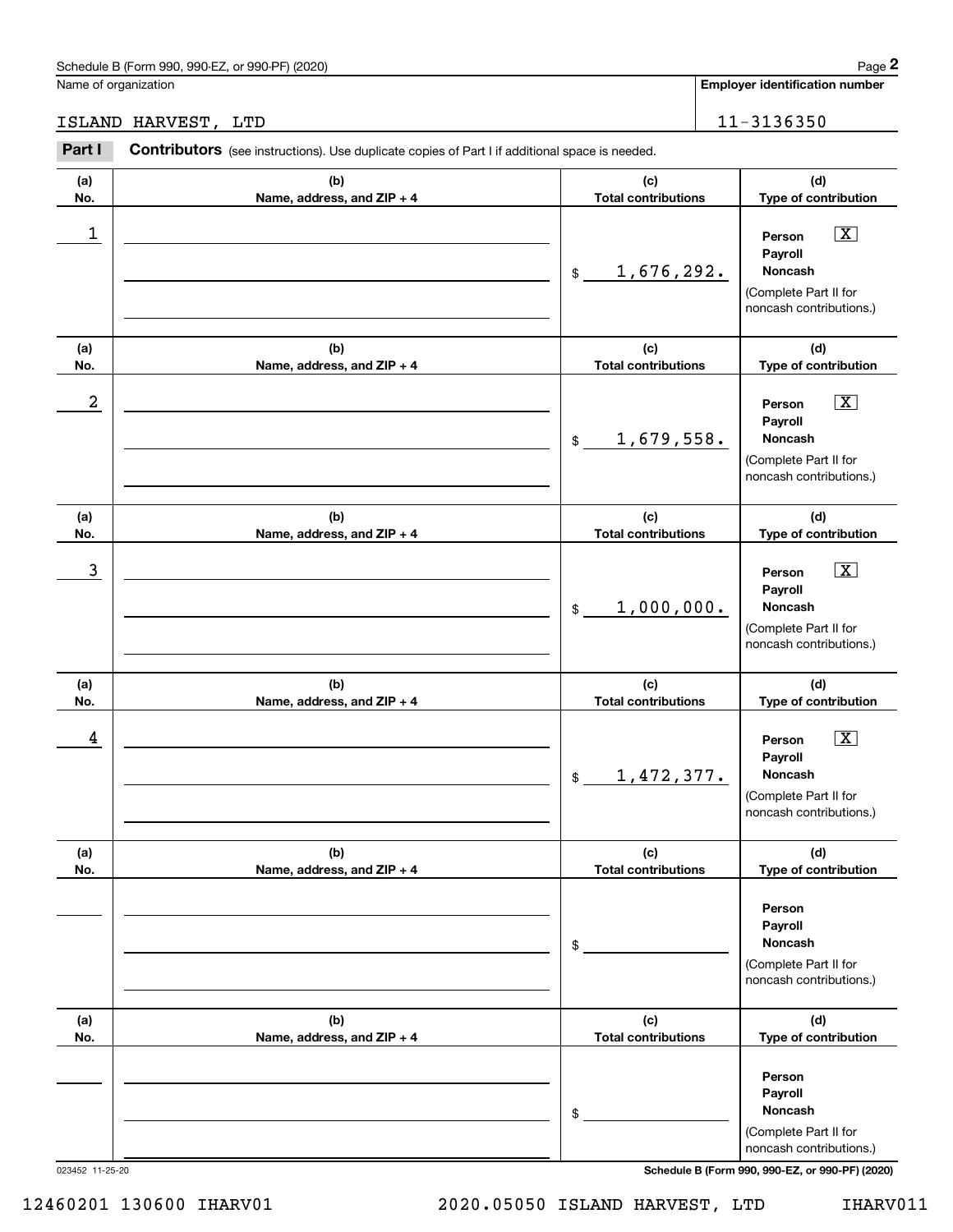Schedule B (Form 990, 990-EZ, or 990-PF) (2020)

Name of organization: ISLAND HARVEST, LTD

Employer identification number: 11-3136350

**Part I Contributors** (see instructions). Use duplicate copies of Part I if additional space is needed.

| (a) No. | (b) Name, address, and ZIP + 4 | (c) Total contributions | (d) Type of contribution |
|---|---|---|---|
| 1 | | $ 1,676,292. | Person [X] Payroll [ ] Noncash [ ] (Complete Part II for noncash contributions.) |
| 2 | | $ 1,679,558. | Person [X] Payroll [ ] Noncash [ ] (Complete Part II for noncash contributions.) |
| 3 | | $ 1,000,000. | Person [X] Payroll [ ] Noncash [ ] (Complete Part II for noncash contributions.) |
| 4 | | $ 1,472,377. | Person [X] Payroll [ ] Noncash [ ] (Complete Part II for noncash contributions.) |
| | | $ | Person [ ] Payroll [ ] Noncash [ ] (Complete Part II for noncash contributions.) |
| | | $ | Person [ ] Payroll [ ] Noncash [ ] (Complete Part II for noncash contributions.) |

023452 11-25-20

Schedule B (Form 990, 990-EZ, or 990-PF) (2020)

12460201 130600 IHARV01 2020.05050 ISLAND HARVEST, LTD IHARV011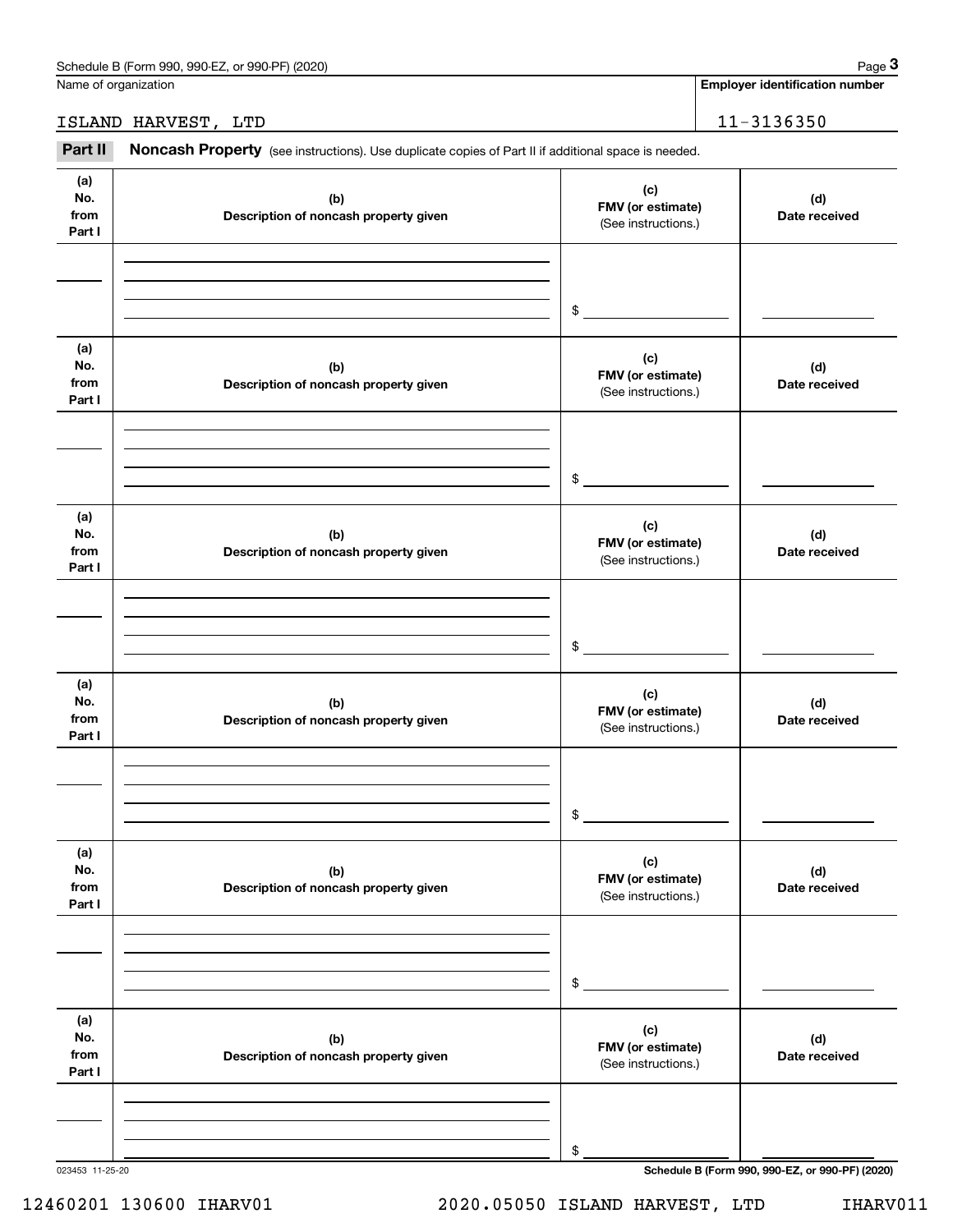Name of organization

ISLAND HARVEST, LTD

**Employer identification number**

11-3136350

**Part II** **Noncash Property** (see instructions). Use duplicate copies of Part II if additional space is needed.

| (a) No. from Part I | (b) Description of noncash property given | (c) FMV (or estimate) (See instructions.) | (d) Date received |
|---|---|---|---|
| | | $ | |

| (a) No. from Part I | (b) Description of noncash property given | (c) FMV (or estimate) (See instructions.) | (d) Date received |
|---|---|---|---|
| | | $ | |

| (a) No. from Part I | (b) Description of noncash property given | (c) FMV (or estimate) (See instructions.) | (d) Date received |
|---|---|---|---|
| | | $ | |

| (a) No. from Part I | (b) Description of noncash property given | (c) FMV (or estimate) (See instructions.) | (d) Date received |
|---|---|---|---|
| | | $ | |

| (a) No. from Part I | (b) Description of noncash property given | (c) FMV (or estimate) (See instructions.) | (d) Date received |
|---|---|---|---|
| | | $ | |

| (a) No. from Part I | (b) Description of noncash property given | (c) FMV (or estimate) (See instructions.) | (d) Date received |
|---|---|---|---|
| | | $ | |

023453 11-25-20

**Schedule B (Form 990, 990-EZ, or 990-PF) (2020)**

12460201 130600 IHARV01 2020.05050 ISLAND HARVEST, LTD IHARV011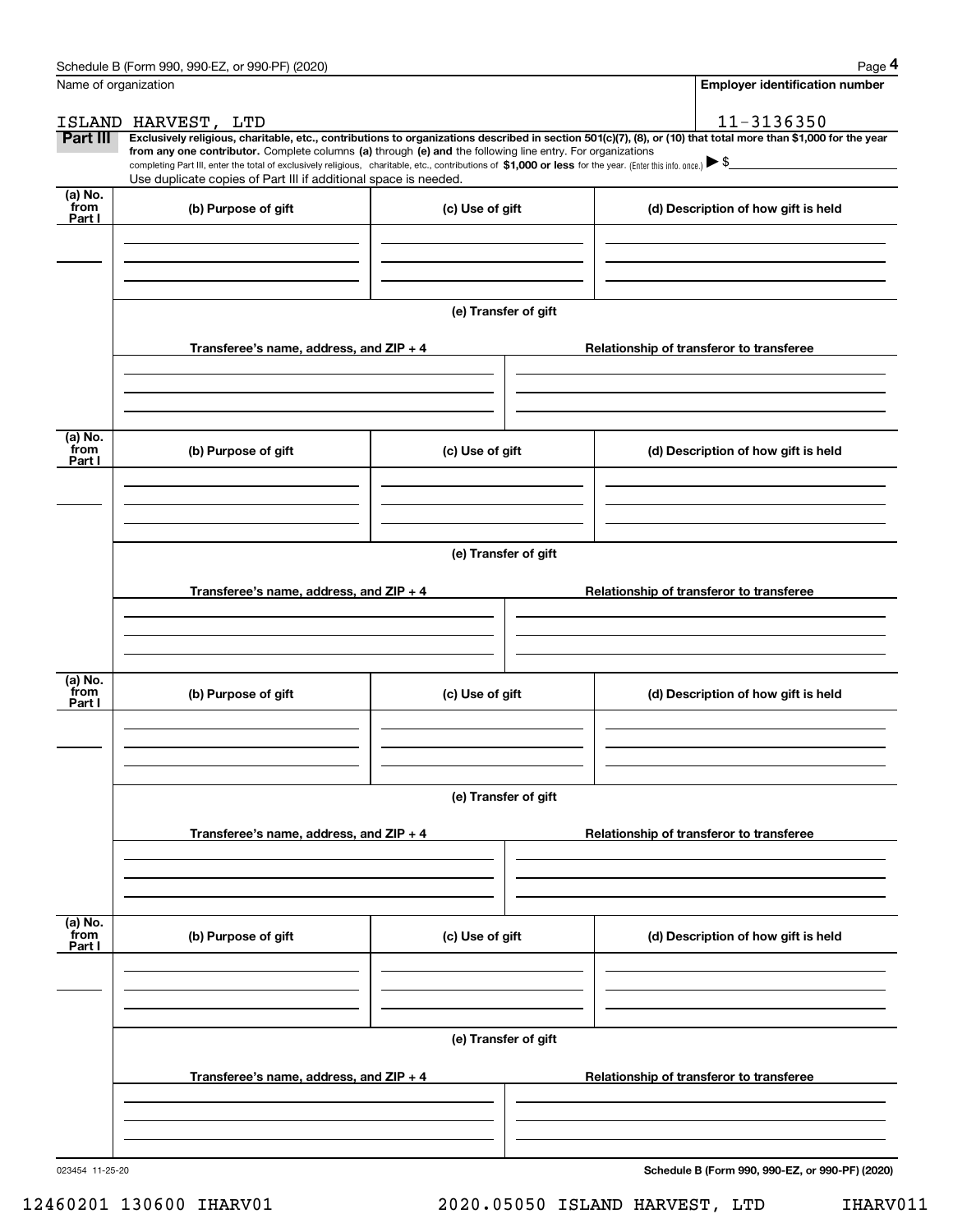Schedule B (Form 990, 990-EZ, or 990-PF) (2020)

| Name of organization | Employer identification number |
| --- | --- |
| ISLAND HARVEST, LTD | 11-3136350 |

**Part III** **Exclusively religious, charitable, etc., contributions to organizations described in section 501(c)(7), (8), or (10) that total more than $1,000 for the year from any one contributor.** Complete columns **(a)** through **(e) and** the following line entry. For organizations completing Part III, enter the total of exclusively religious, charitable, etc., contributions of **$1,000 or less** for the year. (Enter this info. once.) ▶ $

Use duplicate copies of Part III if additional space is needed.

| (a) No. from Part I | (b) Purpose of gift | (c) Use of gift | (d) Description of how gift is held |
| --- | --- | --- | --- |
| | | | |

**(e) Transfer of gift**

| Transferee's name, address, and ZIP + 4 | Relationship of transferor to transferee |
| --- | --- |
| | |

| (a) No. from Part I | (b) Purpose of gift | (c) Use of gift | (d) Description of how gift is held |
| --- | --- | --- | --- |
| | | | |

**(e) Transfer of gift**

| Transferee's name, address, and ZIP + 4 | Relationship of transferor to transferee |
| --- | --- |
| | |

| (a) No. from Part I | (b) Purpose of gift | (c) Use of gift | (d) Description of how gift is held |
| --- | --- | --- | --- |
| | | | |

**(e) Transfer of gift**

| Transferee's name, address, and ZIP + 4 | Relationship of transferor to transferee |
| --- | --- |
| | |

| (a) No. from Part I | (b) Purpose of gift | (c) Use of gift | (d) Description of how gift is held |
| --- | --- | --- | --- |
| | | | |

**(e) Transfer of gift**

| Transferee's name, address, and ZIP + 4 | Relationship of transferor to transferee |
| --- | --- |
| | |

023454 11-25-20

**Schedule B (Form 990, 990-EZ, or 990-PF) (2020)**

12460201 130600 IHARV01 2020.05050 ISLAND HARVEST, LTD IHARV011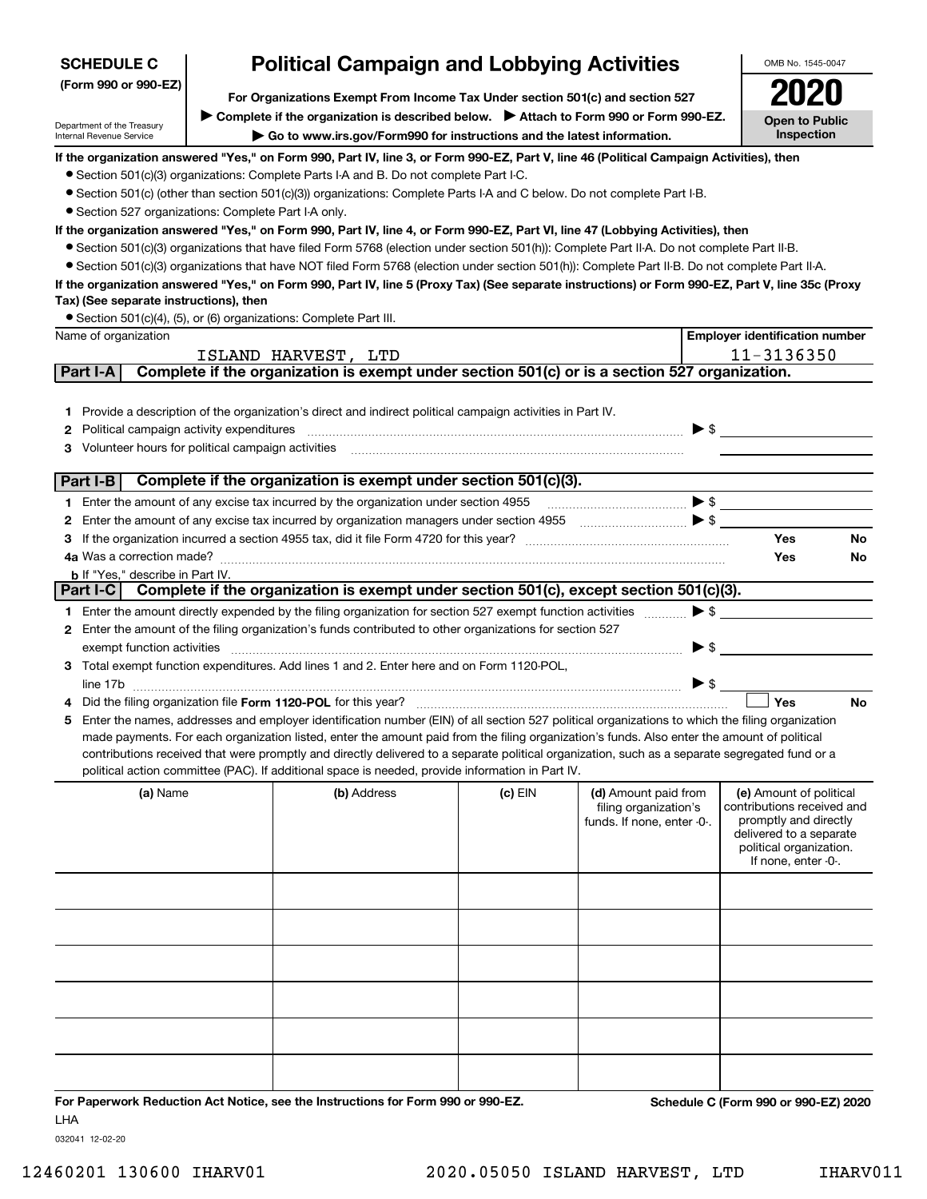**SCHEDULE C (Form 990 or 990-EZ)**

Department of the Treasury
Internal Revenue Service

# Political Campaign and Lobbying Activities

**For Organizations Exempt From Income Tax Under section 501(c) and section 527**

▶ **Complete if the organization is described below.** ▶ **Attach to Form 990 or Form 990-EZ.**

▶ **Go to www.irs.gov/Form990 for instructions and the latest information.**

OMB No. 1545-0047

**2020**

**Open to Public Inspection**

**If the organization answered "Yes," on Form 990, Part IV, line 3, or Form 990-EZ, Part V, line 46 (Political Campaign Activities), then**

- Section 501(c)(3) organizations: Complete Parts I-A and B. Do not complete Part I-C.
- Section 501(c) (other than section 501(c)(3)) organizations: Complete Parts I-A and C below. Do not complete Part I-B.
- Section 527 organizations: Complete Part I-A only.

**If the organization answered "Yes," on Form 990, Part IV, line 4, or Form 990-EZ, Part VI, line 47 (Lobbying Activities), then**

- Section 501(c)(3) organizations that have filed Form 5768 (election under section 501(h)): Complete Part II-A. Do not complete Part II-B.
- Section 501(c)(3) organizations that have NOT filed Form 5768 (election under section 501(h)): Complete Part II-B. Do not complete Part II-A.

**If the organization answered "Yes," on Form 990, Part IV, line 5 (Proxy Tax) (See separate instructions) or Form 990-EZ, Part V, line 35c (Proxy Tax) (See separate instructions), then**

- Section 501(c)(4), (5), or (6) organizations: Complete Part III.

| Name of organization | Employer identification number |
|---|---|
| ISLAND HARVEST, LTD | 11-3136350 |

## Part I-A Complete if the organization is exempt under section 501(c) or is a section 527 organization.

1. Provide a description of the organization's direct and indirect political campaign activities in Part IV.
2. Political campaign activity expenditures ▶ $
3. Volunteer hours for political campaign activities

## Part I-B Complete if the organization is exempt under section 501(c)(3).

1. Enter the amount of any excise tax incurred by the organization under section 4955 ▶ $
2. Enter the amount of any excise tax incurred by organization managers under section 4955 ▶ $
3. If the organization incurred a section 4955 tax, did it file Form 4720 for this year? Yes No

4a. Was a correction made? Yes No

b. If "Yes," describe in Part IV.

## Part I-C Complete if the organization is exempt under section 501(c), except section 501(c)(3).

1. Enter the amount directly expended by the filing organization for section 527 exempt function activities ▶ $
2. Enter the amount of the filing organization's funds contributed to other organizations for section 527 exempt function activities ▶ $
3. Total exempt function expenditures. Add lines 1 and 2. Enter here and on Form 1120-POL, line 17b ▶ $
4. Did the filing organization file **Form 1120-POL** for this year? ☐ Yes No
5. Enter the names, addresses and employer identification number (EIN) of all section 527 political organizations to which the filing organization made payments. For each organization listed, enter the amount paid from the filing organization's funds. Also enter the amount of political contributions received that were promptly and directly delivered to a separate political organization, such as a separate segregated fund or a political action committee (PAC). If additional space is needed, provide information in Part IV.

| (a) Name | (b) Address | (c) EIN | (d) Amount paid from filing organization's funds. If none, enter -0-. | (e) Amount of political contributions received and promptly and directly delivered to a separate political organization. If none, enter -0-. |
|---|---|---|---|---|
| | | | | |
| | | | | |
| | | | | |
| | | | | |
| | | | | |
| | | | | |

**For Paperwork Reduction Act Notice, see the Instructions for Form 990 or 990-EZ.** **Schedule C (Form 990 or 990-EZ) 2020**

LHA

032041 12-02-20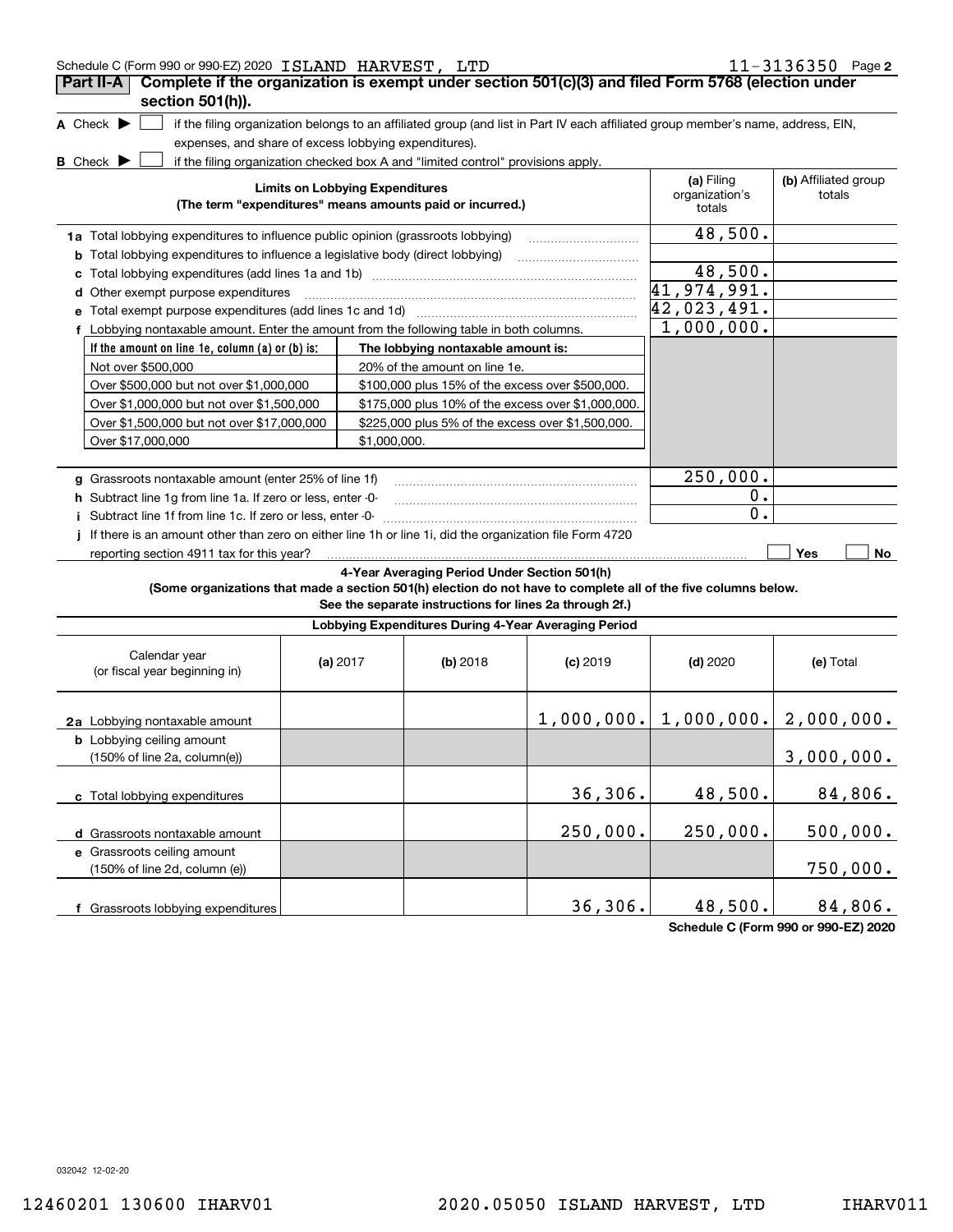Schedule C (Form 990 or 990-EZ) 2020 ISLAND HARVEST, LTD 11-3136350 Page **2**

## Part II-A Complete if the organization is exempt under section 501(c)(3) and filed Form 5768 (election under section 501(h)).

**A** Check ▶ ☐ if the filing organization belongs to an affiliated group (and list in Part IV each affiliated group member's name, address, EIN, expenses, and share of excess lobbying expenditures).

**B** Check ▶ ☐ if the filing organization checked box A and "limited control" provisions apply.

| Limits on Lobbying Expenditures (The term "expenditures" means amounts paid or incurred.) | (a) Filing organization's totals | (b) Affiliated group totals |
|---|---|---|
| **1a** Total lobbying expenditures to influence public opinion (grassroots lobbying) | 48,500. | |
| **b** Total lobbying expenditures to influence a legislative body (direct lobbying) | | |
| **c** Total lobbying expenditures (add lines 1a and 1b) | 48,500. | |
| **d** Other exempt purpose expenditures | 41,974,991. | |
| **e** Total exempt purpose expenditures (add lines 1c and 1d) | 42,023,491. | |
| **f** Lobbying nontaxable amount. Enter the amount from the following table in both columns. | 1,000,000. | |

| If the amount on line 1e, column (a) or (b) is: | The lobbying nontaxable amount is: |
|---|---|
| Not over $500,000 | 20% of the amount on line 1e. |
| Over $500,000 but not over $1,000,000 | $100,000 plus 15% of the excess over $500,000. |
| Over $1,000,000 but not over $1,500,000 | $175,000 plus 10% of the excess over $1,000,000. |
| Over $1,500,000 but not over $17,000,000 | $225,000 plus 5% of the excess over $1,500,000. |
| Over $17,000,000 | $1,000,000. |

| | (a) Filing organization's totals | (b) Affiliated group totals |
|---|---|---|
| **g** Grassroots nontaxable amount (enter 25% of line 1f) | 250,000. | |
| **h** Subtract line 1g from line 1a. If zero or less, enter -0- | 0. | |
| **i** Subtract line 1f from line 1c. If zero or less, enter -0- | 0. | |

**j** If there is an amount other than zero on either line 1h or line 1i, did the organization file Form 4720 reporting section 4911 tax for this year? ☐ Yes ☐ No

### 4-Year Averaging Period Under Section 501(h)

**(Some organizations that made a section 501(h) election do not have to complete all of the five columns below. See the separate instructions for lines 2a through 2f.)**

**Lobbying Expenditures During 4-Year Averaging Period**

| Calendar year (or fiscal year beginning in) | (a) 2017 | (b) 2018 | (c) 2019 | (d) 2020 | (e) Total |
|---|---|---|---|---|---|
| **2a** Lobbying nontaxable amount | | | 1,000,000. | 1,000,000. | 2,000,000. |
| **b** Lobbying ceiling amount (150% of line 2a, column(e)) | | | | | 3,000,000. |
| **c** Total lobbying expenditures | | | 36,306. | 48,500. | 84,806. |
| **d** Grassroots nontaxable amount | | | 250,000. | 250,000. | 500,000. |
| **e** Grassroots ceiling amount (150% of line 2d, column (e)) | | | | | 750,000. |
| **f** Grassroots lobbying expenditures | | | 36,306. | 48,500. | 84,806. |

**Schedule C (Form 990 or 990-EZ) 2020**

032042 12-02-20

12460201 130600 IHARV01 2020.05050 ISLAND HARVEST, LTD IHARV011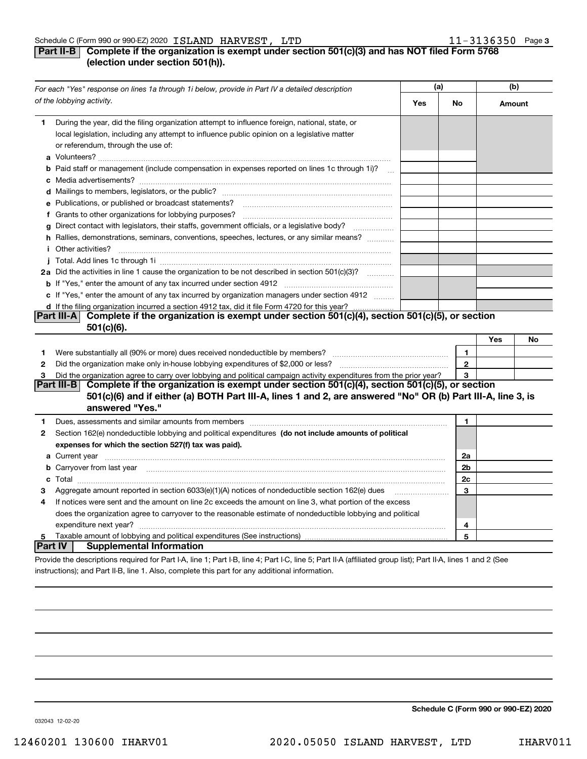Schedule C (Form 990 or 990-EZ) 2020 ISLAND HARVEST, LTD 11-3136350

## Part II-B Complete if the organization is exempt under section 501(c)(3) and has NOT filed Form 5768 (election under section 501(h)).

| *For each "Yes" response on lines 1a through 1i below, provide in Part IV a detailed description of the lobbying activity.* | (a) Yes | (a) No | (b) Amount |
|---|---|---|---|
| **1** During the year, did the filing organization attempt to influence foreign, national, state, or local legislation, including any attempt to influence public opinion on a legislative matter or referendum, through the use of: | | | |
| **a** Volunteers? | | | |
| **b** Paid staff or management (include compensation in expenses reported on lines 1c through 1i)? | | | |
| **c** Media advertisements? | | | |
| **d** Mailings to members, legislators, or the public? | | | |
| **e** Publications, or published or broadcast statements? | | | |
| **f** Grants to other organizations for lobbying purposes? | | | |
| **g** Direct contact with legislators, their staffs, government officials, or a legislative body? | | | |
| **h** Rallies, demonstrations, seminars, conventions, speeches, lectures, or any similar means? | | | |
| **i** Other activities? | | | |
| **j** Total. Add lines 1c through 1i | | | |
| **2a** Did the activities in line 1 cause the organization to be not described in section 501(c)(3)? | | | |
| **b** If "Yes," enter the amount of any tax incurred under section 4912 | | | |
| **c** If "Yes," enter the amount of any tax incurred by organization managers under section 4912 | | | |
| **d** If the filing organization incurred a section 4912 tax, did it file Form 4720 for this year? | | | |

## Part III-A Complete if the organization is exempt under section 501(c)(4), section 501(c)(5), or section 501(c)(6).

| | | | Yes | No |
|---|---|---|---|---|
| **1** | Were substantially all (90% or more) dues received nondeductible by members? | 1 | | |
| **2** | Did the organization make only in-house lobbying expenditures of $2,000 or less? | 2 | | |
| **3** | Did the organization agree to carry over lobbying and political campaign activity expenditures from the prior year? | 3 | | |

## Part III-B Complete if the organization is exempt under section 501(c)(4), section 501(c)(5), or section 501(c)(6) and if either (a) BOTH Part III-A, lines 1 and 2, are answered "No" OR (b) Part III-A, line 3, is answered "Yes."

| | | | |
|---|---|---|---|
| **1** | Dues, assessments and similar amounts from members | 1 | |
| **2** | Section 162(e) nondeductible lobbying and political expenditures **(do not include amounts of political expenses for which the section 527(f) tax was paid).** | | |
| **a** | Current year | 2a | |
| **b** | Carryover from last year | 2b | |
| **c** | Total | 2c | |
| **3** | Aggregate amount reported in section 6033(e)(1)(A) notices of nondeductible section 162(e) dues | 3 | |
| **4** | If notices were sent and the amount on line 2c exceeds the amount on line 3, what portion of the excess does the organization agree to carryover to the reasonable estimate of nondeductible lobbying and political expenditure next year? | 4 | |
| **5** | Taxable amount of lobbying and political expenditures (See instructions) | 5 | |

## Part IV Supplemental Information

Provide the descriptions required for Part I-A, line 1; Part I-B, line 4; Part I-C, line 5; Part II-A (affiliated group list); Part II-A, lines 1 and 2 (See instructions); and Part II-B, line 1. Also, complete this part for any additional information.

**Schedule C (Form 990 or 990-EZ) 2020**

032043 12-02-20

12460201 130600 IHARV01 2020.05050 ISLAND HARVEST, LTD IHARV011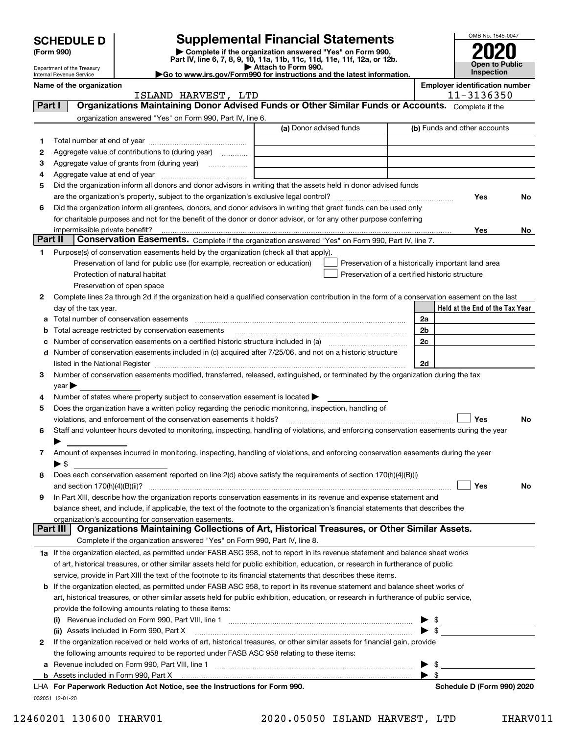# SCHEDULE D (Form 990)

Department of the Treasury
Internal Revenue Service

## Supplemental Financial Statements

▶ Complete if the organization answered "Yes" on Form 990, Part IV, line 6, 7, 8, 9, 10, 11a, 11b, 11c, 11d, 11e, 11f, 12a, or 12b.
▶ Attach to Form 990.
▶Go to www.irs.gov/Form990 for instructions and the latest information.

OMB No. 1545-0047
**2020**
**Open to Public Inspection**

**Name of the organization:** ISLAND HARVEST, LTD
**Employer identification number:** 11-3136350

### Part I Organizations Maintaining Donor Advised Funds or Other Similar Funds or Accounts. Complete if the organization answered "Yes" on Form 990, Part IV, line 6.

| | | (a) Donor advised funds | (b) Funds and other accounts |
|---|---|---|---|
| 1 | Total number at end of year | | |
| 2 | Aggregate value of contributions to (during year) | | |
| 3 | Aggregate value of grants from (during year) | | |
| 4 | Aggregate value at end of year | | |

5 Did the organization inform all donors and donor advisors in writing that the assets held in donor advised funds are the organization's property, subject to the organization's exclusive legal control? Yes No

6 Did the organization inform all grantees, donors, and donor advisors in writing that grant funds can be used only for charitable purposes and not for the benefit of the donor or donor advisor, or for any other purpose conferring impermissible private benefit? Yes No

### Part II Conservation Easements. Complete if the organization answered "Yes" on Form 990, Part IV, line 7.

1 Purpose(s) of conservation easements held by the organization (check all that apply).
- ☐ Preservation of land for public use (for example, recreation or education)
- ☐ Protection of natural habitat
- ☐ Preservation of open space
- ☐ Preservation of a historically important land area
- ☐ Preservation of a certified historic structure

2 Complete lines 2a through 2d if the organization held a qualified conservation contribution in the form of a conservation easement on the last day of the tax year.

| | | | Held at the End of the Tax Year |
|---|---|---|---|
| a | Total number of conservation easements | 2a | |
| b | Total acreage restricted by conservation easements | 2b | |
| c | Number of conservation easements on a certified historic structure included in (a) | 2c | |
| d | Number of conservation easements included in (c) acquired after 7/25/06, and not on a historic structure listed in the National Register | 2d | |

3 Number of conservation easements modified, transferred, released, extinguished, or terminated by the organization during the tax year ▶

4 Number of states where property subject to conservation easement is located ▶

5 Does the organization have a written policy regarding the periodic monitoring, inspection, handling of violations, and enforcement of the conservation easements it holds? ☐ Yes No

6 Staff and volunteer hours devoted to monitoring, inspecting, handling of violations, and enforcing conservation easements during the year ▶

7 Amount of expenses incurred in monitoring, inspecting, handling of violations, and enforcing conservation easements during the year ▶ $

8 Does each conservation easement reported on line 2(d) above satisfy the requirements of section 170(h)(4)(B)(i) and section 170(h)(4)(B)(ii)? ☐ Yes No

9 In Part XIII, describe how the organization reports conservation easements in its revenue and expense statement and balance sheet, and include, if applicable, the text of the footnote to the organization's financial statements that describes the organization's accounting for conservation easements.

### Part III Organizations Maintaining Collections of Art, Historical Treasures, or Other Similar Assets. Complete if the organization answered "Yes" on Form 990, Part IV, line 8.

1a If the organization elected, as permitted under FASB ASC 958, not to report in its revenue statement and balance sheet works of art, historical treasures, or other similar assets held for public exhibition, education, or research in furtherance of public service, provide in Part XIII the text of the footnote to its financial statements that describes these items.

b If the organization elected, as permitted under FASB ASC 958, to report in its revenue statement and balance sheet works of art, historical treasures, or other similar assets held for public exhibition, education, or research in furtherance of public service, provide the following amounts relating to these items:

(i) Revenue included on Form 990, Part VIII, line 1 ▶ $

(ii) Assets included in Form 990, Part X ▶ $

2 If the organization received or held works of art, historical treasures, or other similar assets for financial gain, provide the following amounts required to be reported under FASB ASC 958 relating to these items:

a Revenue included on Form 990, Part VIII, line 1 ▶ $

b Assets included in Form 990, Part X ▶ $

LHA For Paperwork Reduction Act Notice, see the Instructions for Form 990. Schedule D (Form 990) 2020

032051 12-01-20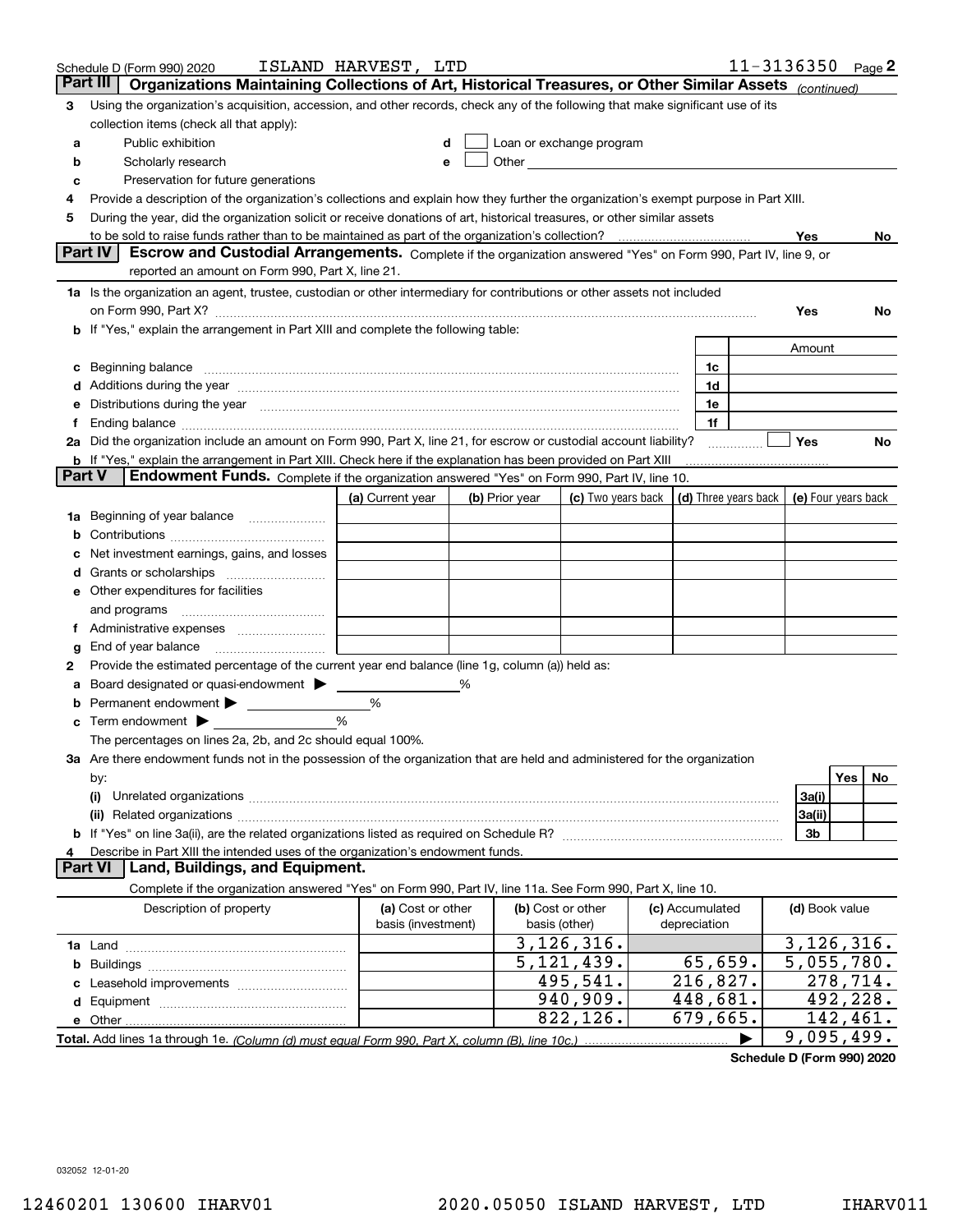Schedule D (Form 990) 2020 ISLAND HARVEST, LTD 11-3136350 Page 2

## Part III Organizations Maintaining Collections of Art, Historical Treasures, or Other Similar Assets *(continued)*

3 Using the organization's acquisition, accession, and other records, check any of the following that make significant use of its collection items (check all that apply):

- a Public exhibition
- b Scholarly research
- c Preservation for future generations
- d ☐ Loan or exchange program
- e ☐ Other

4 Provide a description of the organization's collections and explain how they further the organization's exempt purpose in Part XIII.

5 During the year, did the organization solicit or receive donations of art, historical treasures, or other similar assets to be sold to raise funds rather than to be maintained as part of the organization's collection? Yes No

## Part IV Escrow and Custodial Arrangements.

Complete if the organization answered "Yes" on Form 990, Part IV, line 9, or reported an amount on Form 990, Part X, line 21.

1a Is the organization an agent, trustee, custodian or other intermediary for contributions or other assets not included on Form 990, Part X? Yes No

b If "Yes," explain the arrangement in Part XIII and complete the following table:

| | | Amount |
|---|---|---|
| c Beginning balance | 1c | |
| d Additions during the year | 1d | |
| e Distributions during the year | 1e | |
| f Ending balance | 1f | |

2a Did the organization include an amount on Form 990, Part X, line 21, for escrow or custodial account liability? ☐ Yes No

b If "Yes," explain the arrangement in Part XIII. Check here if the explanation has been provided on Part XIII

## Part V Endowment Funds.

Complete if the organization answered "Yes" on Form 990, Part IV, line 10.

| | (a) Current year | (b) Prior year | (c) Two years back | (d) Three years back | (e) Four years back |
|---|---|---|---|---|---|
| 1a Beginning of year balance | | | | | |
| b Contributions | | | | | |
| c Net investment earnings, gains, and losses | | | | | |
| d Grants or scholarships | | | | | |
| e Other expenditures for facilities and programs | | | | | |
| f Administrative expenses | | | | | |
| g End of year balance | | | | | |

2 Provide the estimated percentage of the current year end balance (line 1g, column (a)) held as:

- a Board designated or quasi-endowment ▶ ______ %
- b Permanent endowment ▶ ______ %
- c Term endowment ▶ ______ %

The percentages on lines 2a, 2b, and 2c should equal 100%.

3a Are there endowment funds not in the possession of the organization that are held and administered for the organization by:

| | | Yes | No |
|---|---|---|---|
| (i) Unrelated organizations | 3a(i) | | |
| (ii) Related organizations | 3a(ii) | | |
| b If "Yes" on line 3a(ii), are the related organizations listed as required on Schedule R? | 3b | | |

4 Describe in Part XIII the intended uses of the organization's endowment funds.

## Part VI Land, Buildings, and Equipment.

Complete if the organization answered "Yes" on Form 990, Part IV, line 11a. See Form 990, Part X, line 10.

| Description of property | (a) Cost or other basis (investment) | (b) Cost or other basis (other) | (c) Accumulated depreciation | (d) Book value |
|---|---|---|---|---|
| 1a Land | | 3,126,316. | | 3,126,316. |
| b Buildings | | 5,121,439. | 65,659. | 5,055,780. |
| c Leasehold improvements | | 495,541. | 216,827. | 278,714. |
| d Equipment | | 940,909. | 448,681. | 492,228. |
| e Other | | 822,126. | 679,665. | 142,461. |
| **Total.** Add lines 1a through 1e. *(Column (d) must equal Form 990, Part X, column (B), line 10c.)* | | | ▶ | 9,095,499. |

**Schedule D (Form 990) 2020**

032052 12-01-20

12460201 130600 IHARV01 2020.05050 ISLAND HARVEST, LTD IHARV011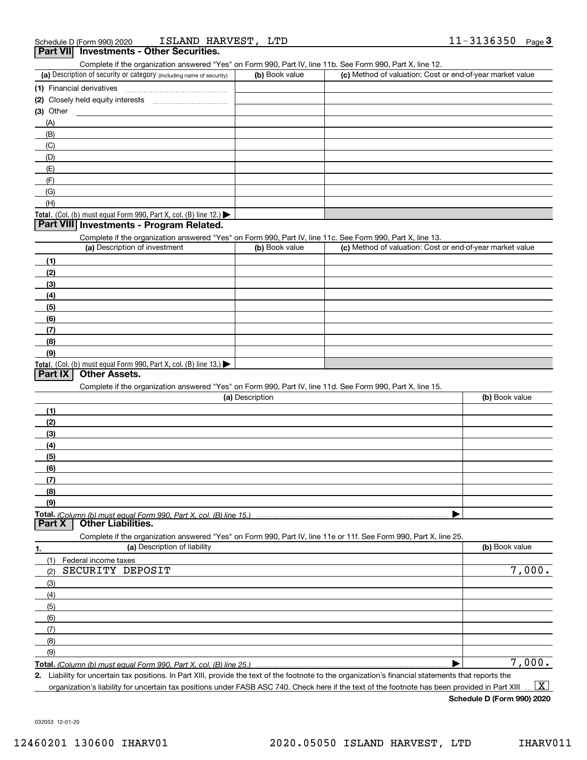Schedule D (Form 990) 2020 ISLAND HARVEST, LTD 11-3136350

## Part VII Investments - Other Securities.

Complete if the organization answered "Yes" on Form 990, Part IV, line 11b. See Form 990, Part X, line 12.

| (a) Description of security or category (including name of security) | (b) Book value | (c) Method of valuation: Cost or end-of-year market value |
|---|---|---|
| (1) Financial derivatives | | |
| (2) Closely held equity interests | | |
| (3) Other | | |
| (A) | | |
| (B) | | |
| (C) | | |
| (D) | | |
| (E) | | |
| (F) | | |
| (G) | | |
| (H) | | |
| **Total.** (Col. (b) must equal Form 990, Part X, col. (B) line 12.) ▶ | | |

## Part VIII Investments - Program Related.

Complete if the organization answered "Yes" on Form 990, Part IV, line 11c. See Form 990, Part X, line 13.

| (a) Description of investment | (b) Book value | (c) Method of valuation: Cost or end-of-year market value |
|---|---|---|
| (1) | | |
| (2) | | |
| (3) | | |
| (4) | | |
| (5) | | |
| (6) | | |
| (7) | | |
| (8) | | |
| (9) | | |
| **Total.** (Col. (b) must equal Form 990, Part X, col. (B) line 13.) ▶ | | |

## Part IX Other Assets.

Complete if the organization answered "Yes" on Form 990, Part IV, line 11d. See Form 990, Part X, line 15.

| (a) Description | (b) Book value |
|---|---|
| (1) | |
| (2) | |
| (3) | |
| (4) | |
| (5) | |
| (6) | |
| (7) | |
| (8) | |
| (9) | |
| **Total.** *(Column (b) must equal Form 990, Part X, col. (B) line 15.)* ▶ | |

## Part X Other Liabilities.

Complete if the organization answered "Yes" on Form 990, Part IV, line 11e or 11f. See Form 990, Part X, line 25.

| 1. (a) Description of liability | (b) Book value |
|---|---|
| (1) Federal income taxes | |
| (2) SECURITY DEPOSIT | 7,000. |
| (3) | |
| (4) | |
| (5) | |
| (6) | |
| (7) | |
| (8) | |
| (9) | |
| **Total.** *(Column (b) must equal Form 990, Part X, col. (B) line 25.)* ▶ | 7,000. |

2. Liability for uncertain tax positions. In Part XIII, provide the text of the footnote to the organization's financial statements that reports the organization's liability for uncertain tax positions under FASB ASC 740. Check here if the text of the footnote has been provided in Part XIII ... [X]

**Schedule D (Form 990) 2020**

032053 12-01-20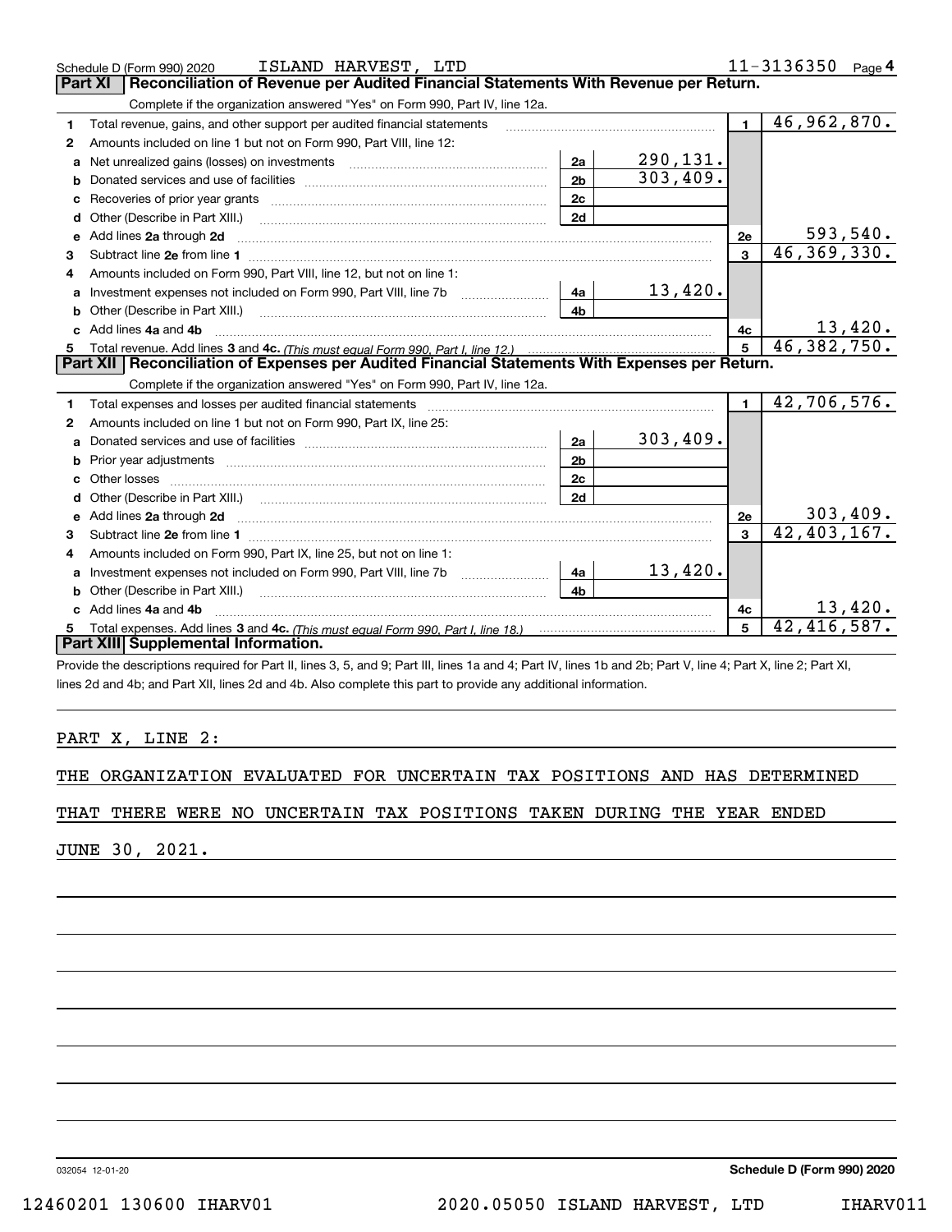Schedule D (Form 990) 2020 ISLAND HARVEST, LTD 11-3136350 Page 4

## Part XI Reconciliation of Revenue per Audited Financial Statements With Revenue per Return.

Complete if the organization answered "Yes" on Form 990, Part IV, line 12a.

| | | | | | |
|---|---|---|---|---|---|
| 1 | Total revenue, gains, and other support per audited financial statements | | | 1 | 46,962,870. |
| 2 | Amounts included on line 1 but not on Form 990, Part VIII, line 12: | | | | |
| a | Net unrealized gains (losses) on investments | 2a | 290,131. | | |
| b | Donated services and use of facilities | 2b | 303,409. | | |
| c | Recoveries of prior year grants | 2c | | | |
| d | Other (Describe in Part XIII.) | 2d | | | |
| e | Add lines 2a through 2d | | | 2e | 593,540. |
| 3 | Subtract line 2e from line 1 | | | 3 | 46,369,330. |
| 4 | Amounts included on Form 990, Part VIII, line 12, but not on line 1: | | | | |
| a | Investment expenses not included on Form 990, Part VIII, line 7b | 4a | 13,420. | | |
| b | Other (Describe in Part XIII.) | 4b | | | |
| c | Add lines 4a and 4b | | | 4c | 13,420. |
| 5 | Total revenue. Add lines 3 and 4c. *(This must equal Form 990, Part I, line 12.)* | | | 5 | 46,382,750. |

## Part XII Reconciliation of Expenses per Audited Financial Statements With Expenses per Return.

Complete if the organization answered "Yes" on Form 990, Part IV, line 12a.

| | | | | | |
|---|---|---|---|---|---|
| 1 | Total expenses and losses per audited financial statements | | | 1 | 42,706,576. |
| 2 | Amounts included on line 1 but not on Form 990, Part IX, line 25: | | | | |
| a | Donated services and use of facilities | 2a | 303,409. | | |
| b | Prior year adjustments | 2b | | | |
| c | Other losses | 2c | | | |
| d | Other (Describe in Part XIII.) | 2d | | | |
| e | Add lines 2a through 2d | | | 2e | 303,409. |
| 3 | Subtract line 2e from line 1 | | | 3 | 42,403,167. |
| 4 | Amounts included on Form 990, Part IX, line 25, but not on line 1: | | | | |
| a | Investment expenses not included on Form 990, Part VIII, line 7b | 4a | 13,420. | | |
| b | Other (Describe in Part XIII.) | 4b | | | |
| c | Add lines 4a and 4b | | | 4c | 13,420. |
| 5 | Total expenses. Add lines 3 and 4c. *(This must equal Form 990, Part I, line 18.)* | | | 5 | 42,416,587. |

## Part XIII Supplemental Information.

Provide the descriptions required for Part II, lines 3, 5, and 9; Part III, lines 1a and 4; Part IV, lines 1b and 2b; Part V, line 4; Part X, line 2; Part XI, lines 2d and 4b; and Part XII, lines 2d and 4b. Also complete this part to provide any additional information.

PART X, LINE 2:

THE ORGANIZATION EVALUATED FOR UNCERTAIN TAX POSITIONS AND HAS DETERMINED THAT THERE WERE NO UNCERTAIN TAX POSITIONS TAKEN DURING THE YEAR ENDED JUNE 30, 2021.

032054 12-01-20 **Schedule D (Form 990) 2020**

12460201 130600 IHARV01 2020.05050 ISLAND HARVEST, LTD IHARV011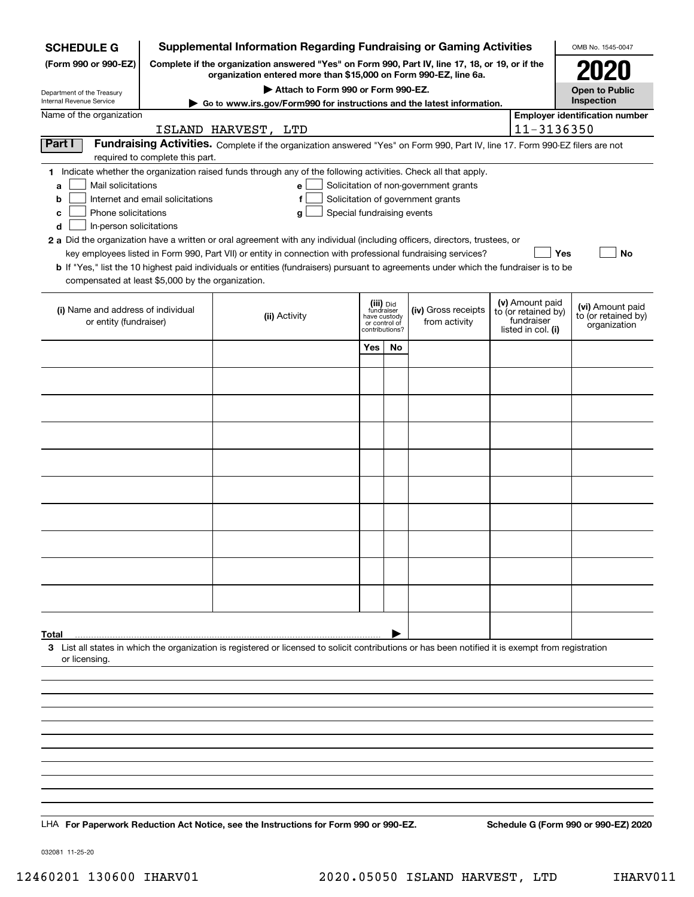**SCHEDULE G**
**(Form 990 or 990-EZ)**

Department of the Treasury
Internal Revenue Service

# Supplemental Information Regarding Fundraising or Gaming Activities

**Complete if the organization answered "Yes" on Form 990, Part IV, line 17, 18, or 19, or if the organization entered more than $15,000 on Form 990-EZ, line 6a.**

**▶ Attach to Form 990 or Form 990-EZ.**

**▶ Go to www.irs.gov/Form990 for instructions and the latest information.**

OMB No. 1545-0047

**2020**

**Open to Public Inspection**

Name of the organization: ISLAND HARVEST, LTD

Employer identification number: 11-3136350

**Part I** **Fundraising Activities.** Complete if the organization answered "Yes" on Form 990, Part IV, line 17. Form 990-EZ filers are not required to complete this part.

1 Indicate whether the organization raised funds through any of the following activities. Check all that apply.

- a ☐ Mail solicitations
- b ☐ Internet and email solicitations
- c ☐ Phone solicitations
- d ☐ In-person solicitations
- e ☐ Solicitation of non-government grants
- f ☐ Solicitation of government grants
- g ☐ Special fundraising events

**2 a** Did the organization have a written or oral agreement with any individual (including officers, directors, trustees, or key employees listed in Form 990, Part VII) or entity in connection with professional fundraising services? ☐ Yes ☐ No

**b** If "Yes," list the 10 highest paid individuals or entities (fundraisers) pursuant to agreements under which the fundraiser is to be compensated at least $5,000 by the organization.

| (i) Name and address of individual or entity (fundraiser) | (ii) Activity | (iii) Did fundraiser have custody or control of contributions? Yes | No | (iv) Gross receipts from activity | (v) Amount paid to (or retained by) fundraiser listed in col. (i) | (vi) Amount paid to (or retained by) organization |
|---|---|---|---|---|---|---|
| | | | | | | |
| | | | | | | |
| | | | | | | |
| | | | | | | |
| | | | | | | |
| | | | | | | |
| | | | | | | |
| | | | | | | |
| | | | | | | |
| | | | | | | |
| **Total** ▶ | | | | | | |

3 List all states in which the organization is registered or licensed to solicit contributions or has been notified it is exempt from registration or licensing.

LHA **For Paperwork Reduction Act Notice, see the Instructions for Form 990 or 990-EZ.** **Schedule G (Form 990 or 990-EZ) 2020**

032081 11-25-20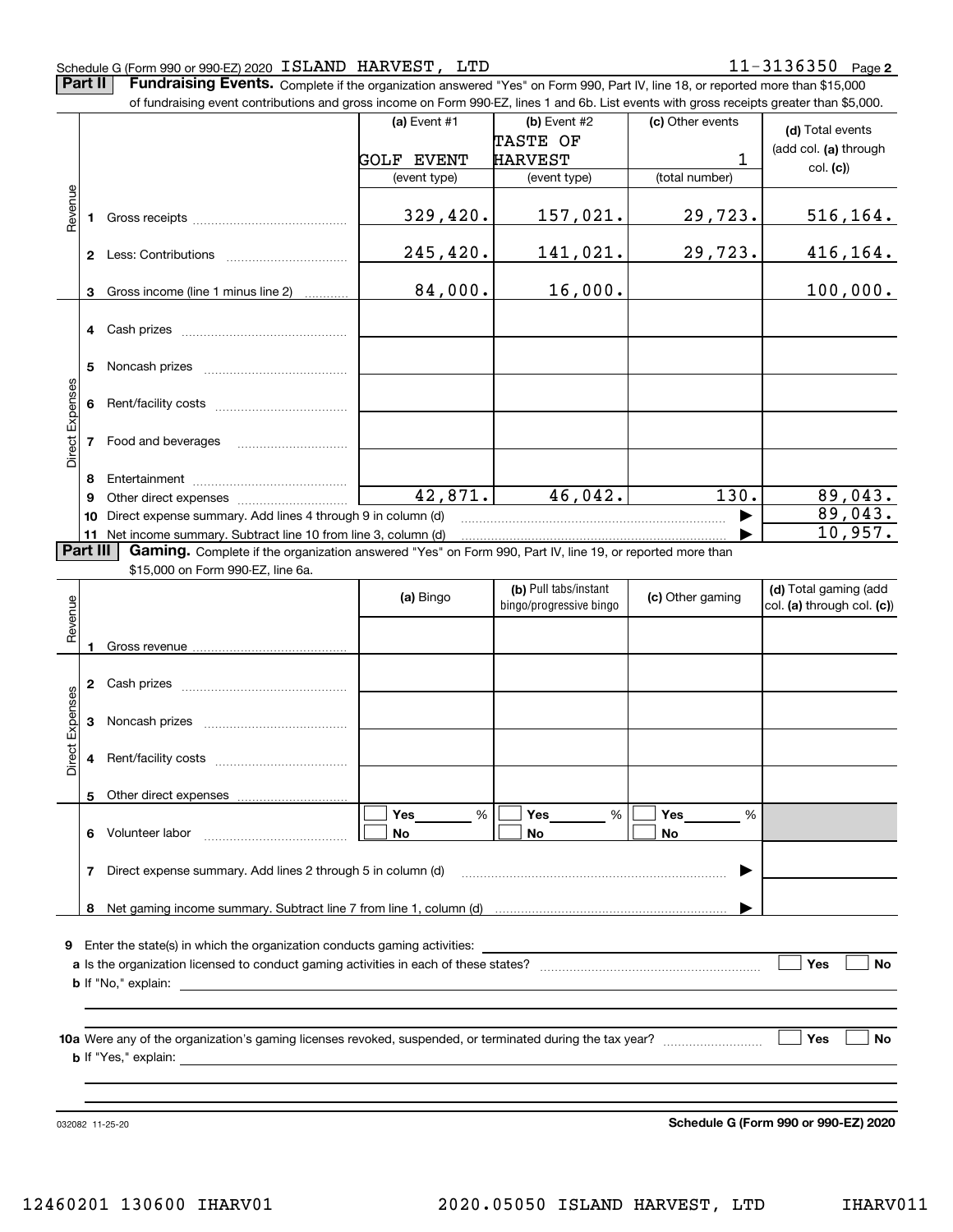Schedule G (Form 990 or 990-EZ) 2020 ISLAND HARVEST, LTD 11-3136350 Page 2

**Part II** **Fundraising Events.** Complete if the organization answered "Yes" on Form 990, Part IV, line 18, or reported more than $15,000 of fundraising event contributions and gross income on Form 990-EZ, lines 1 and 6b. List events with gross receipts greater than $5,000.

| | | (a) Event #1 | (b) Event #2 | (c) Other events | (d) Total events (add col. (a) through col. (c)) |
|---|---|---|---|---|---|
| | | GOLF EVENT | TASTE OF HARVEST | 1 | |
| | | (event type) | (event type) | (total number) | |
| Revenue | 1 Gross receipts | 329,420. | 157,021. | 29,723. | 516,164. |
| | 2 Less: Contributions | 245,420. | 141,021. | 29,723. | 416,164. |
| | 3 Gross income (line 1 minus line 2) | 84,000. | 16,000. | | 100,000. |
| Direct Expenses | 4 Cash prizes | | | | |
| | 5 Noncash prizes | | | | |
| | 6 Rent/facility costs | | | | |
| | 7 Food and beverages | | | | |
| | 8 Entertainment | | | | |
| | 9 Other direct expenses | 42,871. | 46,042. | 130. | 89,043. |
| | 10 Direct expense summary. Add lines 4 through 9 in column (d) | | | ▶ | 89,043. |
| | 11 Net income summary. Subtract line 10 from line 3, column (d) | | | ▶ | 10,957. |

**Part III** **Gaming.** Complete if the organization answered "Yes" on Form 990, Part IV, line 19, or reported more than $15,000 on Form 990-EZ, line 6a.

| | | (a) Bingo | (b) Pull tabs/instant bingo/progressive bingo | (c) Other gaming | (d) Total gaming (add col. (a) through col. (c)) |
|---|---|---|---|---|---|
| Revenue | 1 Gross revenue | | | | |
| Direct Expenses | 2 Cash prizes | | | | |
| | 3 Noncash prizes | | | | |
| | 4 Rent/facility costs | | | | |
| | 5 Other direct expenses | | | | |
| | 6 Volunteer labor | ☐ Yes ____ % ☐ No | ☐ Yes ____ % ☐ No | ☐ Yes ____ % ☐ No | |
| | 7 Direct expense summary. Add lines 2 through 5 in column (d) | | | ▶ | |
| | 8 Net gaming income summary. Subtract line 7 from line 1, column (d) | | | ▶ | |

9 Enter the state(s) in which the organization conducts gaming activities: ____________

a Is the organization licensed to conduct gaming activities in each of these states? ☐ Yes ☐ No

b If "No," explain: ____________

10a Were any of the organization's gaming licenses revoked, suspended, or terminated during the tax year? ☐ Yes ☐ No

b If "Yes," explain: ____________

032082 11-25-20 **Schedule G (Form 990 or 990-EZ) 2020**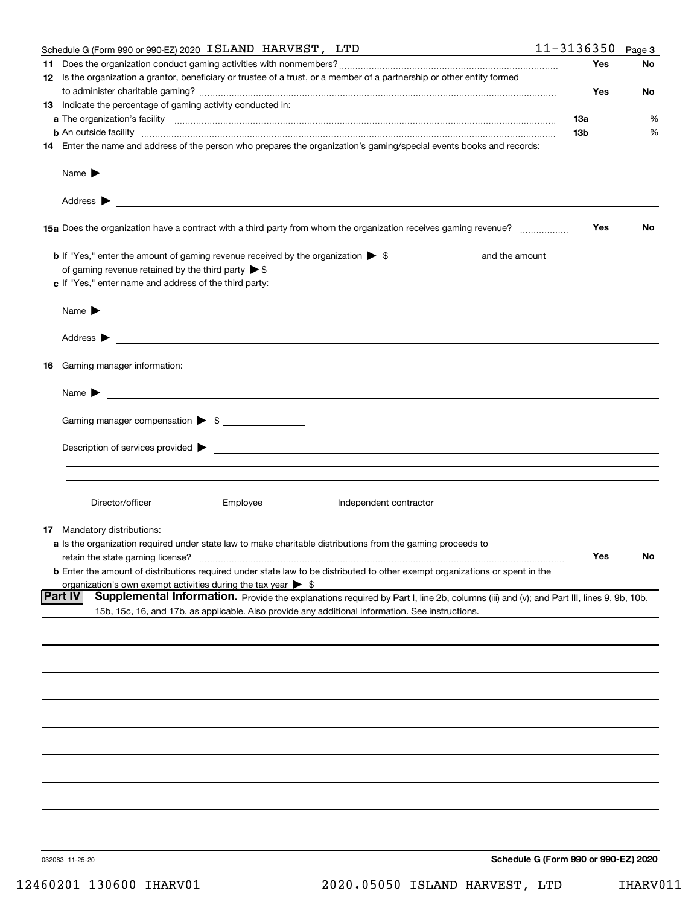Schedule G (Form 990 or 990-EZ) 2020 ISLAND HARVEST, LTD 11-3136350 Page **3**

**11** Does the organization conduct gaming activities with nonmembers? ..... **Yes** **No**

**12** Is the organization a grantor, beneficiary or trustee of a trust, or a member of a partnership or other entity formed to administer charitable gaming? ..... **Yes** **No**

**13** Indicate the percentage of gaming activity conducted in:

**a** The organization's facility ..... **13a** %

**b** An outside facility ..... **13b** %

**14** Enter the name and address of the person who prepares the organization's gaming/special events books and records:

Name ▶

Address ▶

**15a** Does the organization have a contract with a third party from whom the organization receives gaming revenue? ..... **Yes** **No**

**b** If "Yes," enter the amount of gaming revenue received by the organization ▶ $ ______ and the amount of gaming revenue retained by the third party ▶ $ ______

**c** If "Yes," enter name and address of the third party:

Name ▶

Address ▶

**16** Gaming manager information:

Name ▶

Gaming manager compensation ▶ $ ______

Description of services provided ▶

Director/officer Employee Independent contractor

**17** Mandatory distributions:

**a** Is the organization required under state law to make charitable distributions from the gaming proceeds to retain the state gaming license? ..... **Yes** **No**

**b** Enter the amount of distributions required under state law to be distributed to other exempt organizations or spent in the organization's own exempt activities during the tax year ▶ $

**Part IV** **Supplemental Information.** Provide the explanations required by Part I, line 2b, columns (iii) and (v); and Part III, lines 9, 9b, 10b, 15b, 15c, 16, and 17b, as applicable. Also provide any additional information. See instructions.

032083 11-25-20

**Schedule G (Form 990 or 990-EZ) 2020**

12460201 130600 IHARV01 2020.05050 ISLAND HARVEST, LTD IHARV011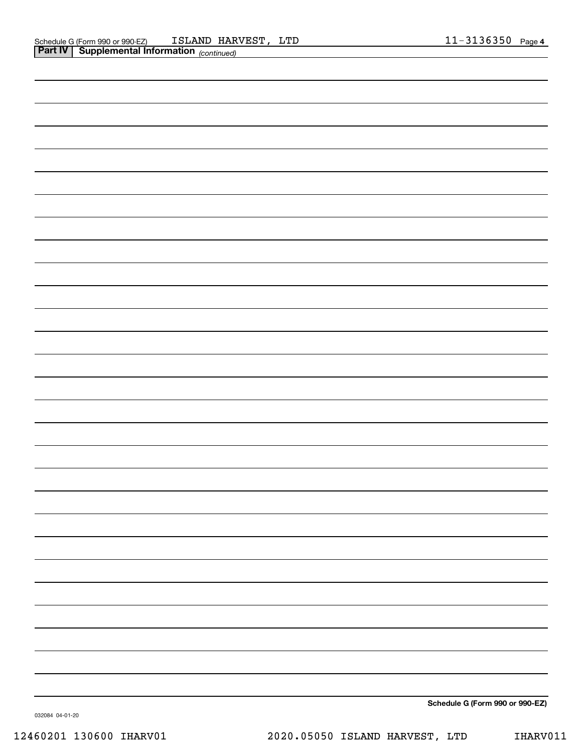Schedule G (Form 990 or 990-EZ) ISLAND HARVEST, LTD 11-3136350 Page 4

**Part IV | Supplemental Information** *(continued)*

**Schedule G (Form 990 or 990-EZ)**

032084 04-01-20

12460201 130600 IHARV01 2020.05050 ISLAND HARVEST, LTD IHARV011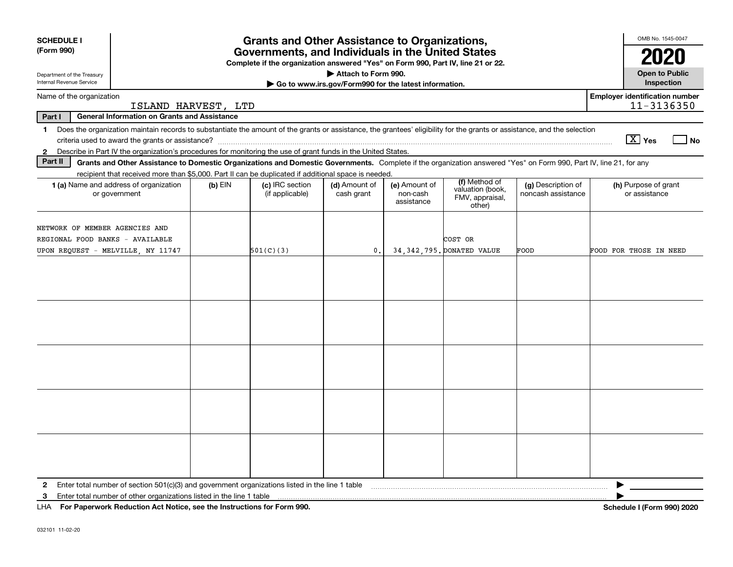**SCHEDULE I**
**(Form 990)**

Department of the Treasury
Internal Revenue Service

# Grants and Other Assistance to Organizations, Governments, and Individuals in the United States

**Complete if the organization answered "Yes" on Form 990, Part IV, line 21 or 22.**
**▶ Attach to Form 990.**
**▶ Go to www.irs.gov/Form990 for the latest information.**

OMB No. 1545-0047
**2020**
**Open to Public Inspection**

Name of the organization: ISLAND HARVEST, LTD

Employer identification number: 11-3136350

**Part I — General Information on Grants and Assistance**

1 Does the organization maintain records to substantiate the amount of the grants or assistance, the grantees' eligibility for the grants or assistance, and the selection criteria used to award the grants or assistance? [X] Yes [ ] No

2 Describe in Part IV the organization's procedures for monitoring the use of grant funds in the United States.

**Part II — Grants and Other Assistance to Domestic Organizations and Domestic Governments.** Complete if the organization answered "Yes" on Form 990, Part IV, line 21, for any recipient that received more than $5,000. Part II can be duplicated if additional space is needed.

| 1 (a) Name and address of organization or government | (b) EIN | (c) IRC section (if applicable) | (d) Amount of cash grant | (e) Amount of non-cash assistance | (f) Method of valuation (book, FMV, appraisal, other) | (g) Description of noncash assistance | (h) Purpose of grant or assistance |
|---|---|---|---|---|---|---|---|
| NETWORK OF MEMBER AGENCIES AND REGIONAL FOOD BANKS - AVAILABLE UPON REQUEST - MELVILLE, NY 11747 | | 501(C)(3) | 0. | 34,342,795. | COST OR DONATED VALUE | FOOD | FOOD FOR THOSE IN NEED |
| | | | | | | | |
| | | | | | | | |
| | | | | | | | |
| | | | | | | | |
| | | | | | | | |

2 Enter total number of section 501(c)(3) and government organizations listed in the line 1 table ▶

3 Enter total number of other organizations listed in the line 1 table ▶

LHA **For Paperwork Reduction Act Notice, see the Instructions for Form 990.** **Schedule I (Form 990) 2020**

032101 11-02-20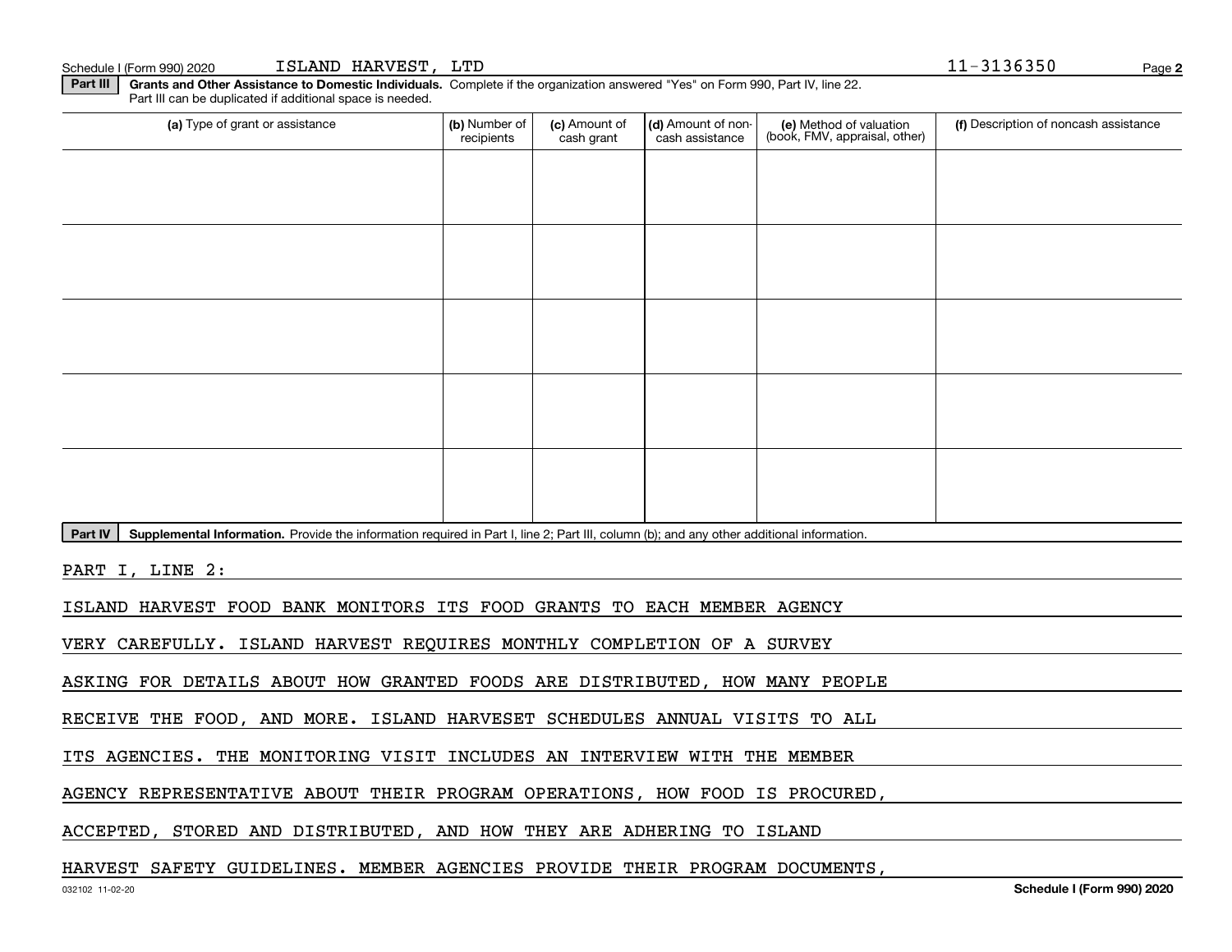Schedule I (Form 990) 2020 ISLAND HARVEST, LTD 11-3136350

**Part III** **Grants and Other Assistance to Domestic Individuals.** Complete if the organization answered "Yes" on Form 990, Part IV, line 22. Part III can be duplicated if additional space is needed.

| (a) Type of grant or assistance | (b) Number of recipients | (c) Amount of cash grant | (d) Amount of non-cash assistance | (e) Method of valuation (book, FMV, appraisal, other) | (f) Description of noncash assistance |
|---|---|---|---|---|---|
| | | | | | |
| | | | | | |
| | | | | | |
| | | | | | |
| | | | | | |

**Part IV** **Supplemental Information.** Provide the information required in Part I, line 2; Part III, column (b); and any other additional information.

PART I, LINE 2:

ISLAND HARVEST FOOD BANK MONITORS ITS FOOD GRANTS TO EACH MEMBER AGENCY VERY CAREFULLY. ISLAND HARVEST REQUIRES MONTHLY COMPLETION OF A SURVEY ASKING FOR DETAILS ABOUT HOW GRANTED FOODS ARE DISTRIBUTED, HOW MANY PEOPLE RECEIVE THE FOOD, AND MORE. ISLAND HARVESET SCHEDULES ANNUAL VISITS TO ALL ITS AGENCIES. THE MONITORING VISIT INCLUDES AN INTERVIEW WITH THE MEMBER AGENCY REPRESENTATIVE ABOUT THEIR PROGRAM OPERATIONS, HOW FOOD IS PROCURED, ACCEPTED, STORED AND DISTRIBUTED, AND HOW THEY ARE ADHERING TO ISLAND HARVEST SAFETY GUIDELINES. MEMBER AGENCIES PROVIDE THEIR PROGRAM DOCUMENTS,

032102 11-02-20 Schedule I (Form 990) 2020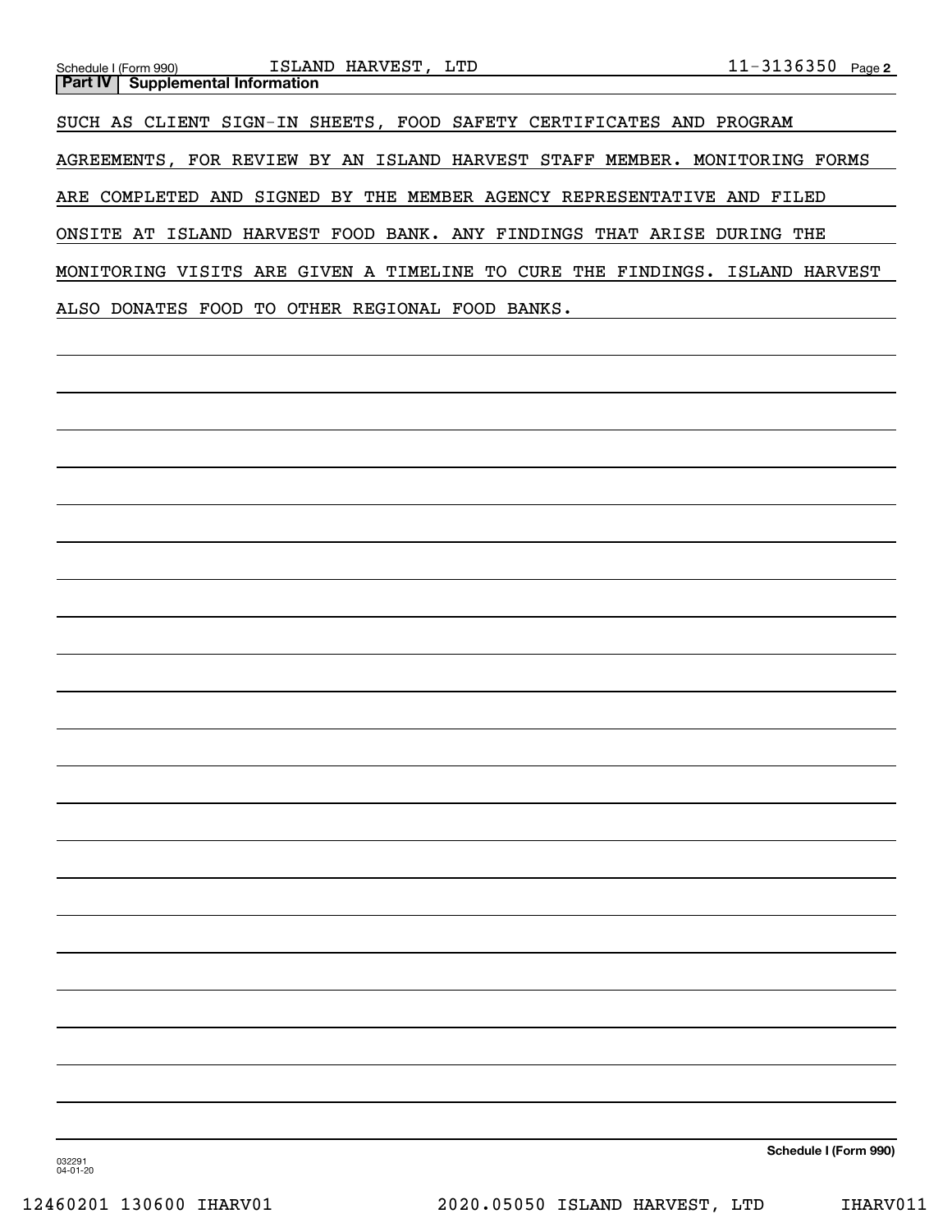## Part IV Supplemental Information

SUCH AS CLIENT SIGN-IN SHEETS, FOOD SAFETY CERTIFICATES AND PROGRAM AGREEMENTS, FOR REVIEW BY AN ISLAND HARVEST STAFF MEMBER. MONITORING FORMS ARE COMPLETED AND SIGNED BY THE MEMBER AGENCY REPRESENTATIVE AND FILED ONSITE AT ISLAND HARVEST FOOD BANK. ANY FINDINGS THAT ARISE DURING THE MONITORING VISITS ARE GIVEN A TIMELINE TO CURE THE FINDINGS. ISLAND HARVEST ALSO DONATES FOOD TO OTHER REGIONAL FOOD BANKS.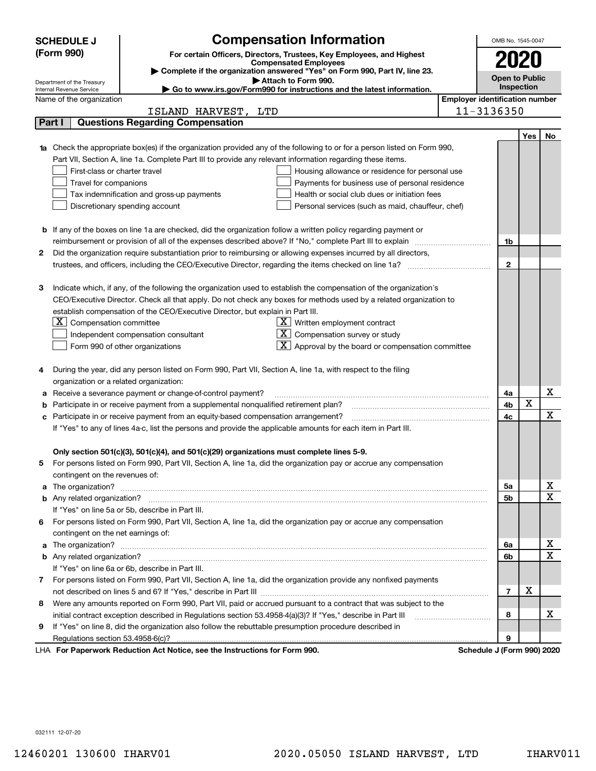# SCHEDULE J (Form 990)

## Compensation Information

**For certain Officers, Directors, Trustees, Key Employees, and Highest Compensated Employees**

▶ Complete if the organization answered "Yes" on Form 990, Part IV, line 23.

▶ Attach to Form 990.

▶ Go to www.irs.gov/Form990 for instructions and the latest information.

Department of the Treasury Internal Revenue Service

OMB No. 1545-0047

**2020**

**Open to Public Inspection**

Name of the organization: ISLAND HARVEST, LTD

Employer identification number: 11-3136350

## Part I Questions Regarding Compensation

| | | | Yes | No |
|---|---|---|---|---|
| **1a** | Check the appropriate box(es) if the organization provided any of the following to or for a person listed on Form 990, Part VII, Section A, line 1a. Complete Part III to provide any relevant information regarding these items.<br>☐ First-class or charter travel ☐ Housing allowance or residence for personal use<br>☐ Travel for companions ☐ Payments for business use of personal residence<br>☐ Tax indemnification and gross-up payments ☐ Health or social club dues or initiation fees<br>☐ Discretionary spending account ☐ Personal services (such as maid, chauffeur, chef) | | | |
| **b** | If any of the boxes on line 1a are checked, did the organization follow a written policy regarding payment or reimbursement or provision of all of the expenses described above? If "No," complete Part III to explain | 1b | | |
| **2** | Did the organization require substantiation prior to reimbursing or allowing expenses incurred by all directors, trustees, and officers, including the CEO/Executive Director, regarding the items checked on line 1a? | 2 | | |
| **3** | Indicate which, if any, of the following the organization used to establish the compensation of the organization's CEO/Executive Director. Check all that apply. Do not check any boxes for methods used by a related organization to establish compensation of the CEO/Executive Director, but explain in Part III.<br>☒ Compensation committee ☒ Written employment contract<br>☐ Independent compensation consultant ☒ Compensation survey or study<br>☐ Form 990 of other organizations ☒ Approval by the board or compensation committee | | | |
| **4** | During the year, did any person listed on Form 990, Part VII, Section A, line 1a, with respect to the filing organization or a related organization: | | | |
| **a** | Receive a severance payment or change-of-control payment? | 4a | | X |
| **b** | Participate in or receive payment from a supplemental nonqualified retirement plan? | 4b | X | |
| **c** | Participate in or receive payment from an equity-based compensation arrangement? | 4c | | X |
| | If "Yes" to any of lines 4a-c, list the persons and provide the applicable amounts for each item in Part III. | | | |
| | **Only section 501(c)(3), 501(c)(4), and 501(c)(29) organizations must complete lines 5-9.** | | | |
| **5** | For persons listed on Form 990, Part VII, Section A, line 1a, did the organization pay or accrue any compensation contingent on the revenues of: | | | |
| **a** | The organization? | 5a | | X |
| **b** | Any related organization? | 5b | | X |
| | If "Yes" on line 5a or 5b, describe in Part III. | | | |
| **6** | For persons listed on Form 990, Part VII, Section A, line 1a, did the organization pay or accrue any compensation contingent on the net earnings of: | | | |
| **a** | The organization? | 6a | | X |
| **b** | Any related organization? | 6b | | X |
| | If "Yes" on line 6a or 6b, describe in Part III. | | | |
| **7** | For persons listed on Form 990, Part VII, Section A, line 1a, did the organization provide any nonfixed payments not described on lines 5 and 6? If "Yes," describe in Part III | 7 | X | |
| **8** | Were any amounts reported on Form 990, Part VII, paid or accrued pursuant to a contract that was subject to the initial contract exception described in Regulations section 53.4958-4(a)(3)? If "Yes," describe in Part III | 8 | | X |
| **9** | If "Yes" on line 8, did the organization also follow the rebuttable presumption procedure described in Regulations section 53.4958-6(c)? | 9 | | |

LHA For Paperwork Reduction Act Notice, see the Instructions for Form 990. Schedule J (Form 990) 2020

032111 12-07-20

12460201 130600 IHARV01 2020.05050 ISLAND HARVEST, LTD IHARV011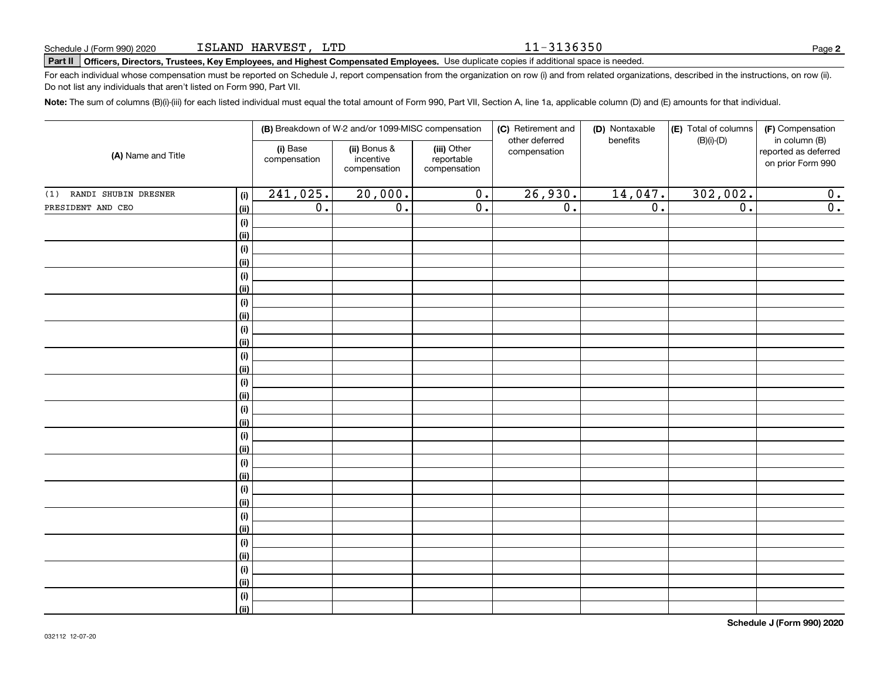Schedule J (Form 990) 2020 ISLAND HARVEST, LTD 11-3136350

**Part II Officers, Directors, Trustees, Key Employees, and Highest Compensated Employees.** Use duplicate copies if additional space is needed.

For each individual whose compensation must be reported on Schedule J, report compensation from the organization on row (i) and from related organizations, described in the instructions, on row (ii). Do not list any individuals that aren't listed on Form 990, Part VII.

**Note:** The sum of columns (B)(i)-(iii) for each listed individual must equal the total amount of Form 990, Part VII, Section A, line 1a, applicable column (D) and (E) amounts for that individual.

| (A) Name and Title | | (B) Breakdown of W-2 and/or 1099-MISC compensation | | | (C) Retirement and other deferred compensation | (D) Nontaxable benefits | (E) Total of columns (B)(i)-(D) | (F) Compensation in column (B) reported as deferred on prior Form 990 |
|---|---|---|---|---|---|---|---|---|
| | | (i) Base compensation | (ii) Bonus & incentive compensation | (iii) Other reportable compensation | | | | |
| (1) RANDI SHUBIN DRESNER | (i) | 241,025. | 20,000. | 0. | 26,930. | 14,047. | 302,002. | 0. |
| PRESIDENT AND CEO | (ii) | 0. | 0. | 0. | 0. | 0. | 0. | 0. |

**Schedule J (Form 990) 2020**

032112 12-07-20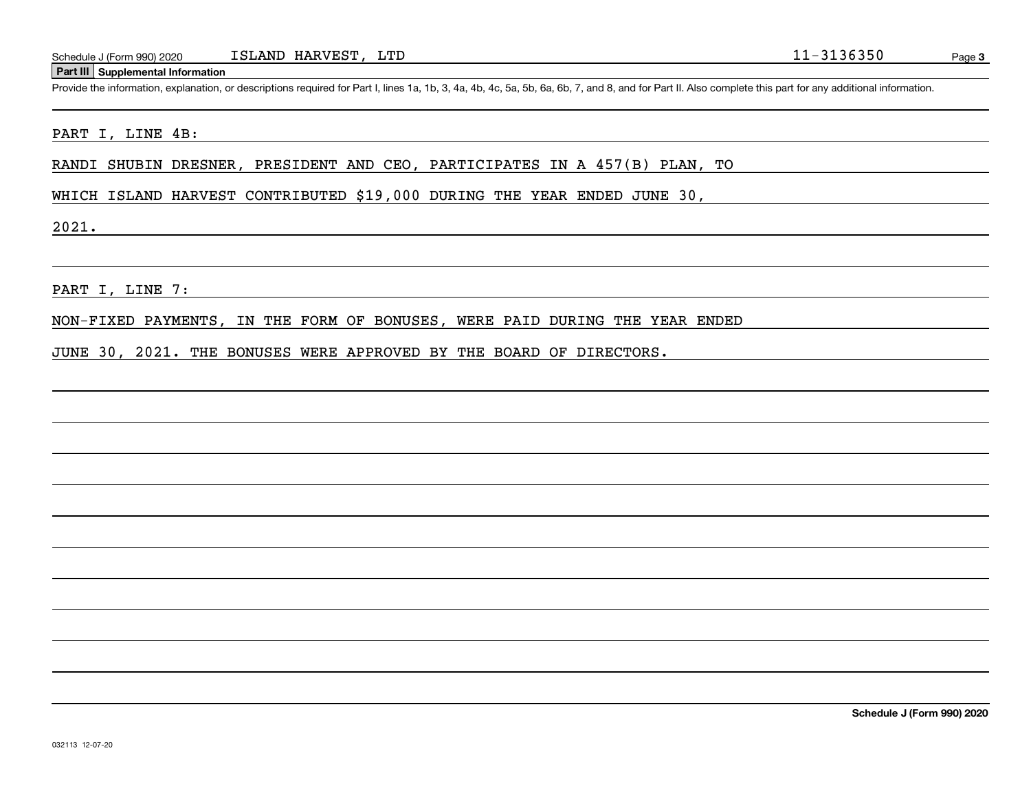Schedule J (Form 990) 2020 ISLAND HARVEST, LTD 11-3136350

**Part III Supplemental Information**

Provide the information, explanation, or descriptions required for Part I, lines 1a, 1b, 3, 4a, 4b, 4c, 5a, 5b, 6a, 6b, 7, and 8, and for Part II. Also complete this part for any additional information.

PART I, LINE 4B:

RANDI SHUBIN DRESNER, PRESIDENT AND CEO, PARTICIPATES IN A 457(B) PLAN, TO WHICH ISLAND HARVEST CONTRIBUTED $19,000 DURING THE YEAR ENDED JUNE 30, 2021.

PART I, LINE 7:

NON-FIXED PAYMENTS, IN THE FORM OF BONUSES, WERE PAID DURING THE YEAR ENDED JUNE 30, 2021. THE BONUSES WERE APPROVED BY THE BOARD OF DIRECTORS.

Schedule J (Form 990) 2020

032113 12-07-20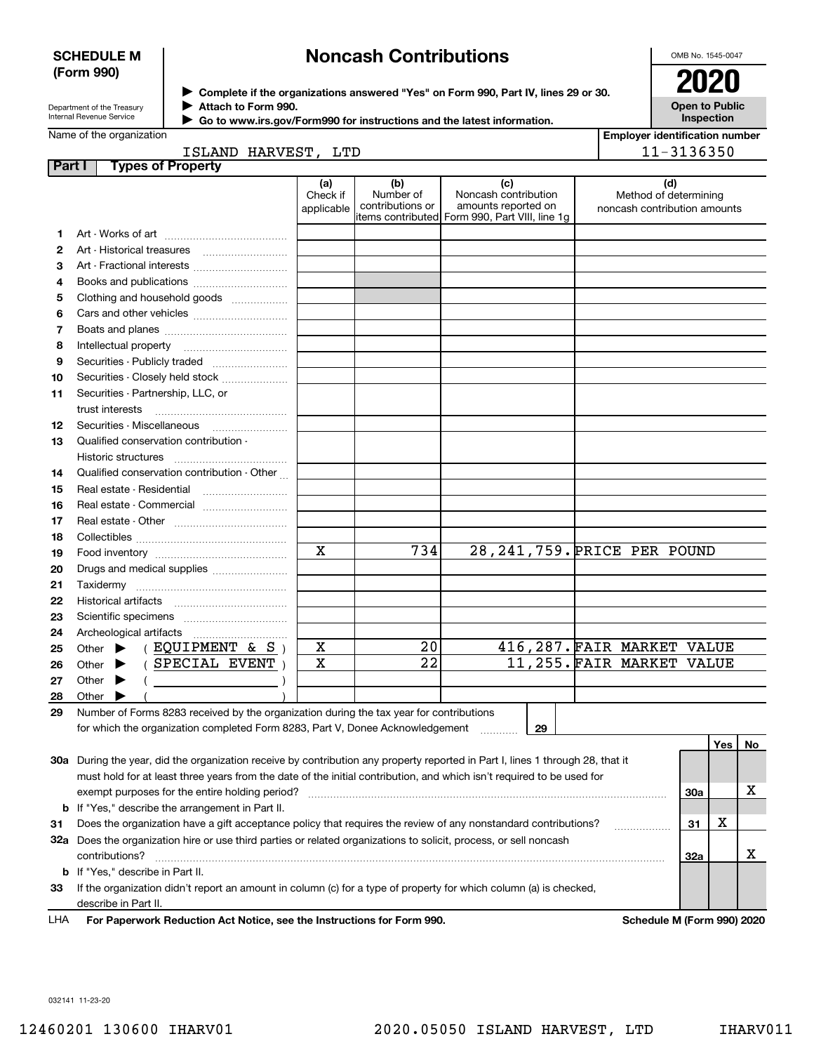**SCHEDULE M (Form 990)**

Department of the Treasury
Internal Revenue Service

# Noncash Contributions

▶ Complete if the organizations answered "Yes" on Form 990, Part IV, lines 29 or 30.
▶ Attach to Form 990.
▶ Go to www.irs.gov/Form990 for instructions and the latest information.

OMB No. 1545-0047

**2020**

**Open to Public Inspection**

Name of the organization: ISLAND HARVEST, LTD

Employer identification number: 11-3136350

**Part I — Types of Property**

| | | (a) Check if applicable | (b) Number of contributions or items contributed | (c) Noncash contribution amounts reported on Form 990, Part VIII, line 1g | (d) Method of determining noncash contribution amounts |
|---|---|---|---|---|---|
| 1 | Art - Works of art | | | | |
| 2 | Art - Historical treasures | | | | |
| 3 | Art - Fractional interests | | | | |
| 4 | Books and publications | | | | |
| 5 | Clothing and household goods | | | | |
| 6 | Cars and other vehicles | | | | |
| 7 | Boats and planes | | | | |
| 8 | Intellectual property | | | | |
| 9 | Securities - Publicly traded | | | | |
| 10 | Securities - Closely held stock | | | | |
| 11 | Securities - Partnership, LLC, or trust interests | | | | |
| 12 | Securities - Miscellaneous | | | | |
| 13 | Qualified conservation contribution - Historic structures | | | | |
| 14 | Qualified conservation contribution - Other | | | | |
| 15 | Real estate - Residential | | | | |
| 16 | Real estate - Commercial | | | | |
| 17 | Real estate - Other | | | | |
| 18 | Collectibles | | | | |
| 19 | Food inventory | X | 734 | 28,241,759. | PRICE PER POUND |
| 20 | Drugs and medical supplies | | | | |
| 21 | Taxidermy | | | | |
| 22 | Historical artifacts | | | | |
| 23 | Scientific specimens | | | | |
| 24 | Archeological artifacts | | | | |
| 25 | Other ▶ ( EQUIPMENT & S ) | X | 20 | 416,287. | FAIR MARKET VALUE |
| 26 | Other ▶ ( SPECIAL EVENT ) | X | 22 | 11,255. | FAIR MARKET VALUE |
| 27 | Other ▶ ( ) | | | | |
| 28 | Other ▶ ( ) | | | | |

29 Number of Forms 8283 received by the organization during the tax year for contributions for which the organization completed Form 8283, Part V, Donee Acknowledgement ..... **29**

| | | | Yes | No |
|---|---|---|---|---|
| 30a | During the year, did the organization receive by contribution any property reported in Part I, lines 1 through 28, that it must hold for at least three years from the date of the initial contribution, and which isn't required to be used for exempt purposes for the entire holding period? | 30a | | X |
| b | If "Yes," describe the arrangement in Part II. | | | |
| 31 | Does the organization have a gift acceptance policy that requires the review of any nonstandard contributions? | 31 | X | |
| 32a | Does the organization hire or use third parties or related organizations to solicit, process, or sell noncash contributions? | 32a | | X |
| b | If "Yes," describe in Part II. | | | |
| 33 | If the organization didn't report an amount in column (c) for a type of property for which column (a) is checked, describe in Part II. | | | |

LHA For Paperwork Reduction Act Notice, see the Instructions for Form 990. **Schedule M (Form 990) 2020**

032141 11-23-20

12460201 130600 IHARV01 2020.05050 ISLAND HARVEST, LTD IHARV011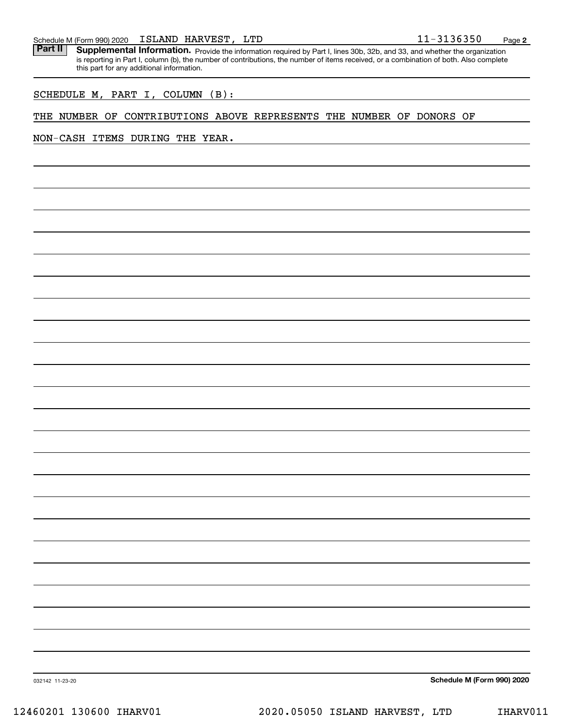Schedule M (Form 990) 2020 ISLAND HARVEST, LTD 11-3136350

**Part II** **Supplemental Information.** Provide the information required by Part I, lines 30b, 32b, and 33, and whether the organization is reporting in Part I, column (b), the number of contributions, the number of items received, or a combination of both. Also complete this part for any additional information.

SCHEDULE M, PART I, COLUMN (B):

THE NUMBER OF CONTRIBUTIONS ABOVE REPRESENTS THE NUMBER OF DONORS OF NON-CASH ITEMS DURING THE YEAR.

032142 11-23-20

**Schedule M (Form 990) 2020**

12460201 130600 IHARV01 2020.05050 ISLAND HARVEST, LTD IHARV011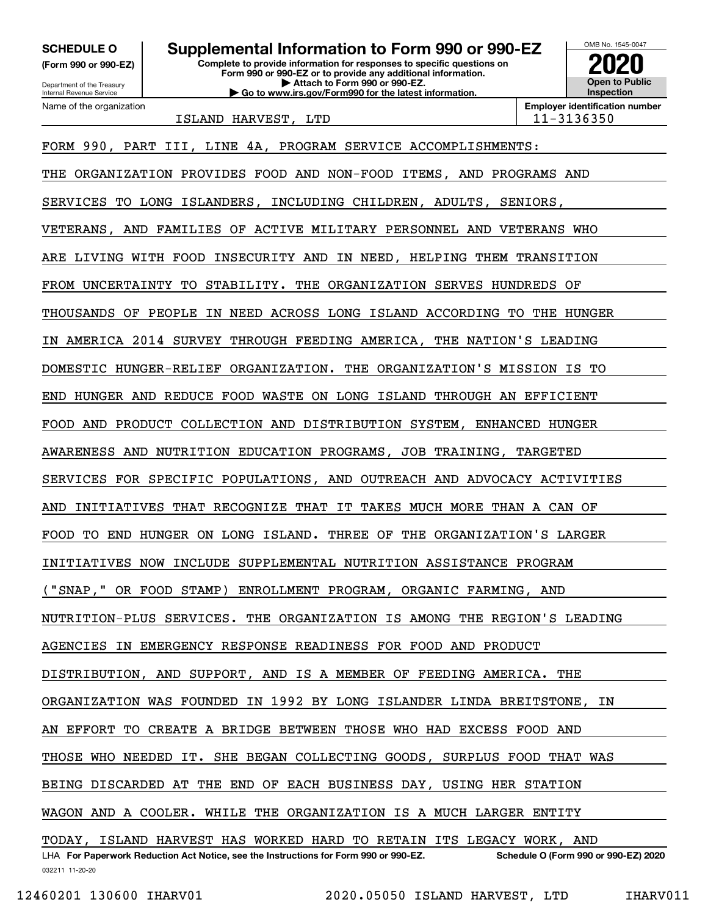**SCHEDULE O**
**(Form 990 or 990-EZ)**

Department of the Treasury
Internal Revenue Service

# Supplemental Information to Form 990 or 990-EZ

**Complete to provide information for responses to specific questions on Form 990 or 990-EZ or to provide any additional information.**
**▶ Attach to Form 990 or 990-EZ.**
**▶ Go to www.irs.gov/Form990 for the latest information.**

OMB No. 1545-0047
**2020**
**Open to Public Inspection**

Name of the organization: ISLAND HARVEST, LTD

**Employer identification number**: 11-3136350

FORM 990, PART III, LINE 4A, PROGRAM SERVICE ACCOMPLISHMENTS:

THE ORGANIZATION PROVIDES FOOD AND NON-FOOD ITEMS, AND PROGRAMS AND SERVICES TO LONG ISLANDERS, INCLUDING CHILDREN, ADULTS, SENIORS, VETERANS, AND FAMILIES OF ACTIVE MILITARY PERSONNEL AND VETERANS WHO ARE LIVING WITH FOOD INSECURITY AND IN NEED, HELPING THEM TRANSITION FROM UNCERTAINTY TO STABILITY. THE ORGANIZATION SERVES HUNDREDS OF THOUSANDS OF PEOPLE IN NEED ACROSS LONG ISLAND ACCORDING TO THE HUNGER IN AMERICA 2014 SURVEY THROUGH FEEDING AMERICA, THE NATION'S LEADING DOMESTIC HUNGER-RELIEF ORGANIZATION. THE ORGANIZATION'S MISSION IS TO END HUNGER AND REDUCE FOOD WASTE ON LONG ISLAND THROUGH AN EFFICIENT FOOD AND PRODUCT COLLECTION AND DISTRIBUTION SYSTEM, ENHANCED HUNGER AWARENESS AND NUTRITION EDUCATION PROGRAMS, JOB TRAINING, TARGETED SERVICES FOR SPECIFIC POPULATIONS, AND OUTREACH AND ADVOCACY ACTIVITIES AND INITIATIVES THAT RECOGNIZE THAT IT TAKES MUCH MORE THAN A CAN OF FOOD TO END HUNGER ON LONG ISLAND. THREE OF THE ORGANIZATION'S LARGER INITIATIVES NOW INCLUDE SUPPLEMENTAL NUTRITION ASSISTANCE PROGRAM ("SNAP," OR FOOD STAMP) ENROLLMENT PROGRAM, ORGANIC FARMING, AND NUTRITION-PLUS SERVICES. THE ORGANIZATION IS AMONG THE REGION'S LEADING AGENCIES IN EMERGENCY RESPONSE READINESS FOR FOOD AND PRODUCT DISTRIBUTION, AND SUPPORT, AND IS A MEMBER OF FEEDING AMERICA. THE ORGANIZATION WAS FOUNDED IN 1992 BY LONG ISLANDER LINDA BREITSTONE, IN AN EFFORT TO CREATE A BRIDGE BETWEEN THOSE WHO HAD EXCESS FOOD AND THOSE WHO NEEDED IT. SHE BEGAN COLLECTING GOODS, SURPLUS FOOD THAT WAS BEING DISCARDED AT THE END OF EACH BUSINESS DAY, USING HER STATION WAGON AND A COOLER. WHILE THE ORGANIZATION IS A MUCH LARGER ENTITY TODAY, ISLAND HARVEST HAS WORKED HARD TO RETAIN ITS LEGACY WORK, AND

LHA **For Paperwork Reduction Act Notice, see the Instructions for Form 990 or 990-EZ.** **Schedule O (Form 990 or 990-EZ) 2020**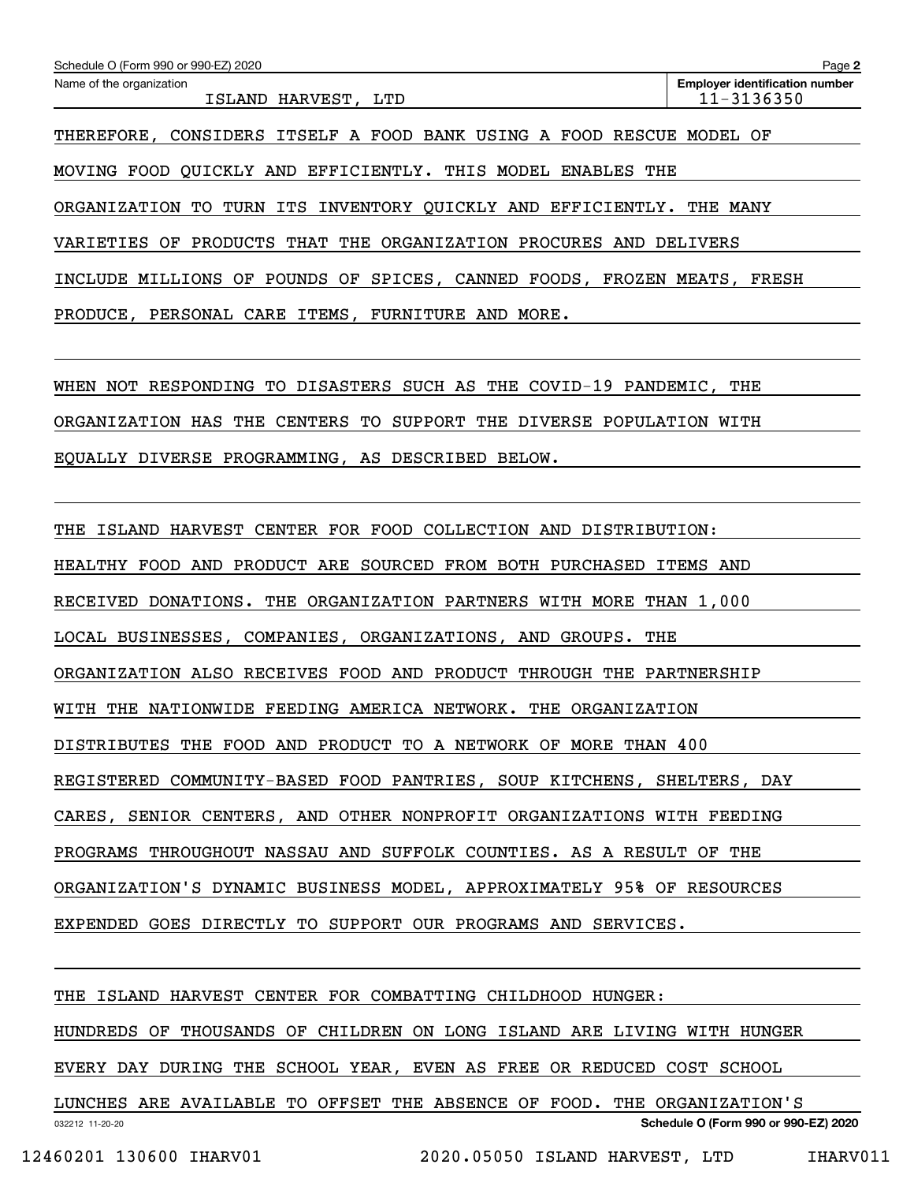Name of the organization: ISLAND HARVEST, LTD

Employer identification number: 11-3136350

THEREFORE, CONSIDERS ITSELF A FOOD BANK USING A FOOD RESCUE MODEL OF MOVING FOOD QUICKLY AND EFFICIENTLY. THIS MODEL ENABLES THE ORGANIZATION TO TURN ITS INVENTORY QUICKLY AND EFFICIENTLY. THE MANY VARIETIES OF PRODUCTS THAT THE ORGANIZATION PROCURES AND DELIVERS INCLUDE MILLIONS OF POUNDS OF SPICES, CANNED FOODS, FROZEN MEATS, FRESH PRODUCE, PERSONAL CARE ITEMS, FURNITURE AND MORE.

WHEN NOT RESPONDING TO DISASTERS SUCH AS THE COVID-19 PANDEMIC, THE ORGANIZATION HAS THE CENTERS TO SUPPORT THE DIVERSE POPULATION WITH EQUALLY DIVERSE PROGRAMMING, AS DESCRIBED BELOW.

THE ISLAND HARVEST CENTER FOR FOOD COLLECTION AND DISTRIBUTION: HEALTHY FOOD AND PRODUCT ARE SOURCED FROM BOTH PURCHASED ITEMS AND RECEIVED DONATIONS. THE ORGANIZATION PARTNERS WITH MORE THAN 1,000 LOCAL BUSINESSES, COMPANIES, ORGANIZATIONS, AND GROUPS. THE ORGANIZATION ALSO RECEIVES FOOD AND PRODUCT THROUGH THE PARTNERSHIP WITH THE NATIONWIDE FEEDING AMERICA NETWORK. THE ORGANIZATION DISTRIBUTES THE FOOD AND PRODUCT TO A NETWORK OF MORE THAN 400 REGISTERED COMMUNITY-BASED FOOD PANTRIES, SOUP KITCHENS, SHELTERS, DAY CARES, SENIOR CENTERS, AND OTHER NONPROFIT ORGANIZATIONS WITH FEEDING PROGRAMS THROUGHOUT NASSAU AND SUFFOLK COUNTIES. AS A RESULT OF THE ORGANIZATION'S DYNAMIC BUSINESS MODEL, APPROXIMATELY 95% OF RESOURCES EXPENDED GOES DIRECTLY TO SUPPORT OUR PROGRAMS AND SERVICES.

THE ISLAND HARVEST CENTER FOR COMBATTING CHILDHOOD HUNGER: HUNDREDS OF THOUSANDS OF CHILDREN ON LONG ISLAND ARE LIVING WITH HUNGER EVERY DAY DURING THE SCHOOL YEAR, EVEN AS FREE OR REDUCED COST SCHOOL LUNCHES ARE AVAILABLE TO OFFSET THE ABSENCE OF FOOD. THE ORGANIZATION'S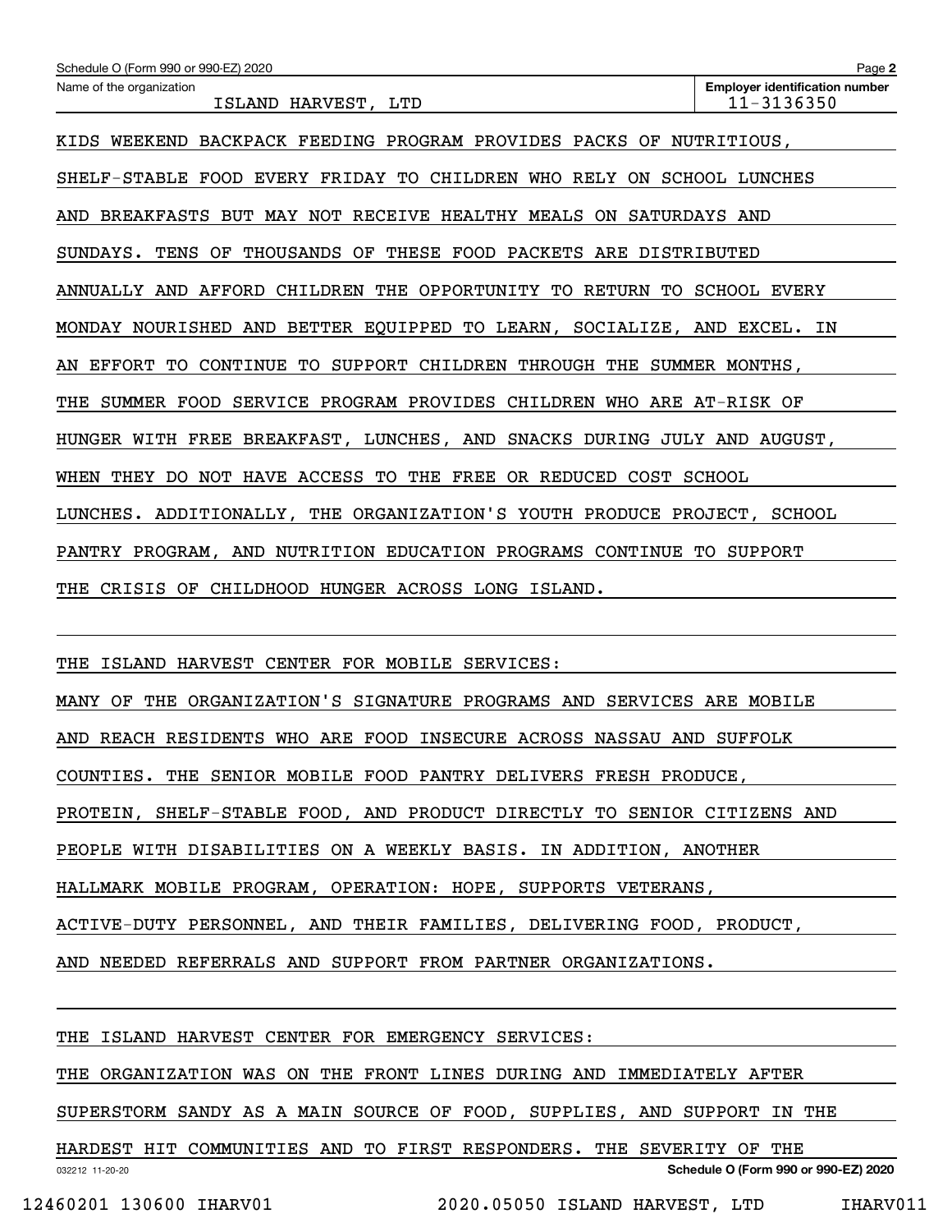KIDS WEEKEND BACKPACK FEEDING PROGRAM PROVIDES PACKS OF NUTRITIOUS, SHELF-STABLE FOOD EVERY FRIDAY TO CHILDREN WHO RELY ON SCHOOL LUNCHES AND BREAKFASTS BUT MAY NOT RECEIVE HEALTHY MEALS ON SATURDAYS AND SUNDAYS. TENS OF THOUSANDS OF THESE FOOD PACKETS ARE DISTRIBUTED ANNUALLY AND AFFORD CHILDREN THE OPPORTUNITY TO RETURN TO SCHOOL EVERY MONDAY NOURISHED AND BETTER EQUIPPED TO LEARN, SOCIALIZE, AND EXCEL. IN AN EFFORT TO CONTINUE TO SUPPORT CHILDREN THROUGH THE SUMMER MONTHS, THE SUMMER FOOD SERVICE PROGRAM PROVIDES CHILDREN WHO ARE AT-RISK OF HUNGER WITH FREE BREAKFAST, LUNCHES, AND SNACKS DURING JULY AND AUGUST, WHEN THEY DO NOT HAVE ACCESS TO THE FREE OR REDUCED COST SCHOOL LUNCHES. ADDITIONALLY, THE ORGANIZATION'S YOUTH PRODUCE PROJECT, SCHOOL PANTRY PROGRAM, AND NUTRITION EDUCATION PROGRAMS CONTINUE TO SUPPORT THE CRISIS OF CHILDHOOD HUNGER ACROSS LONG ISLAND.

THE ISLAND HARVEST CENTER FOR MOBILE SERVICES:

MANY OF THE ORGANIZATION'S SIGNATURE PROGRAMS AND SERVICES ARE MOBILE AND REACH RESIDENTS WHO ARE FOOD INSECURE ACROSS NASSAU AND SUFFOLK COUNTIES. THE SENIOR MOBILE FOOD PANTRY DELIVERS FRESH PRODUCE, PROTEIN, SHELF-STABLE FOOD, AND PRODUCT DIRECTLY TO SENIOR CITIZENS AND PEOPLE WITH DISABILITIES ON A WEEKLY BASIS. IN ADDITION, ANOTHER HALLMARK MOBILE PROGRAM, OPERATION: HOPE, SUPPORTS VETERANS, ACTIVE-DUTY PERSONNEL, AND THEIR FAMILIES, DELIVERING FOOD, PRODUCT, AND NEEDED REFERRALS AND SUPPORT FROM PARTNER ORGANIZATIONS.

THE ISLAND HARVEST CENTER FOR EMERGENCY SERVICES:

THE ORGANIZATION WAS ON THE FRONT LINES DURING AND IMMEDIATELY AFTER SUPERSTORM SANDY AS A MAIN SOURCE OF FOOD, SUPPLIES, AND SUPPORT IN THE HARDEST HIT COMMUNITIES AND TO FIRST RESPONDERS. THE SEVERITY OF THE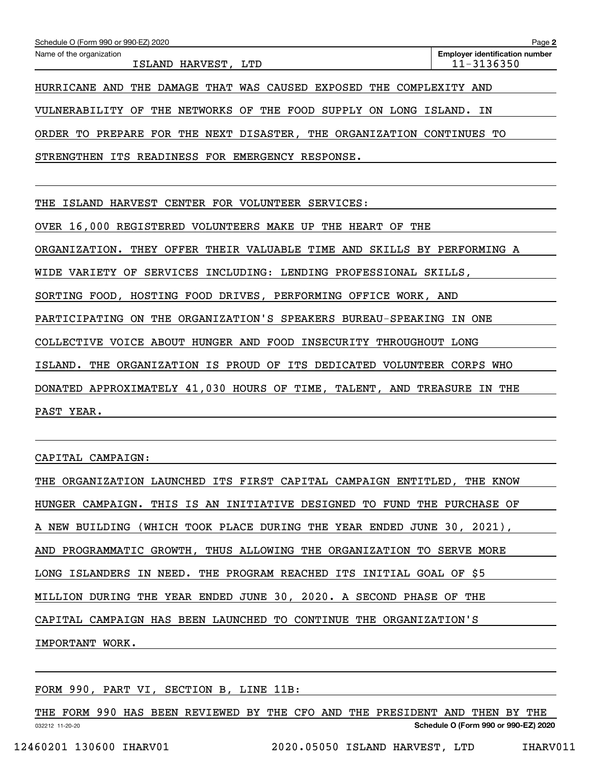Schedule O (Form 990 or 990-EZ) 2020 Page **2**

Name of the organization: ISLAND HARVEST, LTD

**Employer identification number** 11-3136350

HURRICANE AND THE DAMAGE THAT WAS CAUSED EXPOSED THE COMPLEXITY AND VULNERABILITY OF THE NETWORKS OF THE FOOD SUPPLY ON LONG ISLAND. IN ORDER TO PREPARE FOR THE NEXT DISASTER, THE ORGANIZATION CONTINUES TO STRENGTHEN ITS READINESS FOR EMERGENCY RESPONSE.

THE ISLAND HARVEST CENTER FOR VOLUNTEER SERVICES:

OVER 16,000 REGISTERED VOLUNTEERS MAKE UP THE HEART OF THE ORGANIZATION. THEY OFFER THEIR VALUABLE TIME AND SKILLS BY PERFORMING A WIDE VARIETY OF SERVICES INCLUDING: LENDING PROFESSIONAL SKILLS, SORTING FOOD, HOSTING FOOD DRIVES, PERFORMING OFFICE WORK, AND PARTICIPATING ON THE ORGANIZATION'S SPEAKERS BUREAU-SPEAKING IN ONE COLLECTIVE VOICE ABOUT HUNGER AND FOOD INSECURITY THROUGHOUT LONG ISLAND. THE ORGANIZATION IS PROUD OF ITS DEDICATED VOLUNTEER CORPS WHO DONATED APPROXIMATELY 41,030 HOURS OF TIME, TALENT, AND TREASURE IN THE PAST YEAR.

CAPITAL CAMPAIGN:

THE ORGANIZATION LAUNCHED ITS FIRST CAPITAL CAMPAIGN ENTITLED, THE KNOW HUNGER CAMPAIGN. THIS IS AN INITIATIVE DESIGNED TO FUND THE PURCHASE OF A NEW BUILDING (WHICH TOOK PLACE DURING THE YEAR ENDED JUNE 30, 2021), AND PROGRAMMATIC GROWTH, THUS ALLOWING THE ORGANIZATION TO SERVE MORE LONG ISLANDERS IN NEED. THE PROGRAM REACHED ITS INITIAL GOAL OF $5 MILLION DURING THE YEAR ENDED JUNE 30, 2020. A SECOND PHASE OF THE CAPITAL CAMPAIGN HAS BEEN LAUNCHED TO CONTINUE THE ORGANIZATION'S IMPORTANT WORK.

FORM 990, PART VI, SECTION B, LINE 11B:

THE FORM 990 HAS BEEN REVIEWED BY THE CFO AND THE PRESIDENT AND THEN BY THE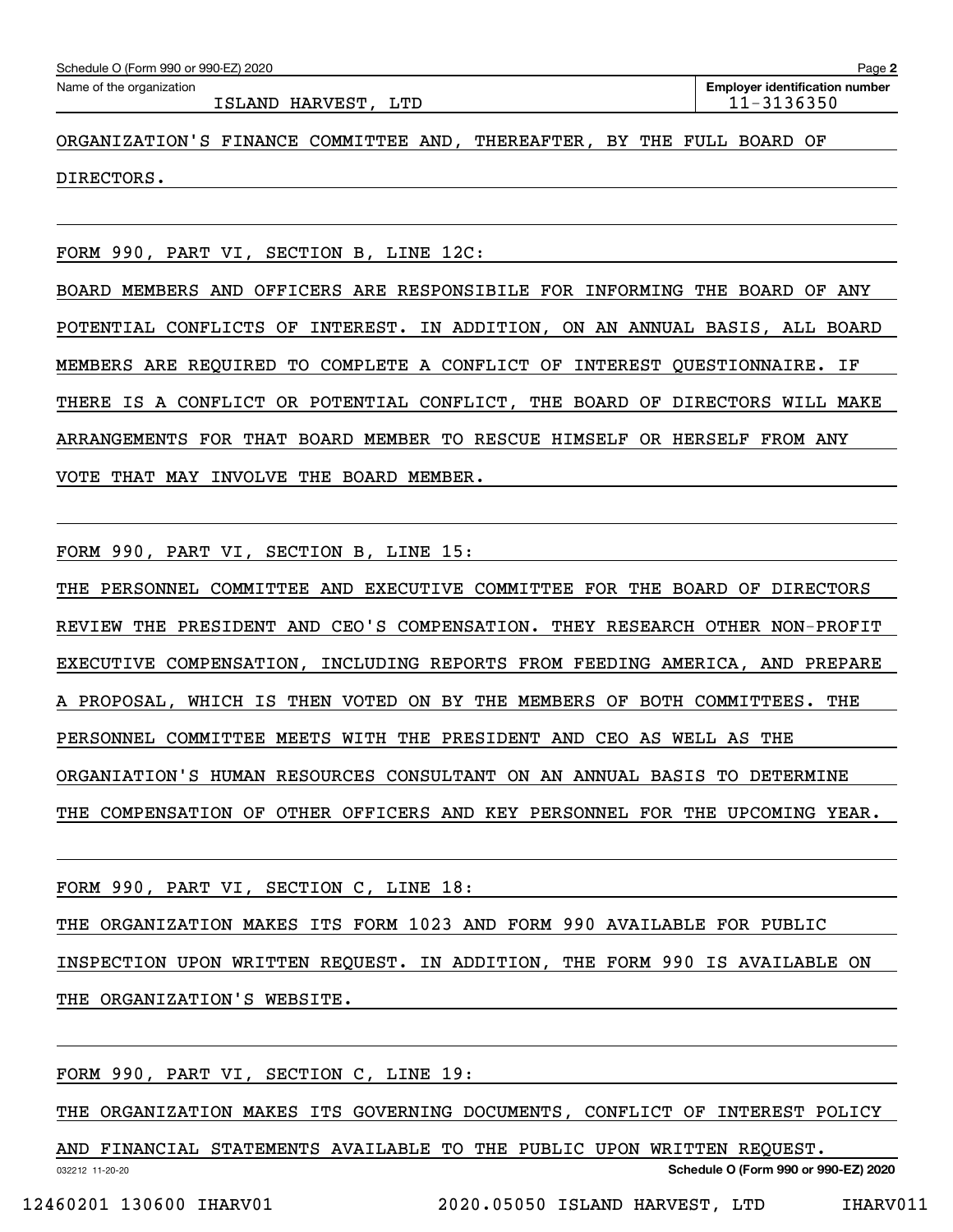Name of the organization: ISLAND HARVEST, LTD

Employer identification number: 11-3136350

ORGANIZATION'S FINANCE COMMITTEE AND, THEREAFTER, BY THE FULL BOARD OF DIRECTORS.

FORM 990, PART VI, SECTION B, LINE 12C:

BOARD MEMBERS AND OFFICERS ARE RESPONSIBILE FOR INFORMING THE BOARD OF ANY POTENTIAL CONFLICTS OF INTEREST. IN ADDITION, ON AN ANNUAL BASIS, ALL BOARD MEMBERS ARE REQUIRED TO COMPLETE A CONFLICT OF INTEREST QUESTIONNAIRE. IF THERE IS A CONFLICT OR POTENTIAL CONFLICT, THE BOARD OF DIRECTORS WILL MAKE ARRANGEMENTS FOR THAT BOARD MEMBER TO RESCUE HIMSELF OR HERSELF FROM ANY VOTE THAT MAY INVOLVE THE BOARD MEMBER.

FORM 990, PART VI, SECTION B, LINE 15:

THE PERSONNEL COMMITTEE AND EXECUTIVE COMMITTEE FOR THE BOARD OF DIRECTORS REVIEW THE PRESIDENT AND CEO'S COMPENSATION. THEY RESEARCH OTHER NON-PROFIT EXECUTIVE COMPENSATION, INCLUDING REPORTS FROM FEEDING AMERICA, AND PREPARE A PROPOSAL, WHICH IS THEN VOTED ON BY THE MEMBERS OF BOTH COMMITTEES. THE PERSONNEL COMMITTEE MEETS WITH THE PRESIDENT AND CEO AS WELL AS THE ORGANIATION'S HUMAN RESOURCES CONSULTANT ON AN ANNUAL BASIS TO DETERMINE THE COMPENSATION OF OTHER OFFICERS AND KEY PERSONNEL FOR THE UPCOMING YEAR.

FORM 990, PART VI, SECTION C, LINE 18:

THE ORGANIZATION MAKES ITS FORM 1023 AND FORM 990 AVAILABLE FOR PUBLIC INSPECTION UPON WRITTEN REQUEST. IN ADDITION, THE FORM 990 IS AVAILABLE ON THE ORGANIZATION'S WEBSITE.

FORM 990, PART VI, SECTION C, LINE 19:

THE ORGANIZATION MAKES ITS GOVERNING DOCUMENTS, CONFLICT OF INTEREST POLICY AND FINANCIAL STATEMENTS AVAILABLE TO THE PUBLIC UPON WRITTEN REQUEST.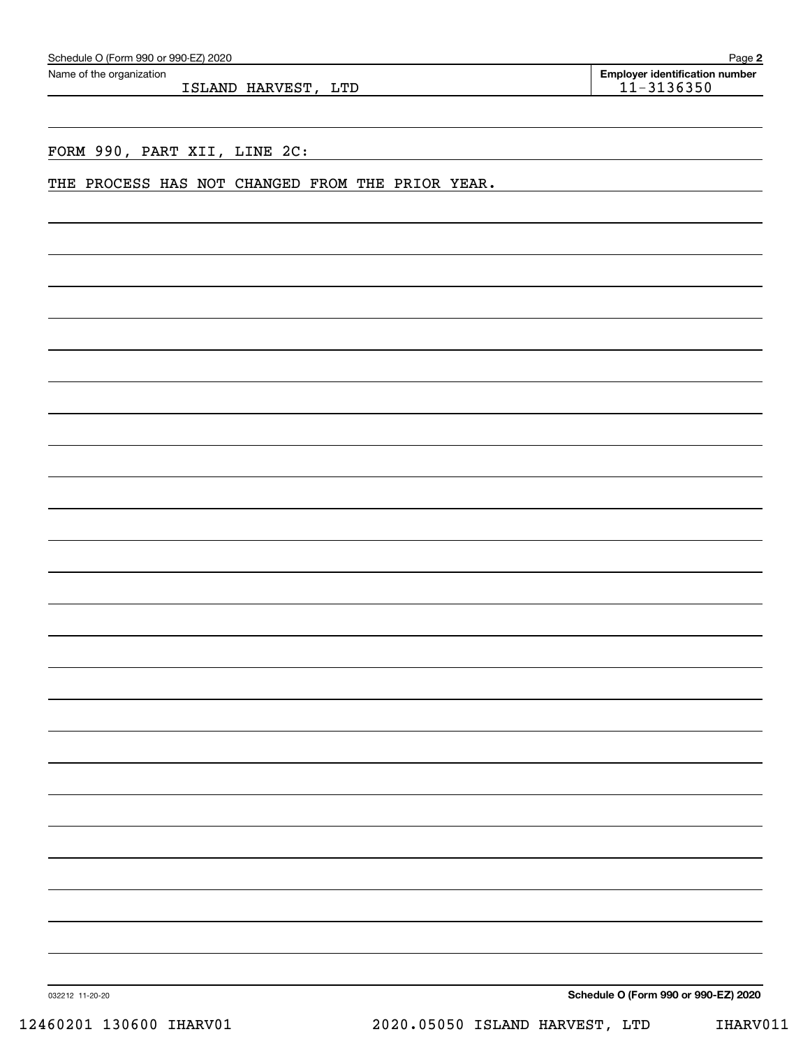Schedule O (Form 990 or 990-EZ) 2020

Name of the organization: ISLAND HARVEST, LTD

**Employer identification number:** 11-3136350

FORM 990, PART XII, LINE 2C:

THE PROCESS HAS NOT CHANGED FROM THE PRIOR YEAR.

032212 11-20-20

**Schedule O (Form 990 or 990-EZ) 2020**

12460201 130600 IHARV01 2020.05050 ISLAND HARVEST, LTD IHARV011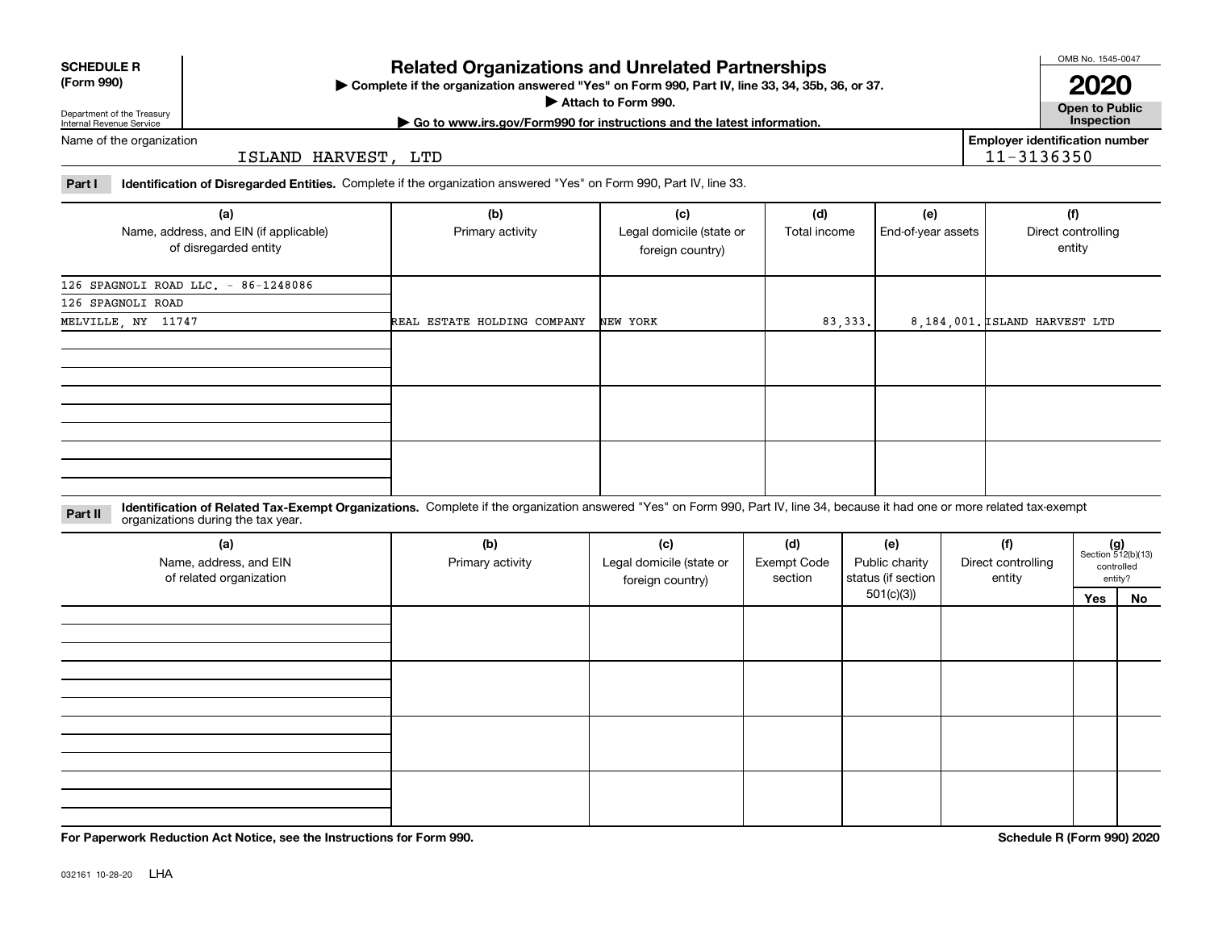**SCHEDULE R (Form 990)**

Department of the Treasury
Internal Revenue Service

# Related Organizations and Unrelated Partnerships

▶ Complete if the organization answered "Yes" on Form 990, Part IV, line 33, 34, 35b, 36, or 37.

▶ Attach to Form 990.

▶ Go to www.irs.gov/Form990 for instructions and the latest information.

OMB No. 1545-0047

**2020**

**Open to Public Inspection**

Name of the organization: ISLAND HARVEST, LTD

Employer identification number: 11-3136350

**Part I** **Identification of Disregarded Entities.** Complete if the organization answered "Yes" on Form 990, Part IV, line 33.

| (a) Name, address, and EIN (if applicable) of disregarded entity | (b) Primary activity | (c) Legal domicile (state or foreign country) | (d) Total income | (e) End-of-year assets | (f) Direct controlling entity |
|---|---|---|---|---|---|
| 126 SPAGNOLI ROAD LLC. - 86-1248086<br>126 SPAGNOLI ROAD<br>MELVILLE, NY 11747 | REAL ESTATE HOLDING COMPANY | NEW YORK | 83,333. | 8,184,001. | ISLAND HARVEST LTD |
| | | | | | |
| | | | | | |
| | | | | | |

**Part II** **Identification of Related Tax-Exempt Organizations.** Complete if the organization answered "Yes" on Form 990, Part IV, line 34, because it had one or more related tax-exempt organizations during the tax year.

| (a) Name, address, and EIN of related organization | (b) Primary activity | (c) Legal domicile (state or foreign country) | (d) Exempt Code section | (e) Public charity status (if section 501(c)(3)) | (f) Direct controlling entity | (g) Section 512(b)(13) controlled entity? | |
|---|---|---|---|---|---|---|---|
| | | | | | | Yes | No |
| | | | | | | | |
| | | | | | | | |
| | | | | | | | |
| | | | | | | | |

**For Paperwork Reduction Act Notice, see the Instructions for Form 990.** **Schedule R (Form 990) 2020**

032161 10-28-20 LHA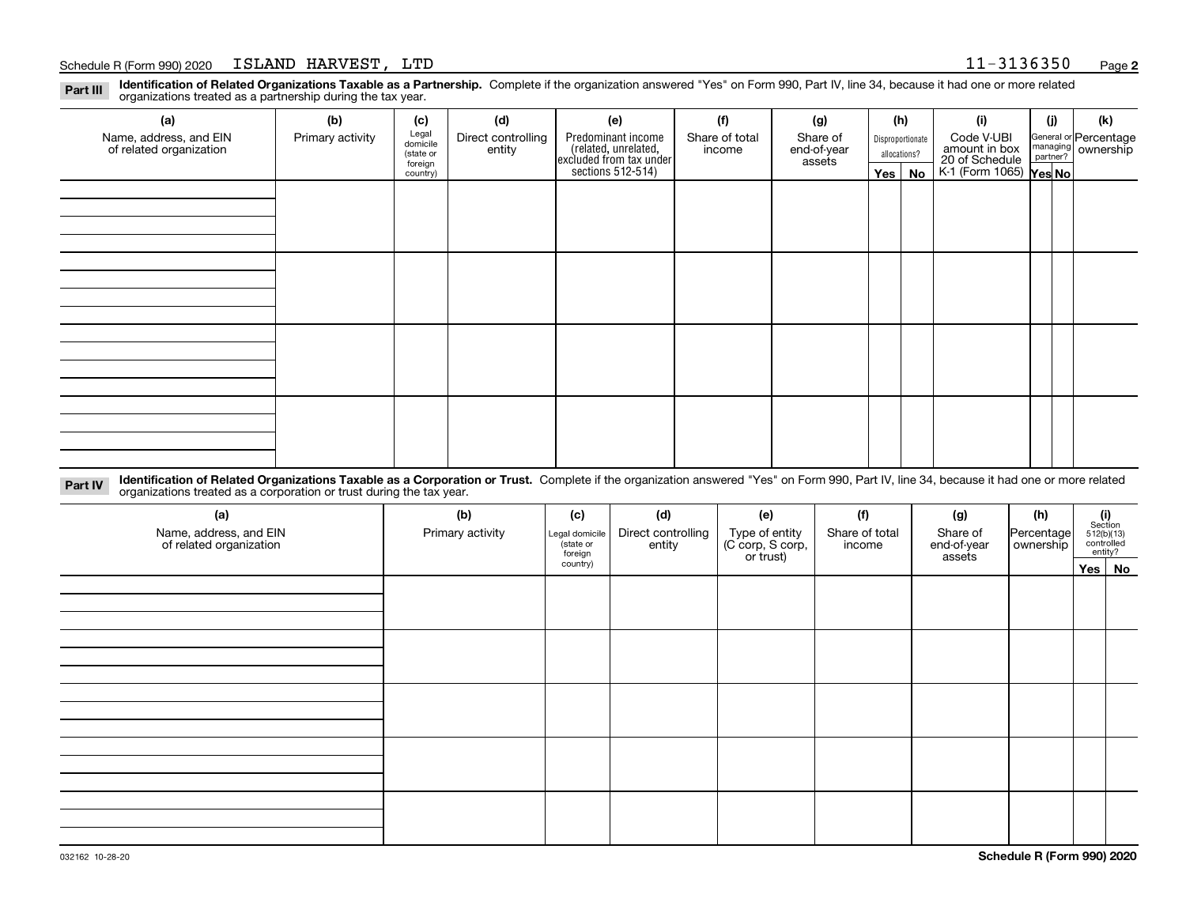Schedule R (Form 990) 2020 ISLAND HARVEST, LTD 11-3136350 Page **2**

**Part III** **Identification of Related Organizations Taxable as a Partnership.** Complete if the organization answered "Yes" on Form 990, Part IV, line 34, because it had one or more related organizations treated as a partnership during the tax year.

| (a) Name, address, and EIN of related organization | (b) Primary activity | (c) Legal domicile (state or foreign country) | (d) Direct controlling entity | (e) Predominant income (related, unrelated, excluded from tax under sections 512-514) | (f) Share of total income | (g) Share of end-of-year assets | (h) Disproportionate allocations? | | (i) Code V-UBI amount in box 20 of Schedule K-1 (Form 1065) | (j) General or managing partner? | | (k) Percentage ownership |
|---|---|---|---|---|---|---|---|---|---|---|---|---|
| | | | | | | | Yes | No | | Yes | No | |
| | | | | | | | | | | | | |
| | | | | | | | | | | | | |
| | | | | | | | | | | | | |
| | | | | | | | | | | | | |

**Part IV** **Identification of Related Organizations Taxable as a Corporation or Trust.** Complete if the organization answered "Yes" on Form 990, Part IV, line 34, because it had one or more related organizations treated as a corporation or trust during the tax year.

| (a) Name, address, and EIN of related organization | (b) Primary activity | (c) Legal domicile (state or foreign country) | (d) Direct controlling entity | (e) Type of entity (C corp, S corp, or trust) | (f) Share of total income | (g) Share of end-of-year assets | (h) Percentage ownership | (i) Section 512(b)(13) controlled entity? | |
|---|---|---|---|---|---|---|---|---|---|
| | | | | | | | | Yes | No |
| | | | | | | | | | |
| | | | | | | | | | |
| | | | | | | | | | |
| | | | | | | | | | |
| | | | | | | | | | |

032162 10-28-20 **Schedule R (Form 990) 2020**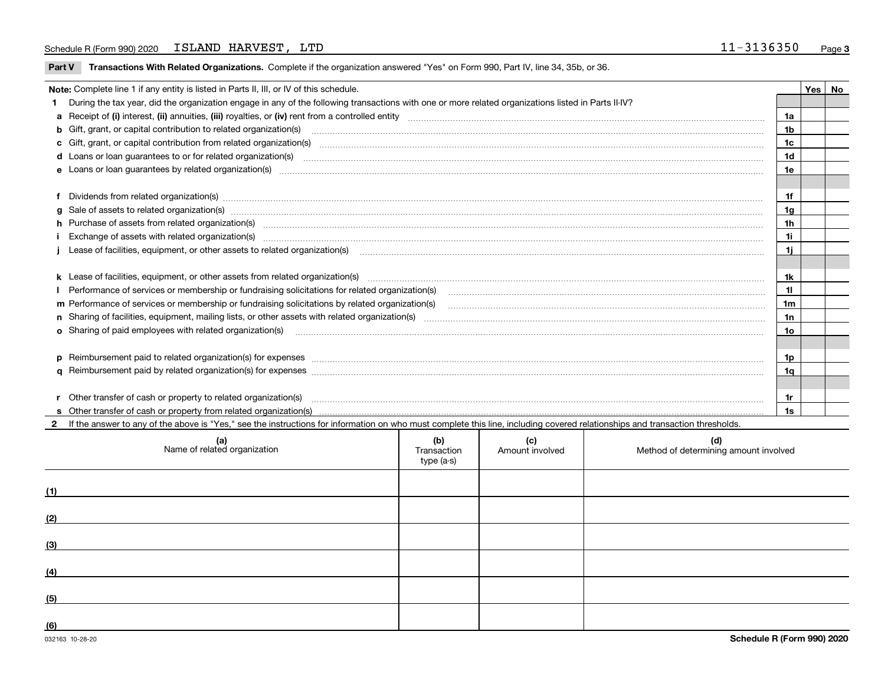Schedule R (Form 990) 2020 ISLAND HARVEST, LTD 11-3136350 Page 3

**Part V Transactions With Related Organizations.** Complete if the organization answered "Yes" on Form 990, Part IV, line 34, 35b, or 36.

| Note: Complete line 1 if any entity is listed in Parts II, III, or IV of this schedule. | | Yes | No |
|---|---|---|---|
| **1** During the tax year, did the organization engage in any of the following transactions with one or more related organizations listed in Parts II-IV? | | | |
| **a** Receipt of **(i)** interest, **(ii)** annuities, **(iii)** royalties, or **(iv)** rent from a controlled entity | 1a | | |
| **b** Gift, grant, or capital contribution to related organization(s) | 1b | | |
| **c** Gift, grant, or capital contribution from related organization(s) | 1c | | |
| **d** Loans or loan guarantees to or for related organization(s) | 1d | | |
| **e** Loans or loan guarantees by related organization(s) | 1e | | |
| **f** Dividends from related organization(s) | 1f | | |
| **g** Sale of assets to related organization(s) | 1g | | |
| **h** Purchase of assets from related organization(s) | 1h | | |
| **i** Exchange of assets with related organization(s) | 1i | | |
| **j** Lease of facilities, equipment, or other assets to related organization(s) | 1j | | |
| **k** Lease of facilities, equipment, or other assets from related organization(s) | 1k | | |
| **l** Performance of services or membership or fundraising solicitations for related organization(s) | 1l | | |
| **m** Performance of services or membership or fundraising solicitations by related organization(s) | 1m | | |
| **n** Sharing of facilities, equipment, mailing lists, or other assets with related organization(s) | 1n | | |
| **o** Sharing of paid employees with related organization(s) | 1o | | |
| **p** Reimbursement paid to related organization(s) for expenses | 1p | | |
| **q** Reimbursement paid by related organization(s) for expenses | 1q | | |
| **r** Other transfer of cash or property to related organization(s) | 1r | | |
| **s** Other transfer of cash or property from related organization(s) | 1s | | |

**2** If the answer to any of the above is "Yes," see the instructions for information on who must complete this line, including covered relationships and transaction thresholds.

| | (a) Name of related organization | (b) Transaction type (a-s) | (c) Amount involved | (d) Method of determining amount involved |
|---|---|---|---|---|
| (1) | | | | |
| (2) | | | | |
| (3) | | | | |
| (4) | | | | |
| (5) | | | | |
| (6) | | | | |

032163 10-28-20 **Schedule R (Form 990) 2020**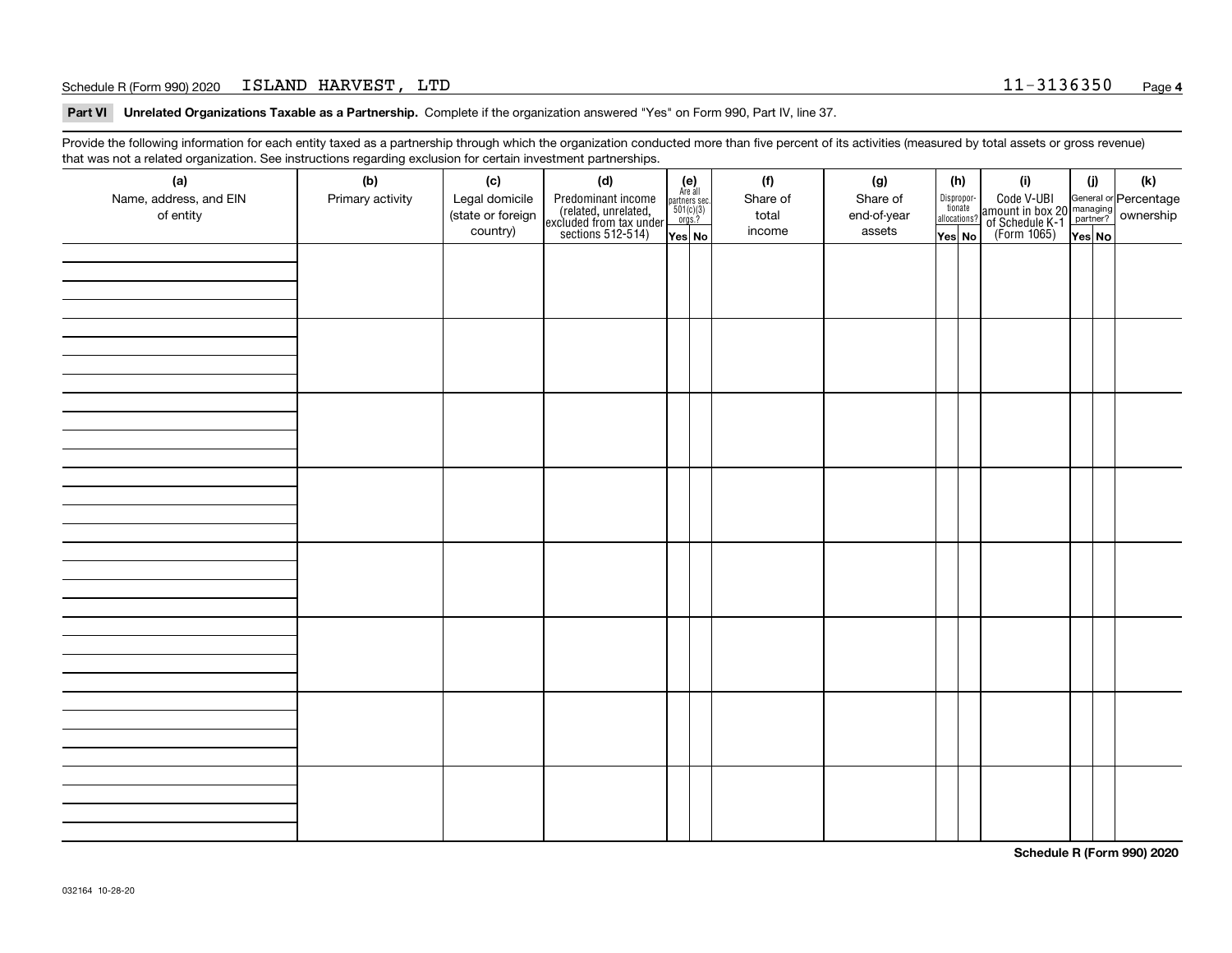Schedule R (Form 990) 2020 ISLAND HARVEST, LTD 11-3136350

**Part VI Unrelated Organizations Taxable as a Partnership.** Complete if the organization answered "Yes" on Form 990, Part IV, line 37.

Provide the following information for each entity taxed as a partnership through which the organization conducted more than five percent of its activities (measured by total assets or gross revenue) that was not a related organization. See instructions regarding exclusion for certain investment partnerships.

| (a) Name, address, and EIN of entity | (b) Primary activity | (c) Legal domicile (state or foreign country) | (d) Predominant income (related, unrelated, excluded from tax under sections 512-514) | (e) Are all partners sec. 501(c)(3) orgs.? | | (f) Share of total income | (g) Share of end-of-year assets | (h) Disproportionate allocations? | | (i) Code V-UBI amount in box 20 of Schedule K-1 (Form 1065) | (j) General or managing partner? | | (k) Percentage ownership |
|---|---|---|---|---|---|---|---|---|---|---|---|---|---|
| | | | | Yes | No | | | Yes | No | | Yes | No | |
| | | | | | | | | | | | | | |
| | | | | | | | | | | | | | |
| | | | | | | | | | | | | | |
| | | | | | | | | | | | | | |
| | | | | | | | | | | | | | |
| | | | | | | | | | | | | | |
| | | | | | | | | | | | | | |
| | | | | | | | | | | | | | |

Schedule R (Form 990) 2020

032164 10-28-20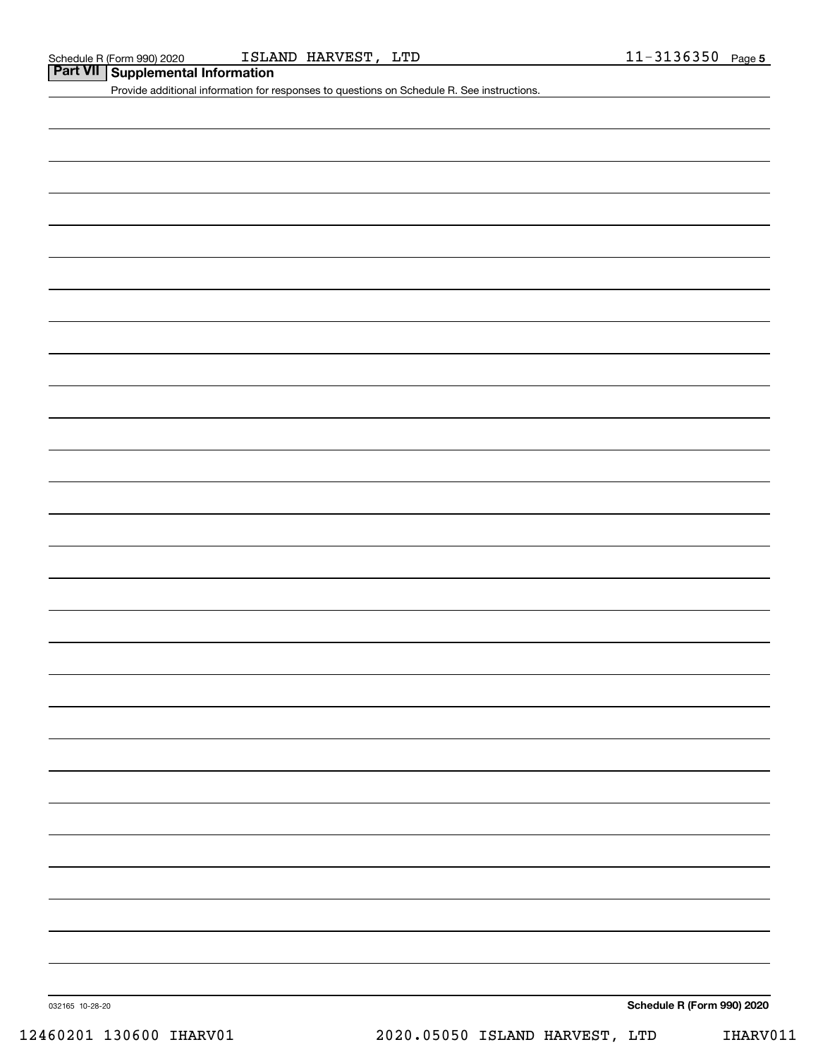Schedule R (Form 990) 2020 ISLAND HARVEST, LTD 11-3136350 Page 5

## Part VII Supplemental Information

Provide additional information for responses to questions on Schedule R. See instructions.

032165 10-28-20

**Schedule R (Form 990) 2020**

12460201 130600 IHARV01 2020.05050 ISLAND HARVEST, LTD IHARV011